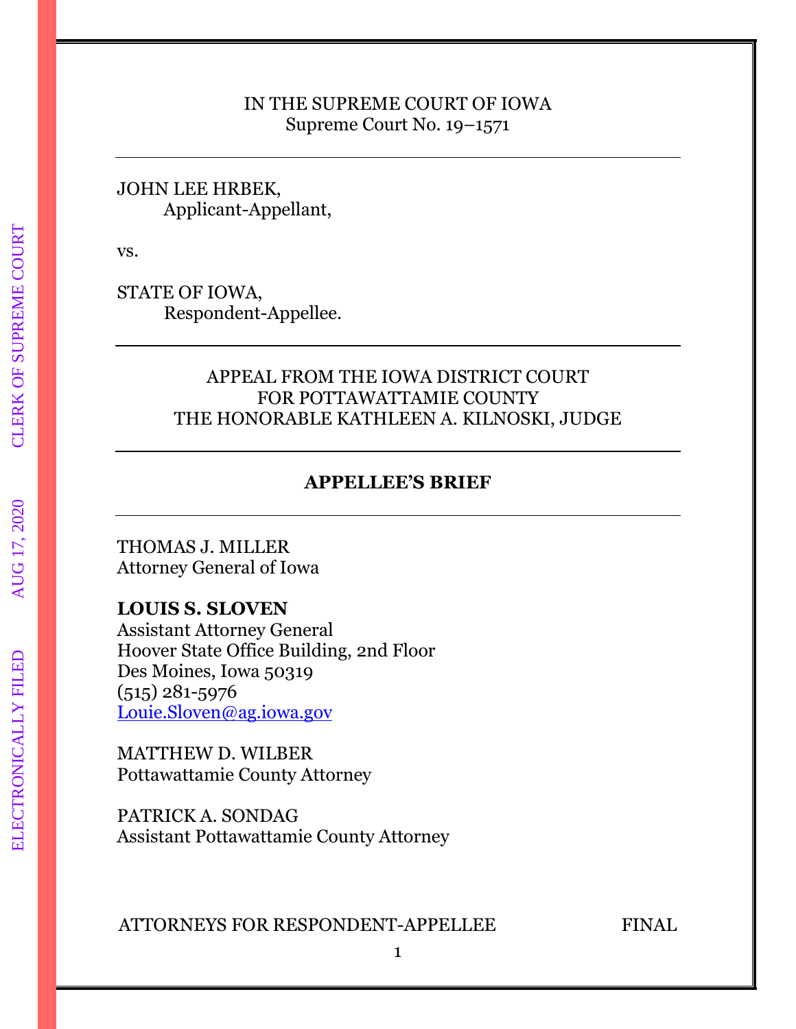IN THE SUPREME COURT OF IOWA
Supreme Court No. 19–1571

---

JOHN LEE HRBEK,
Applicant-Appellant,

vs.

STATE OF IOWA,
Respondent-Appellee.

---

APPEAL FROM THE IOWA DISTRICT COURT
FOR POTTAWATTAMIE COUNTY
THE HONORABLE KATHLEEN A. KILNOSKI, JUDGE

---

**APPELLEE'S BRIEF**

---

THOMAS J. MILLER
Attorney General of Iowa

**LOUIS S. SLOVEN**
Assistant Attorney General
Hoover State Office Building, 2nd Floor
Des Moines, Iowa 50319
(515) 281-5976
Louie.Sloven@ag.iowa.gov

MATTHEW D. WILBER
Pottawattamie County Attorney

PATRICK A. SONDAG
Assistant Pottawattamie County Attorney

ATTORNEYS FOR RESPONDENT-APPELLEE FINAL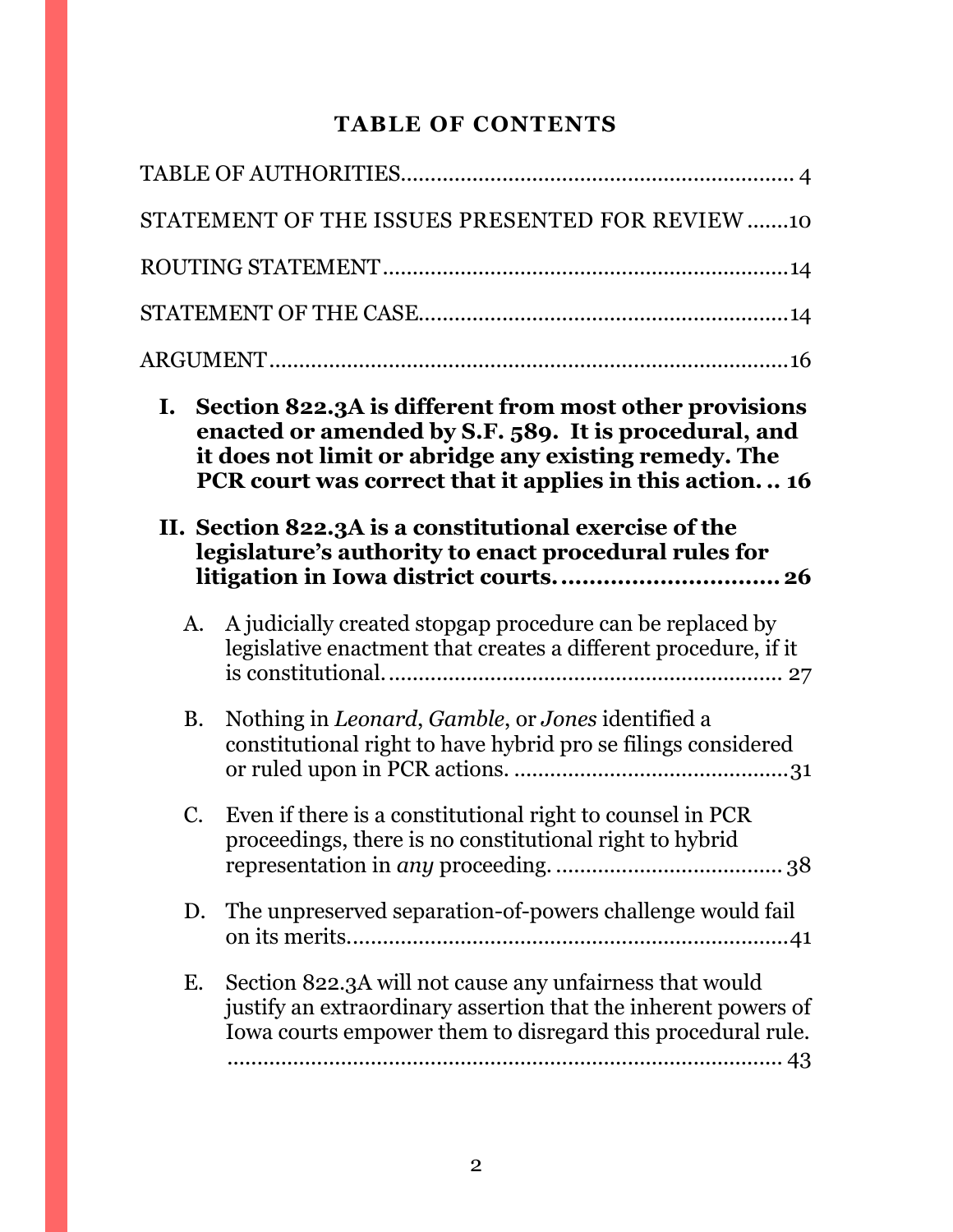# TABLE OF CONTENTS

TABLE OF AUTHORITIES ........................................................... 4

STATEMENT OF THE ISSUES PRESENTED FOR REVIEW .......10

ROUTING STATEMENT ............................................................14

STATEMENT OF THE CASE......................................................14

ARGUMENT ...............................................................................16

**I. Section 822.3A is different from most other provisions enacted or amended by S.F. 589. It is procedural, and it does not limit or abridge any existing remedy. The PCR court was correct that it applies in this action. .. 16**

**II. Section 822.3A is a constitutional exercise of the legislature's authority to enact procedural rules for litigation in Iowa district courts. .............................. 26**

A. A judicially created stopgap procedure can be replaced by legislative enactment that creates a different procedure, if it is constitutional. ........................................................ 27

B. Nothing in *Leonard*, *Gamble*, or *Jones* identified a constitutional right to have hybrid pro se filings considered or ruled upon in PCR actions. ........................................31

C. Even if there is a constitutional right to counsel in PCR proceedings, there is no constitutional right to hybrid representation in *any* proceeding. ..................................... 38

D. The unpreserved separation-of-powers challenge would fail on its merits.....................................................................41

E. Section 822.3A will not cause any unfairness that would justify an extraordinary assertion that the inherent powers of Iowa courts empower them to disregard this procedural rule. ............................................................................................. 43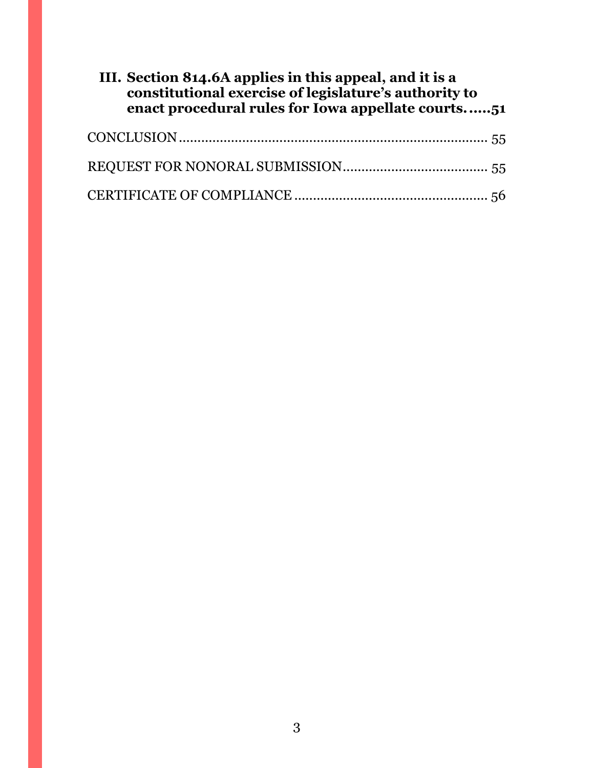**III. Section 814.6A applies in this appeal, and it is a constitutional exercise of legislature's authority to enact procedural rules for Iowa appellate courts......51**

CONCLUSION ........................................................................................ 55

REQUEST FOR NONORAL SUBMISSION ....................................... 55

CERTIFICATE OF COMPLIANCE .................................................... 56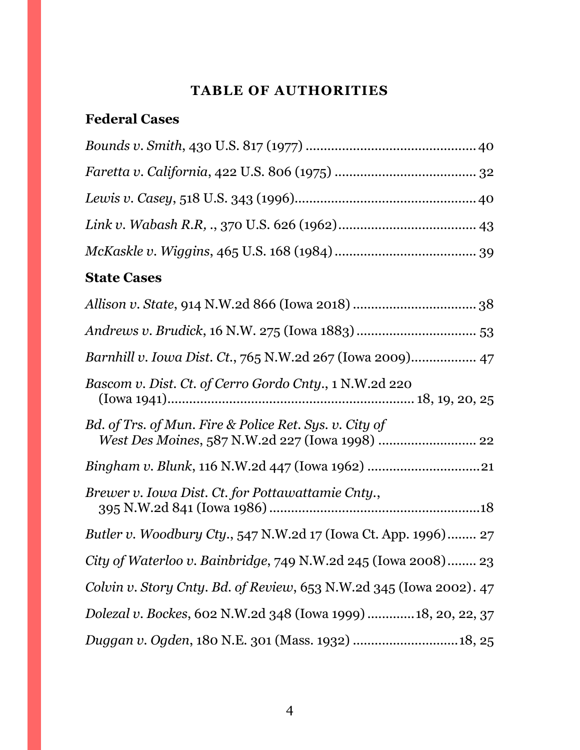# TABLE OF AUTHORITIES

## Federal Cases

*Bounds v. Smith*, 430 U.S. 817 (1977) ............................................. 40

*Faretta v. California*, 422 U.S. 806 (1975) ...................................... 32

*Lewis v. Casey*, 518 U.S. 343 (1996)................................................. 40

*Link v. Wabash R.R, .*, 370 U.S. 626 (1962)..................................... 43

*McKaskle v. Wiggins*, 465 U.S. 168 (1984) ...................................... 39

## State Cases

*Allison v. State*, 914 N.W.2d 866 (Iowa 2018) .................................. 38

*Andrews v. Brudick*, 16 N.W. 275 (Iowa 1883) ................................ 53

*Barnhill v. Iowa Dist. Ct.*, 765 N.W.2d 267 (Iowa 2009)................. 47

*Bascom v. Dist. Ct. of Cerro Gordo Cnty.*, 1 N.W.2d 220 (Iowa 1941)................................................................... 18, 19, 20, 25

*Bd. of Trs. of Mun. Fire & Police Ret. Sys. v. City of West Des Moines*, 587 N.W.2d 227 (Iowa 1998) .......................... 22

*Bingham v. Blunk*, 116 N.W.2d 447 (Iowa 1962) ...............................21

*Brewer v. Iowa Dist. Ct. for Pottawattamie Cnty.*, 395 N.W.2d 841 (Iowa 1986) ..........................................................18

*Butler v. Woodbury Cty.*, 547 N.W.2d 17 (Iowa Ct. App. 1996)........ 27

*City of Waterloo v. Bainbridge*, 749 N.W.2d 245 (Iowa 2008)........ 23

*Colvin v. Story Cnty. Bd. of Review*, 653 N.W.2d 345 (Iowa 2002). 47

*Dolezal v. Bockes*, 602 N.W.2d 348 (Iowa 1999) ............18, 20, 22, 37

*Duggan v. Ogden*, 180 N.E. 301 (Mass. 1932) .............................18, 25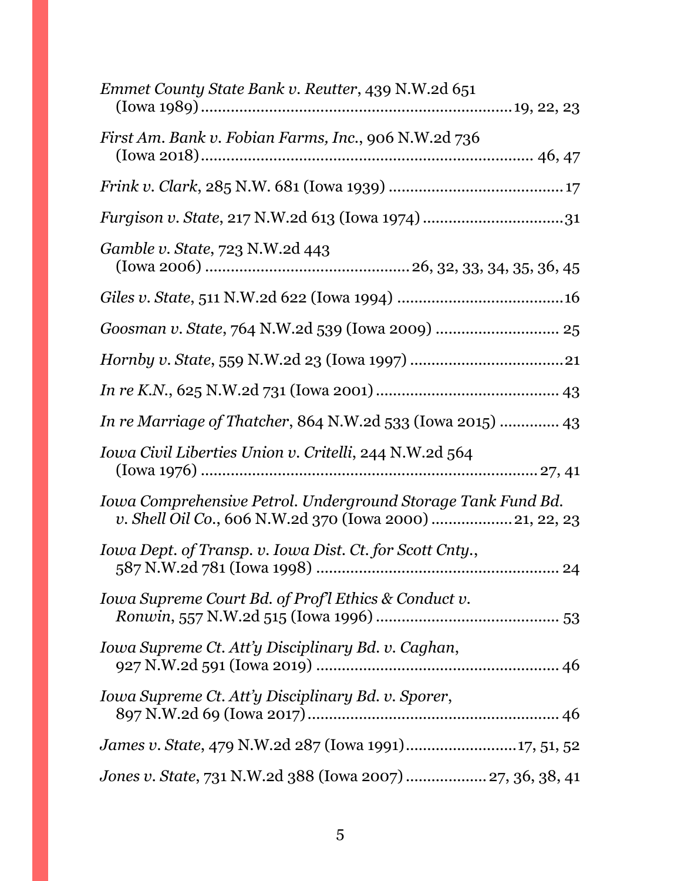*Emmet County State Bank v. Reutter*, 439 N.W.2d 651 (Iowa 1989) ........................................................................ 19, 22, 23

*First Am. Bank v. Fobian Farms, Inc.*, 906 N.W.2d 736 (Iowa 2018) ........................................................................ 46, 47

*Frink v. Clark*, 285 N.W. 681 (Iowa 1939) ........................................ 17

*Furgison v. State*, 217 N.W.2d 613 (Iowa 1974) ................................ 31

*Gamble v. State*, 723 N.W.2d 443 (Iowa 2006) ............................................ 26, 32, 33, 34, 35, 36, 45

*Giles v. State*, 511 N.W.2d 622 (Iowa 1994) ...................................... 16

*Goosman v. State*, 764 N.W.2d 539 (Iowa 2009) ............................ 25

*Hornby v. State*, 559 N.W.2d 23 (Iowa 1997) ................................... 21

*In re K.N.*, 625 N.W.2d 731 (Iowa 2001) .......................................... 43

*In re Marriage of Thatcher*, 864 N.W.2d 533 (Iowa 2015) .............. 43

*Iowa Civil Liberties Union v. Critelli*, 244 N.W.2d 564 (Iowa 1976) ........................................................................ 27, 41

*Iowa Comprehensive Petrol. Underground Storage Tank Fund Bd. v. Shell Oil Co.*, 606 N.W.2d 370 (Iowa 2000) .................. 21, 22, 23

*Iowa Dept. of Transp. v. Iowa Dist. Ct. for Scott Cnty.*, 587 N.W.2d 781 (Iowa 1998) ........................................................ 24

*Iowa Supreme Court Bd. of Prof'l Ethics & Conduct v. Ronwin*, 557 N.W.2d 515 (Iowa 1996) .......................................... 53

*Iowa Supreme Ct. Att'y Disciplinary Bd. v. Caghan*, 927 N.W.2d 591 (Iowa 2019) ...................................................... 46

*Iowa Supreme Ct. Att'y Disciplinary Bd. v. Sporer*, 897 N.W.2d 69 (Iowa 2017) ........................................................ 46

*James v. State*, 479 N.W.2d 287 (Iowa 1991) .......................... 17, 51, 52

*Jones v. State*, 731 N.W.2d 388 (Iowa 2007) .................. 27, 36, 38, 41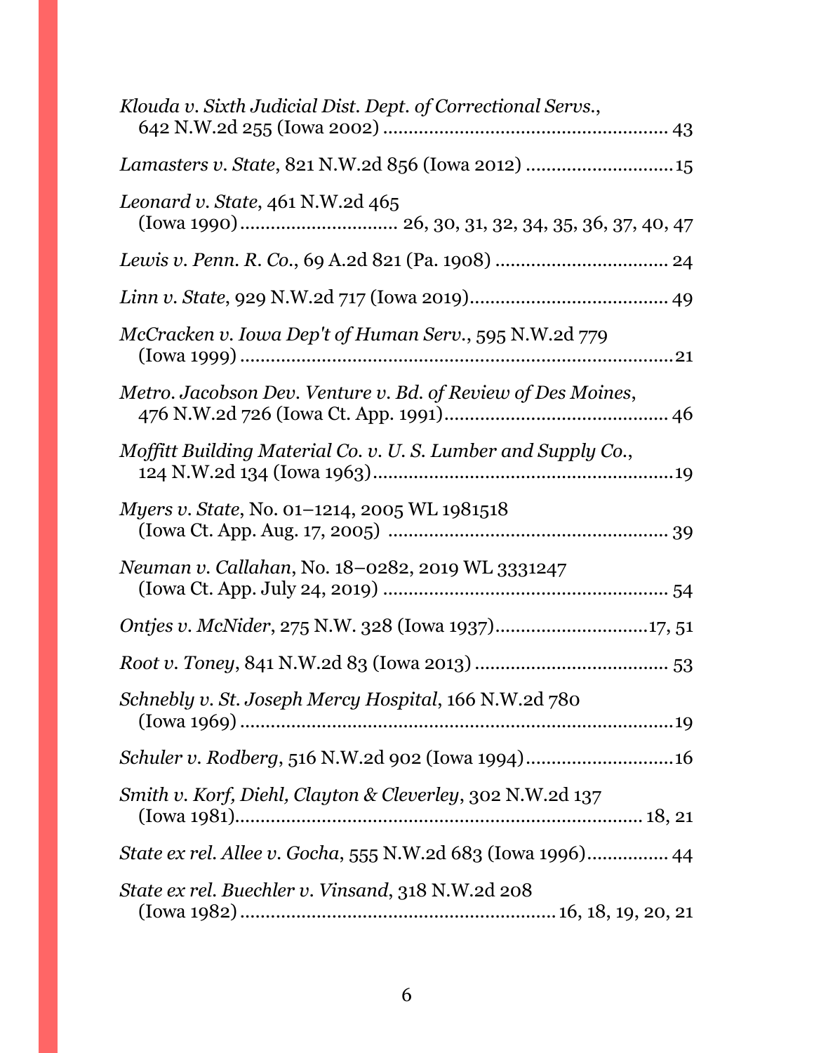*Klouda v. Sixth Judicial Dist. Dept. of Correctional Servs.*, 642 N.W.2d 255 (Iowa 2002) .................................................... 43

*Lamasters v. State*, 821 N.W.2d 856 (Iowa 2012) ............................15

*Leonard v. State*, 461 N.W.2d 465 (Iowa 1990).............................. 26, 30, 31, 32, 34, 35, 36, 37, 40, 47

*Lewis v. Penn. R. Co.*, 69 A.2d 821 (Pa. 1908) ................................ 24

*Linn v. State*, 929 N.W.2d 717 (Iowa 2019)...................................... 49

*McCracken v. Iowa Dep't of Human Serv.*, 595 N.W.2d 779 (Iowa 1999) ....................................................................................21

*Metro. Jacobson Dev. Venture v. Bd. of Review of Des Moines*, 476 N.W.2d 726 (Iowa Ct. App. 1991)........................................... 46

*Moffitt Building Material Co. v. U. S. Lumber and Supply Co.*, 124 N.W.2d 134 (Iowa 1963)..........................................................19

*Myers v. State*, No. 01–1214, 2005 WL 1981518 (Iowa Ct. App. Aug. 17, 2005) ..................................................... 39

*Neuman v. Callahan*, No. 18–0282, 2019 WL 3331247 (Iowa Ct. App. July 24, 2019) ...................................................... 54

*Ontjes v. McNider*, 275 N.W. 328 (Iowa 1937).............................17, 51

*Root v. Toney*, 841 N.W.2d 83 (Iowa 2013) ..................................... 53

*Schnebly v. St. Joseph Mercy Hospital*, 166 N.W.2d 780 (Iowa 1969) ....................................................................................19

*Schuler v. Rodberg*, 516 N.W.2d 902 (Iowa 1994)............................16

*Smith v. Korf, Diehl, Clayton & Cleverley*, 302 N.W.2d 137 (Iowa 1981)............................................................................ 18, 21

*State ex rel. Allee v. Gocha*, 555 N.W.2d 683 (Iowa 1996)............... 44

*State ex rel. Buechler v. Vinsand*, 318 N.W.2d 208 (Iowa 1982) ........................................................... 16, 18, 19, 20, 21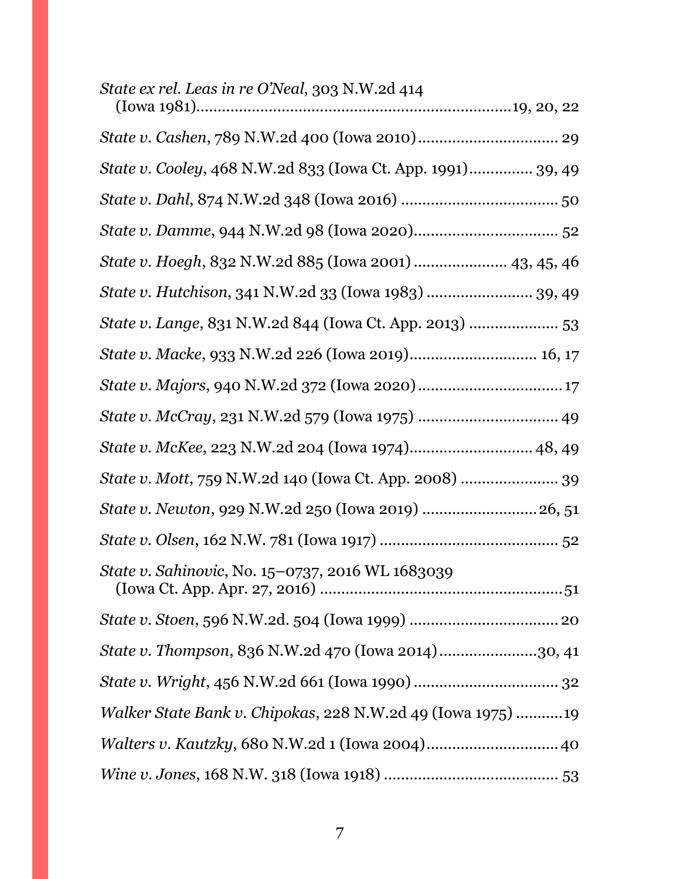*State ex rel. Leas in re O'Neal*, 303 N.W.2d 414 (Iowa 1981)........................................................................19, 20, 22

*State v. Cashen*, 789 N.W.2d 400 (Iowa 2010)................................ 29

*State v. Cooley*, 468 N.W.2d 833 (Iowa Ct. App. 1991)............... 39, 49

*State v. Dahl*, 874 N.W.2d 348 (Iowa 2016) .................................... 50

*State v. Damme*, 944 N.W.2d 98 (Iowa 2020)................................. 52

*State v. Hoegh*, 832 N.W.2d 885 (Iowa 2001) ..................... 43, 45, 46

*State v. Hutchison*, 341 N.W.2d 33 (Iowa 1983) ........................ 39, 49

*State v. Lange*, 831 N.W.2d 844 (Iowa Ct. App. 2013) .................... 53

*State v. Macke*, 933 N.W.2d 226 (Iowa 2019)............................. 16, 17

*State v. Majors*, 940 N.W.2d 372 (Iowa 2020).................................17

*State v. McCray*, 231 N.W.2d 579 (Iowa 1975) ................................ 49

*State v. McKee*, 223 N.W.2d 204 (Iowa 1974)............................. 48, 49

*State v. Mott*, 759 N.W.2d 140 (Iowa Ct. App. 2008) ...................... 39

*State v. Newton*, 929 N.W.2d 250 (Iowa 2019) ..........................26, 51

*State v. Olsen*, 162 N.W. 781 (Iowa 1917) ........................................ 52

*State v. Sahinovic*, No. 15–0737, 2016 WL 1683039 (Iowa Ct. App. Apr. 27, 2016) ......................................................51

*State v. Stoen*, 596 N.W.2d. 504 (Iowa 1999) .................................. 20

*State v. Thompson*, 836 N.W.2d 470 (Iowa 2014).......................30, 41

*State v. Wright*, 456 N.W.2d 661 (Iowa 1990) ................................. 32

*Walker State Bank v. Chipokas*, 228 N.W.2d 49 (Iowa 1975) ...........19

*Walters v. Kautzky*, 680 N.W.2d 1 (Iowa 2004)..............................40

*Wine v. Jones*, 168 N.W. 318 (Iowa 1918) ........................................ 53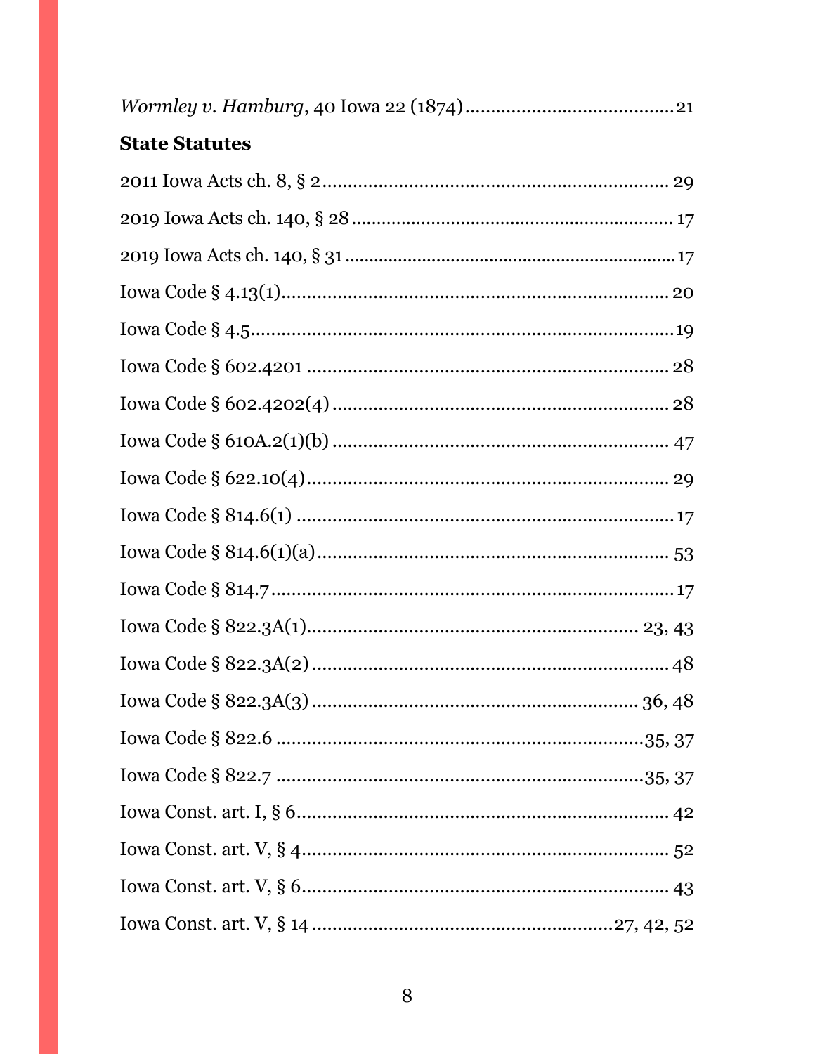*Wormley v. Hamburg*, 40 Iowa 22 (1874)........................................21

**State Statutes**

2011 Iowa Acts ch. 8, § 2.................................................................... 29

2019 Iowa Acts ch. 140, § 28................................................................ 17

2019 Iowa Acts ch. 140, § 31..................................................................17

Iowa Code § 4.13(1)............................................................................ 20

Iowa Code § 4.5...................................................................................19

Iowa Code § 602.4201 ....................................................................... 28

Iowa Code § 602.4202(4) .................................................................. 28

Iowa Code § 610A.2(1)(b) .................................................................. 47

Iowa Code § 622.10(4)........................................................................ 29

Iowa Code § 814.6(1) ...........................................................................17

Iowa Code § 814.6(1)(a)...................................................................... 53

Iowa Code § 814.7 ................................................................................17

Iowa Code § 822.3A(1)................................................................. 23, 43

Iowa Code § 822.3A(2) ....................................................................... 48

Iowa Code § 822.3A(3) ................................................................. 36, 48

Iowa Code § 822.6 ........................................................................35, 37

Iowa Code § 822.7 ........................................................................35, 37

Iowa Const. art. I, § 6......................................................................... 42

Iowa Const. art. V, § 4........................................................................ 52

Iowa Const. art. V, § 6......................................................................... 43

Iowa Const. art. V, § 14 ..........................................................27, 42, 52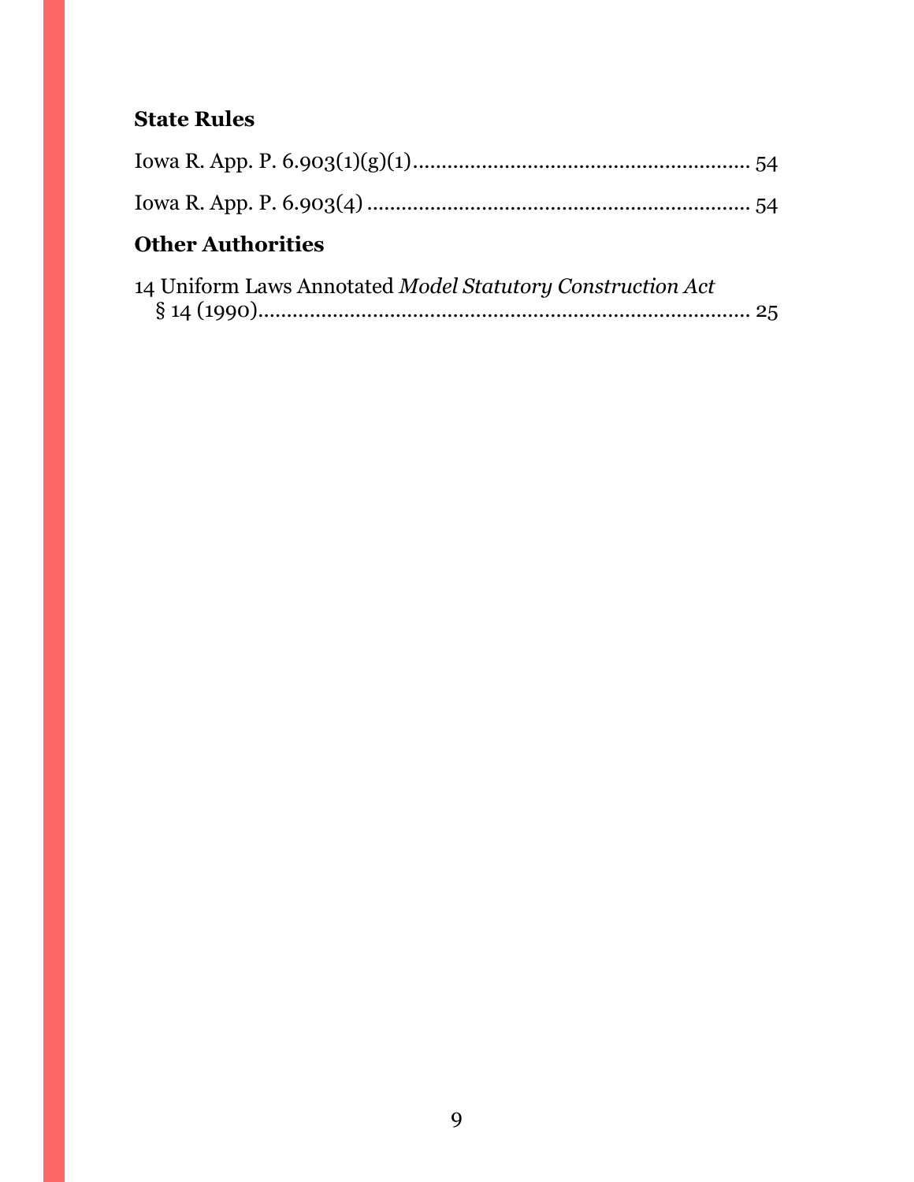### State Rules

Iowa R. App. P. 6.903(1)(g)(1) ........................................................... 54

Iowa R. App. P. 6.903(4) ................................................................... 54

### Other Authorities

14 Uniform Laws Annotated *Model Statutory Construction Act* § 14 (1990)........................................................................................ 25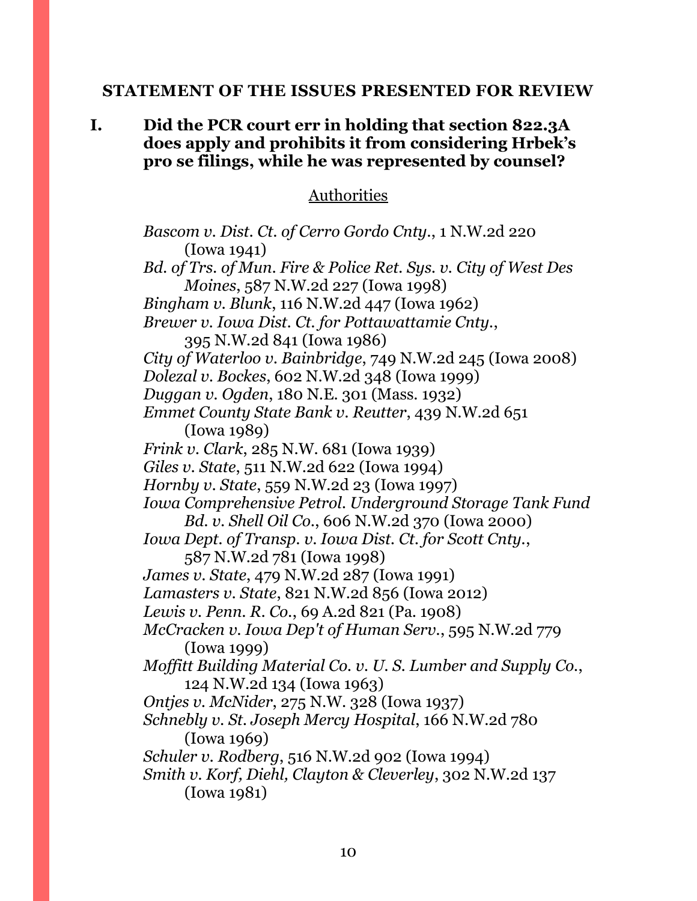## STATEMENT OF THE ISSUES PRESENTED FOR REVIEW

**I. Did the PCR court err in holding that section 822.3A does apply and prohibits it from considering Hrbek's pro se filings, while he was represented by counsel?**

Authorities

*Bascom v. Dist. Ct. of Cerro Gordo Cnty.*, 1 N.W.2d 220 (Iowa 1941)

*Bd. of Trs. of Mun. Fire & Police Ret. Sys. v. City of West Des Moines*, 587 N.W.2d 227 (Iowa 1998)

*Bingham v. Blunk*, 116 N.W.2d 447 (Iowa 1962)

*Brewer v. Iowa Dist. Ct. for Pottawattamie Cnty.*, 395 N.W.2d 841 (Iowa 1986)

*City of Waterloo v. Bainbridge*, 749 N.W.2d 245 (Iowa 2008)

*Dolezal v. Bockes*, 602 N.W.2d 348 (Iowa 1999)

*Duggan v. Ogden*, 180 N.E. 301 (Mass. 1932)

*Emmet County State Bank v. Reutter*, 439 N.W.2d 651 (Iowa 1989)

*Frink v. Clark*, 285 N.W. 681 (Iowa 1939)

*Giles v. State*, 511 N.W.2d 622 (Iowa 1994)

*Hornby v. State*, 559 N.W.2d 23 (Iowa 1997)

*Iowa Comprehensive Petrol. Underground Storage Tank Fund Bd. v. Shell Oil Co.*, 606 N.W.2d 370 (Iowa 2000)

*Iowa Dept. of Transp. v. Iowa Dist. Ct. for Scott Cnty.*, 587 N.W.2d 781 (Iowa 1998)

*James v. State*, 479 N.W.2d 287 (Iowa 1991)

*Lamasters v. State*, 821 N.W.2d 856 (Iowa 2012)

*Lewis v. Penn. R. Co.*, 69 A.2d 821 (Pa. 1908)

*McCracken v. Iowa Dep't of Human Serv.*, 595 N.W.2d 779 (Iowa 1999)

*Moffitt Building Material Co. v. U. S. Lumber and Supply Co.*, 124 N.W.2d 134 (Iowa 1963)

*Ontjes v. McNider*, 275 N.W. 328 (Iowa 1937)

*Schnebly v. St. Joseph Mercy Hospital*, 166 N.W.2d 780 (Iowa 1969)

*Schuler v. Rodberg*, 516 N.W.2d 902 (Iowa 1994)

*Smith v. Korf, Diehl, Clayton & Cleverley*, 302 N.W.2d 137 (Iowa 1981)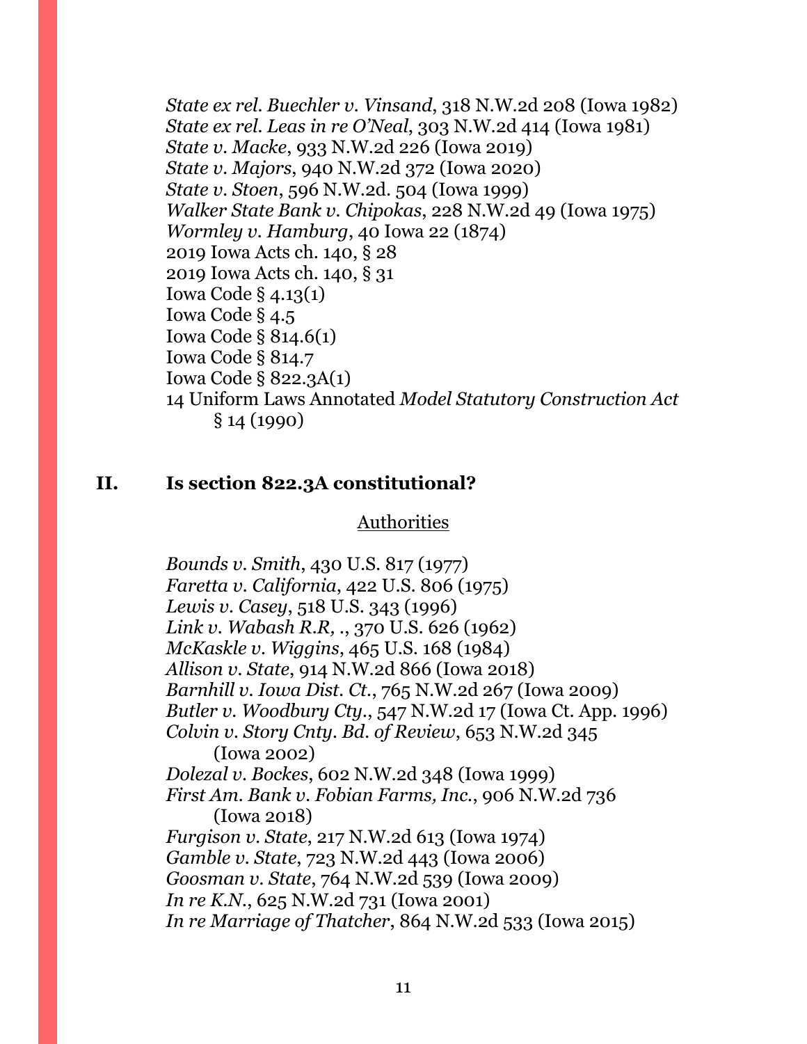*State ex rel. Buechler v. Vinsand*, 318 N.W.2d 208 (Iowa 1982)
*State ex rel. Leas in re O'Neal*, 303 N.W.2d 414 (Iowa 1981)
*State v. Macke*, 933 N.W.2d 226 (Iowa 2019)
*State v. Majors*, 940 N.W.2d 372 (Iowa 2020)
*State v. Stoen*, 596 N.W.2d. 504 (Iowa 1999)
*Walker State Bank v. Chipokas*, 228 N.W.2d 49 (Iowa 1975)
*Wormley v. Hamburg*, 40 Iowa 22 (1874)
2019 Iowa Acts ch. 140, § 28
2019 Iowa Acts ch. 140, § 31
Iowa Code § 4.13(1)
Iowa Code § 4.5
Iowa Code § 814.6(1)
Iowa Code § 814.7
Iowa Code § 822.3A(1)
14 Uniform Laws Annotated *Model Statutory Construction Act* § 14 (1990)

## II. Is section 822.3A constitutional?

Authorities

*Bounds v. Smith*, 430 U.S. 817 (1977)
*Faretta v. California*, 422 U.S. 806 (1975)
*Lewis v. Casey*, 518 U.S. 343 (1996)
*Link v. Wabash R.R, .*, 370 U.S. 626 (1962)
*McKaskle v. Wiggins*, 465 U.S. 168 (1984)
*Allison v. State*, 914 N.W.2d 866 (Iowa 2018)
*Barnhill v. Iowa Dist. Ct.*, 765 N.W.2d 267 (Iowa 2009)
*Butler v. Woodbury Cty.*, 547 N.W.2d 17 (Iowa Ct. App. 1996)
*Colvin v. Story Cnty. Bd. of Review*, 653 N.W.2d 345 (Iowa 2002)
*Dolezal v. Bockes*, 602 N.W.2d 348 (Iowa 1999)
*First Am. Bank v. Fobian Farms, Inc.*, 906 N.W.2d 736 (Iowa 2018)
*Furgison v. State*, 217 N.W.2d 613 (Iowa 1974)
*Gamble v. State*, 723 N.W.2d 443 (Iowa 2006)
*Goosman v. State*, 764 N.W.2d 539 (Iowa 2009)
*In re K.N.*, 625 N.W.2d 731 (Iowa 2001)
*In re Marriage of Thatcher*, 864 N.W.2d 533 (Iowa 2015)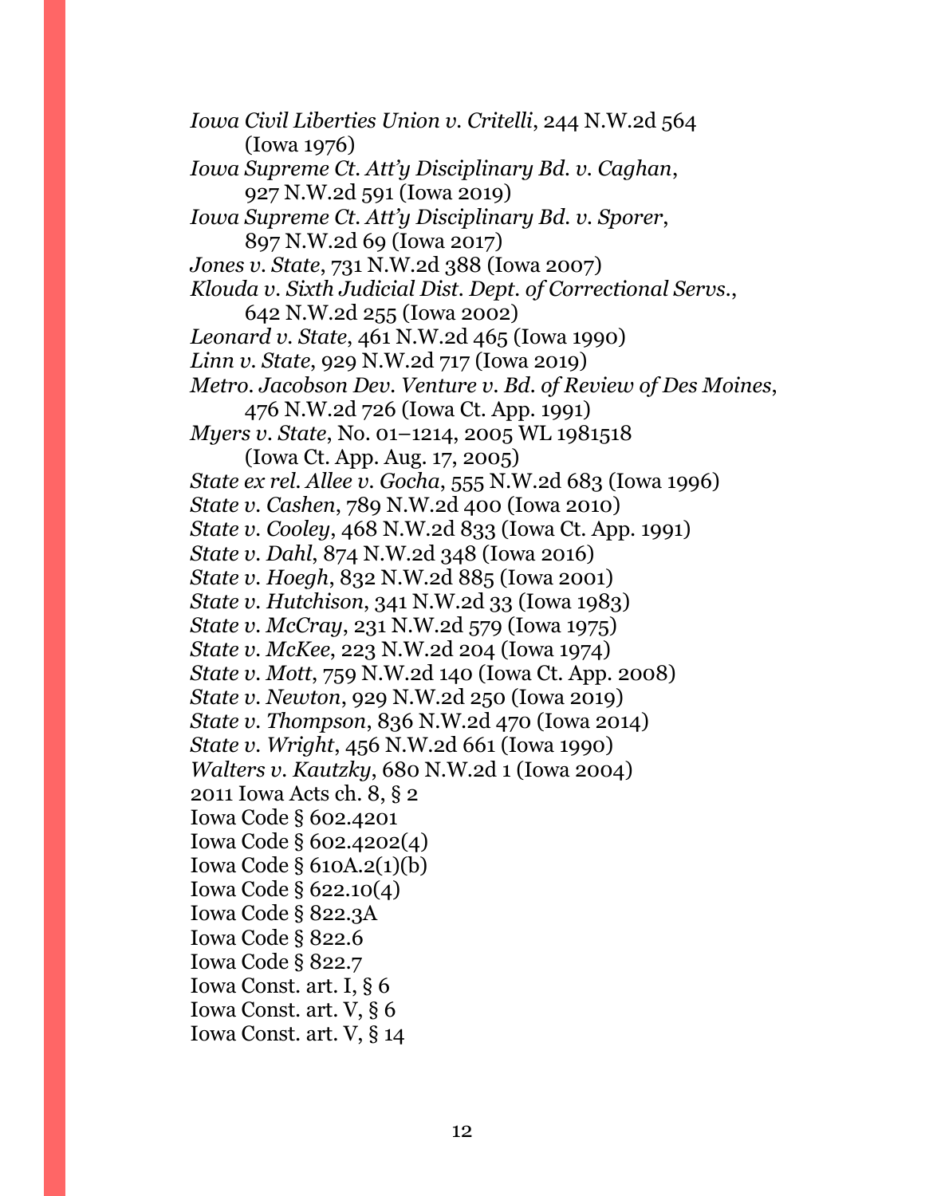*Iowa Civil Liberties Union v. Critelli*, 244 N.W.2d 564 (Iowa 1976)

*Iowa Supreme Ct. Att'y Disciplinary Bd. v. Caghan*, 927 N.W.2d 591 (Iowa 2019)

*Iowa Supreme Ct. Att'y Disciplinary Bd. v. Sporer*, 897 N.W.2d 69 (Iowa 2017)

*Jones v. State*, 731 N.W.2d 388 (Iowa 2007)

*Klouda v. Sixth Judicial Dist. Dept. of Correctional Servs.*, 642 N.W.2d 255 (Iowa 2002)

*Leonard v. State*, 461 N.W.2d 465 (Iowa 1990)

*Linn v. State*, 929 N.W.2d 717 (Iowa 2019)

*Metro. Jacobson Dev. Venture v. Bd. of Review of Des Moines*, 476 N.W.2d 726 (Iowa Ct. App. 1991)

*Myers v. State*, No. 01–1214, 2005 WL 1981518 (Iowa Ct. App. Aug. 17, 2005)

*State ex rel. Allee v. Gocha*, 555 N.W.2d 683 (Iowa 1996)

*State v. Cashen*, 789 N.W.2d 400 (Iowa 2010)

*State v. Cooley*, 468 N.W.2d 833 (Iowa Ct. App. 1991)

*State v. Dahl*, 874 N.W.2d 348 (Iowa 2016)

*State v. Hoegh*, 832 N.W.2d 885 (Iowa 2001)

*State v. Hutchison*, 341 N.W.2d 33 (Iowa 1983)

*State v. McCray*, 231 N.W.2d 579 (Iowa 1975)

*State v. McKee*, 223 N.W.2d 204 (Iowa 1974)

*State v. Mott*, 759 N.W.2d 140 (Iowa Ct. App. 2008)

*State v. Newton*, 929 N.W.2d 250 (Iowa 2019)

*State v. Thompson*, 836 N.W.2d 470 (Iowa 2014)

*State v. Wright*, 456 N.W.2d 661 (Iowa 1990)

*Walters v. Kautzky*, 680 N.W.2d 1 (Iowa 2004)

2011 Iowa Acts ch. 8, § 2

Iowa Code § 602.4201

Iowa Code § 602.4202(4)

Iowa Code § 610A.2(1)(b)

Iowa Code § 622.10(4)

Iowa Code § 822.3A

Iowa Code § 822.6

Iowa Code § 822.7

Iowa Const. art. I, § 6

Iowa Const. art. V, § 6

Iowa Const. art. V, § 14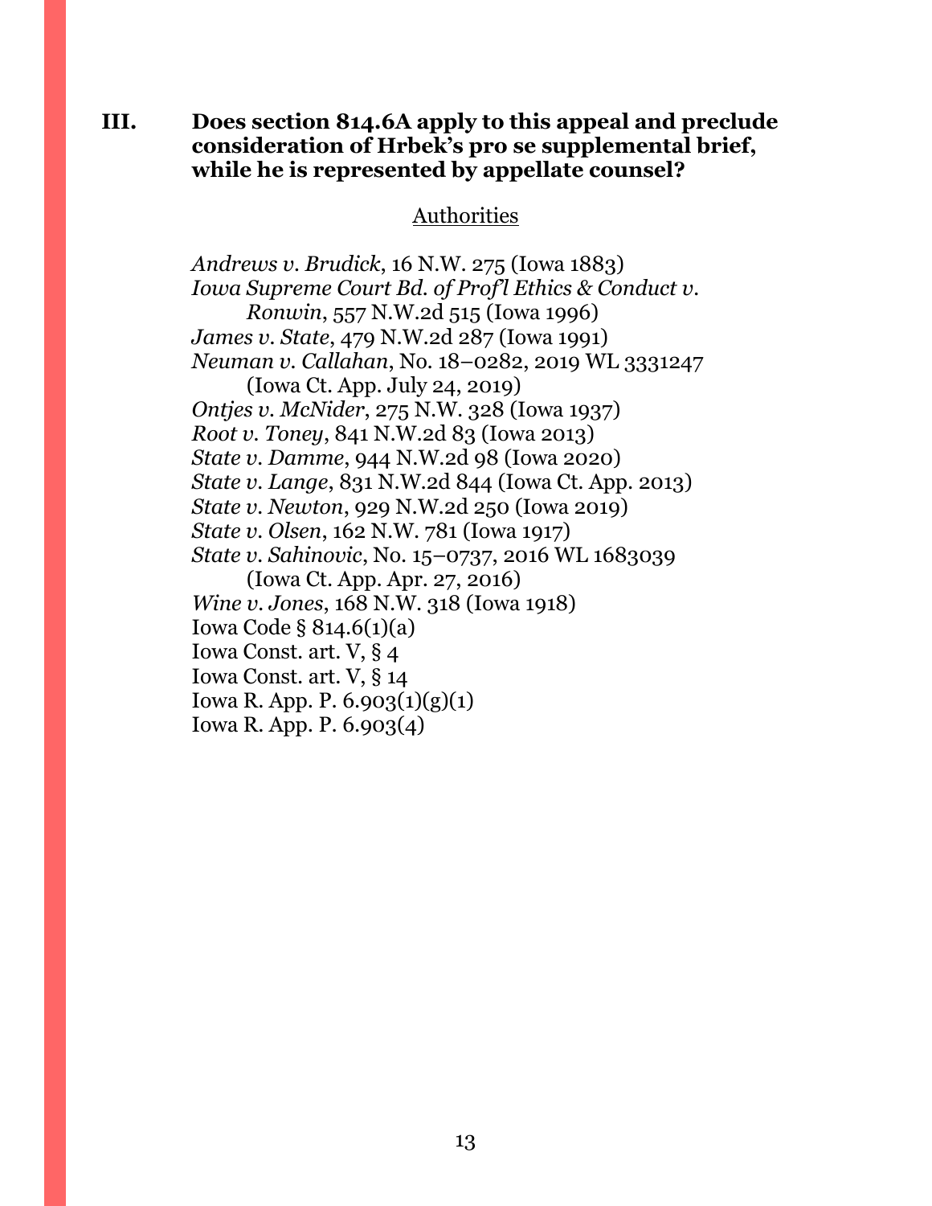**III. Does section 814.6A apply to this appeal and preclude consideration of Hrbek's pro se supplemental brief, while he is represented by appellate counsel?**

Authorities

*Andrews v. Brudick*, 16 N.W. 275 (Iowa 1883)
*Iowa Supreme Court Bd. of Prof'l Ethics & Conduct v. Ronwin*, 557 N.W.2d 515 (Iowa 1996)
*James v. State*, 479 N.W.2d 287 (Iowa 1991)
*Neuman v. Callahan*, No. 18–0282, 2019 WL 3331247 (Iowa Ct. App. July 24, 2019)
*Ontjes v. McNider*, 275 N.W. 328 (Iowa 1937)
*Root v. Toney*, 841 N.W.2d 83 (Iowa 2013)
*State v. Damme*, 944 N.W.2d 98 (Iowa 2020)
*State v. Lange*, 831 N.W.2d 844 (Iowa Ct. App. 2013)
*State v. Newton*, 929 N.W.2d 250 (Iowa 2019)
*State v. Olsen*, 162 N.W. 781 (Iowa 1917)
*State v. Sahinovic*, No. 15–0737, 2016 WL 1683039 (Iowa Ct. App. Apr. 27, 2016)
*Wine v. Jones*, 168 N.W. 318 (Iowa 1918)
Iowa Code § 814.6(1)(a)
Iowa Const. art. V, § 4
Iowa Const. art. V, § 14
Iowa R. App. P. 6.903(1)(g)(1)
Iowa R. App. P. 6.903(4)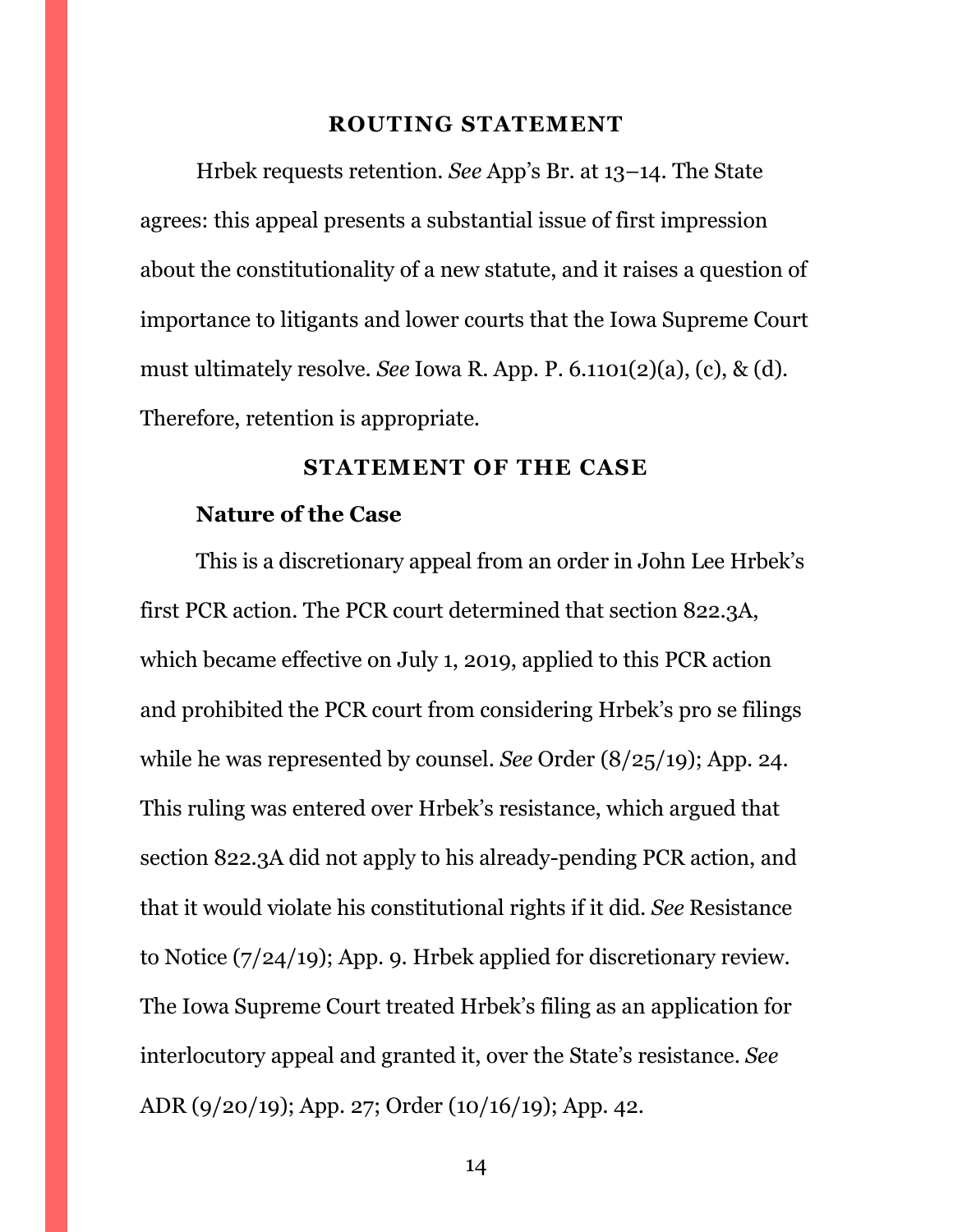## ROUTING STATEMENT

Hrbek requests retention. *See* App's Br. at 13–14. The State agrees: this appeal presents a substantial issue of first impression about the constitutionality of a new statute, and it raises a question of importance to litigants and lower courts that the Iowa Supreme Court must ultimately resolve. *See* Iowa R. App. P. 6.1101(2)(a), (c), & (d). Therefore, retention is appropriate.

## STATEMENT OF THE CASE

### Nature of the Case

This is a discretionary appeal from an order in John Lee Hrbek's first PCR action. The PCR court determined that section 822.3A, which became effective on July 1, 2019, applied to this PCR action and prohibited the PCR court from considering Hrbek's pro se filings while he was represented by counsel. *See* Order (8/25/19); App. 24. This ruling was entered over Hrbek's resistance, which argued that section 822.3A did not apply to his already-pending PCR action, and that it would violate his constitutional rights if it did. *See* Resistance to Notice (7/24/19); App. 9. Hrbek applied for discretionary review. The Iowa Supreme Court treated Hrbek's filing as an application for interlocutory appeal and granted it, over the State's resistance. *See* ADR (9/20/19); App. 27; Order (10/16/19); App. 42.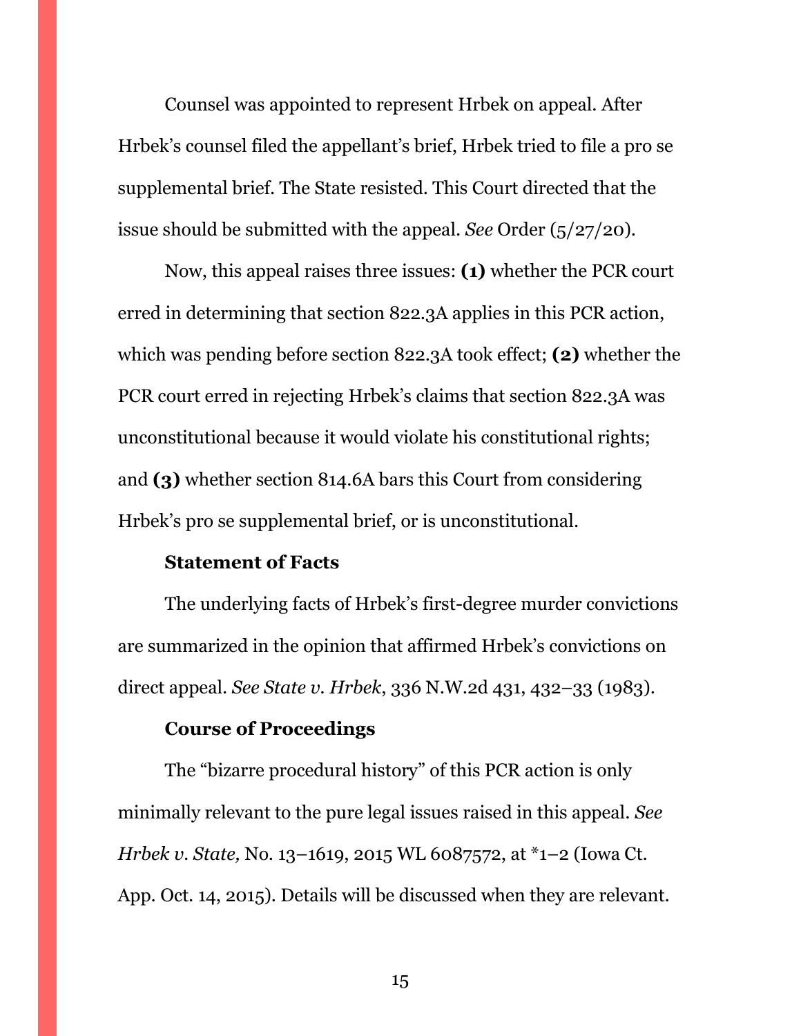Counsel was appointed to represent Hrbek on appeal. After Hrbek's counsel filed the appellant's brief, Hrbek tried to file a pro se supplemental brief. The State resisted. This Court directed that the issue should be submitted with the appeal. *See* Order (5/27/20).

Now, this appeal raises three issues: **(1)** whether the PCR court erred in determining that section 822.3A applies in this PCR action, which was pending before section 822.3A took effect; **(2)** whether the PCR court erred in rejecting Hrbek's claims that section 822.3A was unconstitutional because it would violate his constitutional rights; and **(3)** whether section 814.6A bars this Court from considering Hrbek's pro se supplemental brief, or is unconstitutional.

**Statement of Facts**

The underlying facts of Hrbek's first-degree murder convictions are summarized in the opinion that affirmed Hrbek's convictions on direct appeal. *See State v. Hrbek*, 336 N.W.2d 431, 432–33 (1983).

**Course of Proceedings**

The "bizarre procedural history" of this PCR action is only minimally relevant to the pure legal issues raised in this appeal. *See Hrbek v. State,* No. 13–1619, 2015 WL 6087572, at *1–2 (Iowa Ct. App. Oct. 14, 2015). Details will be discussed when they are relevant.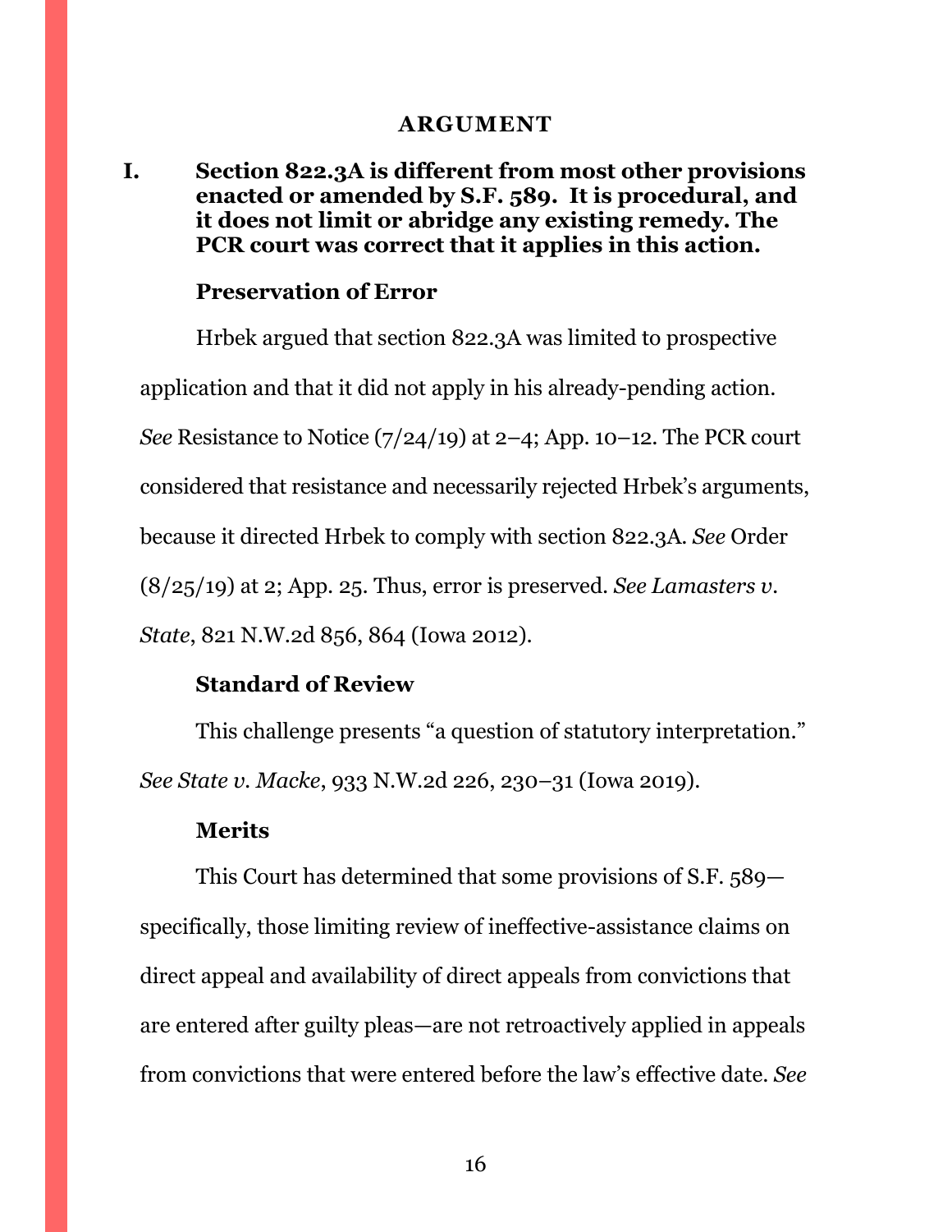## ARGUMENT

**I. Section 822.3A is different from most other provisions enacted or amended by S.F. 589. It is procedural, and it does not limit or abridge any existing remedy. The PCR court was correct that it applies in this action.**

### Preservation of Error

Hrbek argued that section 822.3A was limited to prospective application and that it did not apply in his already-pending action. *See* Resistance to Notice (7/24/19) at 2–4; App. 10–12. The PCR court considered that resistance and necessarily rejected Hrbek's arguments, because it directed Hrbek to comply with section 822.3A. *See* Order (8/25/19) at 2; App. 25. Thus, error is preserved. *See Lamasters v. State*, 821 N.W.2d 856, 864 (Iowa 2012).

### Standard of Review

This challenge presents "a question of statutory interpretation." *See State v. Macke*, 933 N.W.2d 226, 230–31 (Iowa 2019).

### Merits

This Court has determined that some provisions of S.F. 589—specifically, those limiting review of ineffective-assistance claims on direct appeal and availability of direct appeals from convictions that are entered after guilty pleas—are not retroactively applied in appeals from convictions that were entered before the law's effective date. *See*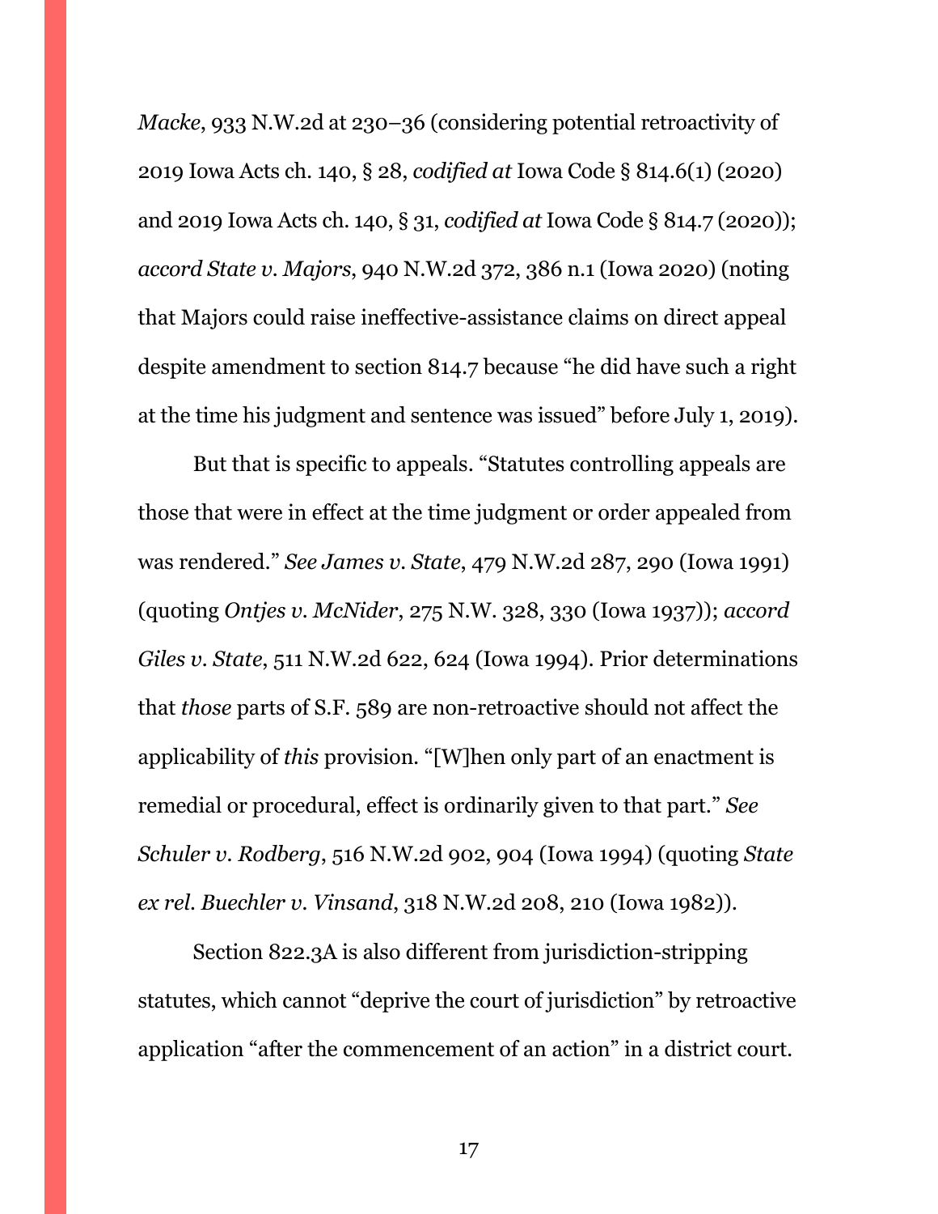*Macke*, 933 N.W.2d at 230–36 (considering potential retroactivity of 2019 Iowa Acts ch. 140, § 28, *codified at* Iowa Code § 814.6(1) (2020) and 2019 Iowa Acts ch. 140, § 31, *codified at* Iowa Code § 814.7 (2020)); *accord State v. Majors*, 940 N.W.2d 372, 386 n.1 (Iowa 2020) (noting that Majors could raise ineffective-assistance claims on direct appeal despite amendment to section 814.7 because "he did have such a right at the time his judgment and sentence was issued" before July 1, 2019).

But that is specific to appeals. "Statutes controlling appeals are those that were in effect at the time judgment or order appealed from was rendered." *See James v. State*, 479 N.W.2d 287, 290 (Iowa 1991) (quoting *Ontjes v. McNider*, 275 N.W. 328, 330 (Iowa 1937)); *accord Giles v. State*, 511 N.W.2d 622, 624 (Iowa 1994). Prior determinations that *those* parts of S.F. 589 are non-retroactive should not affect the applicability of *this* provision. "[W]hen only part of an enactment is remedial or procedural, effect is ordinarily given to that part." *See Schuler v. Rodberg*, 516 N.W.2d 902, 904 (Iowa 1994) (quoting *State ex rel. Buechler v. Vinsand*, 318 N.W.2d 208, 210 (Iowa 1982)).

Section 822.3A is also different from jurisdiction-stripping statutes, which cannot "deprive the court of jurisdiction" by retroactive application "after the commencement of an action" in a district court.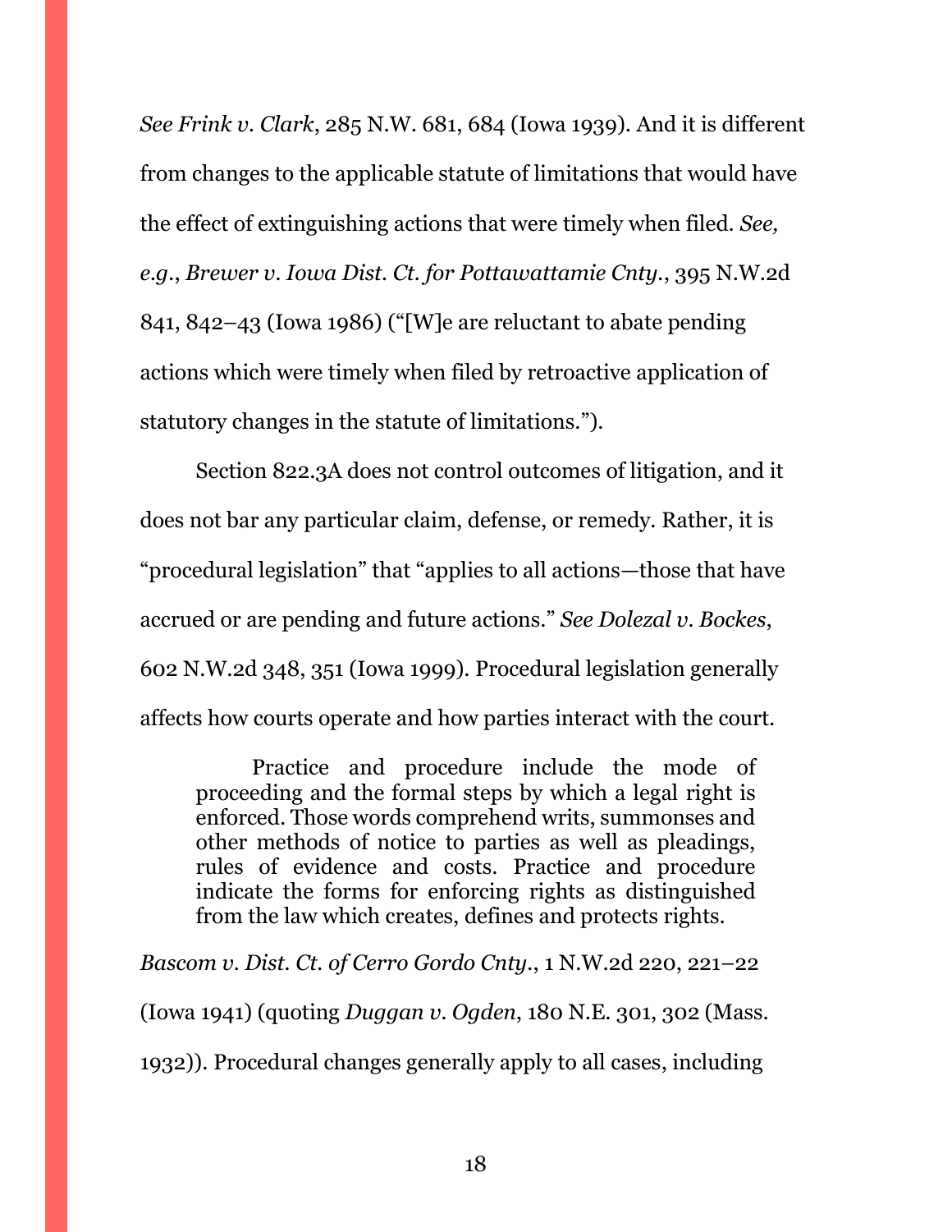*See Frink v. Clark*, 285 N.W. 681, 684 (Iowa 1939). And it is different from changes to the applicable statute of limitations that would have the effect of extinguishing actions that were timely when filed. *See, e.g.*, *Brewer v. Iowa Dist. Ct. for Pottawattamie Cnty.*, 395 N.W.2d 841, 842–43 (Iowa 1986) ("[W]e are reluctant to abate pending actions which were timely when filed by retroactive application of statutory changes in the statute of limitations.").

Section 822.3A does not control outcomes of litigation, and it does not bar any particular claim, defense, or remedy. Rather, it is "procedural legislation" that "applies to all actions—those that have accrued or are pending and future actions." *See Dolezal v. Bockes*, 602 N.W.2d 348, 351 (Iowa 1999). Procedural legislation generally affects how courts operate and how parties interact with the court.

> Practice and procedure include the mode of proceeding and the formal steps by which a legal right is enforced. Those words comprehend writs, summonses and other methods of notice to parties as well as pleadings, rules of evidence and costs. Practice and procedure indicate the forms for enforcing rights as distinguished from the law which creates, defines and protects rights.

*Bascom v. Dist. Ct. of Cerro Gordo Cnty.*, 1 N.W.2d 220, 221–22 (Iowa 1941) (quoting *Duggan v. Ogden*, 180 N.E. 301, 302 (Mass. 1932)). Procedural changes generally apply to all cases, including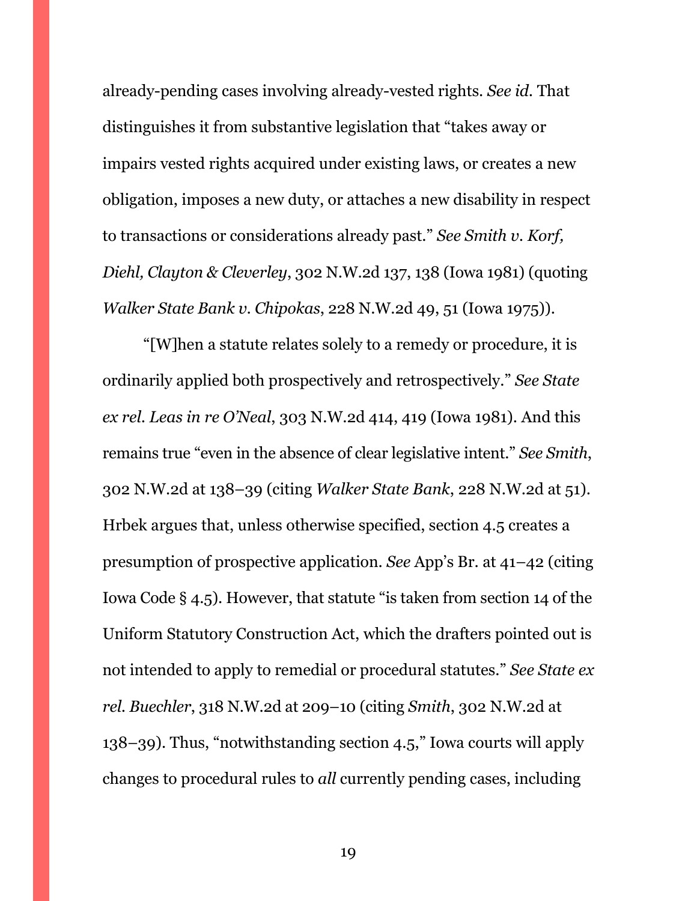already-pending cases involving already-vested rights. *See id.* That distinguishes it from substantive legislation that "takes away or impairs vested rights acquired under existing laws, or creates a new obligation, imposes a new duty, or attaches a new disability in respect to transactions or considerations already past." *See Smith v. Korf, Diehl, Clayton & Cleverley*, 302 N.W.2d 137, 138 (Iowa 1981) (quoting *Walker State Bank v. Chipokas*, 228 N.W.2d 49, 51 (Iowa 1975)).

"[W]hen a statute relates solely to a remedy or procedure, it is ordinarily applied both prospectively and retrospectively." *See State ex rel. Leas in re O'Neal*, 303 N.W.2d 414, 419 (Iowa 1981). And this remains true "even in the absence of clear legislative intent." *See Smith*, 302 N.W.2d at 138–39 (citing *Walker State Bank*, 228 N.W.2d at 51). Hrbek argues that, unless otherwise specified, section 4.5 creates a presumption of prospective application. *See* App's Br. at 41–42 (citing Iowa Code § 4.5). However, that statute "is taken from section 14 of the Uniform Statutory Construction Act, which the drafters pointed out is not intended to apply to remedial or procedural statutes." *See State ex rel. Buechler*, 318 N.W.2d at 209–10 (citing *Smith*, 302 N.W.2d at 138–39). Thus, "notwithstanding section 4.5," Iowa courts will apply changes to procedural rules to *all* currently pending cases, including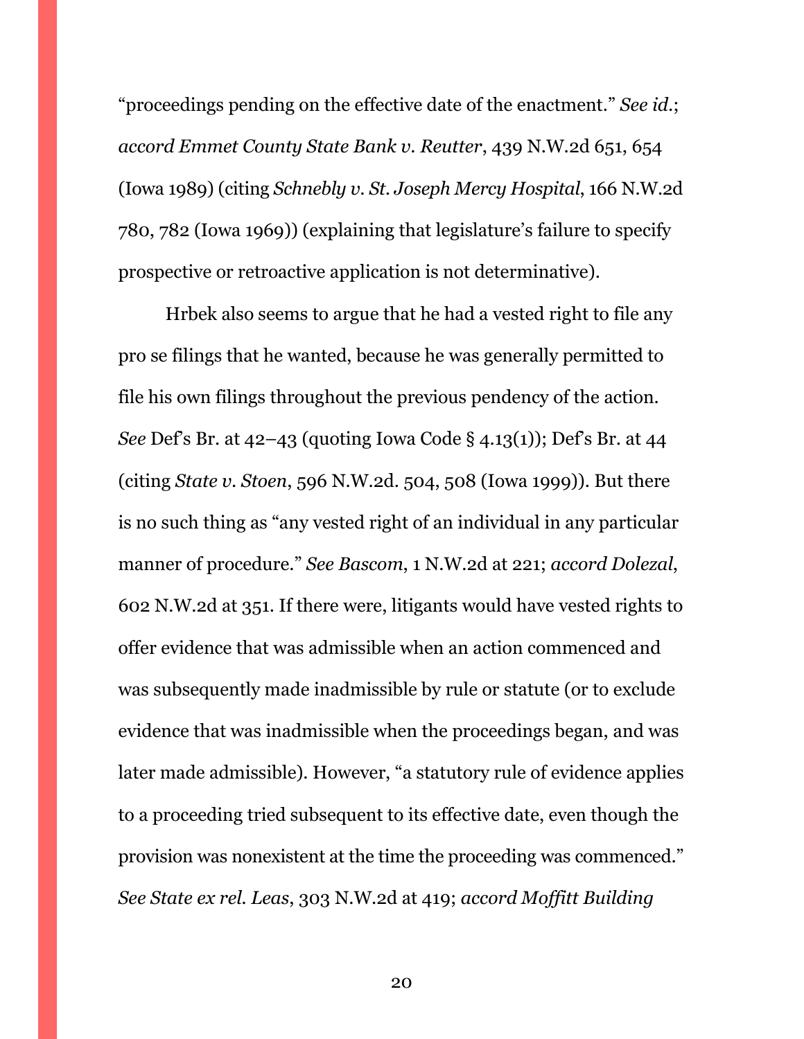"proceedings pending on the effective date of the enactment." *See id.*; *accord Emmet County State Bank v. Reutter*, 439 N.W.2d 651, 654 (Iowa 1989) (citing *Schnebly v. St. Joseph Mercy Hospital*, 166 N.W.2d 780, 782 (Iowa 1969)) (explaining that legislature's failure to specify prospective or retroactive application is not determinative).

Hrbek also seems to argue that he had a vested right to file any pro se filings that he wanted, because he was generally permitted to file his own filings throughout the previous pendency of the action. *See* Def's Br. at 42–43 (quoting Iowa Code § 4.13(1)); Def's Br. at 44 (citing *State v. Stoen*, 596 N.W.2d. 504, 508 (Iowa 1999)). But there is no such thing as "any vested right of an individual in any particular manner of procedure." *See Bascom*, 1 N.W.2d at 221; *accord Dolezal*, 602 N.W.2d at 351. If there were, litigants would have vested rights to offer evidence that was admissible when an action commenced and was subsequently made inadmissible by rule or statute (or to exclude evidence that was inadmissible when the proceedings began, and was later made admissible). However, "a statutory rule of evidence applies to a proceeding tried subsequent to its effective date, even though the provision was nonexistent at the time the proceeding was commenced." *See State ex rel. Leas*, 303 N.W.2d at 419; *accord Moffitt Building*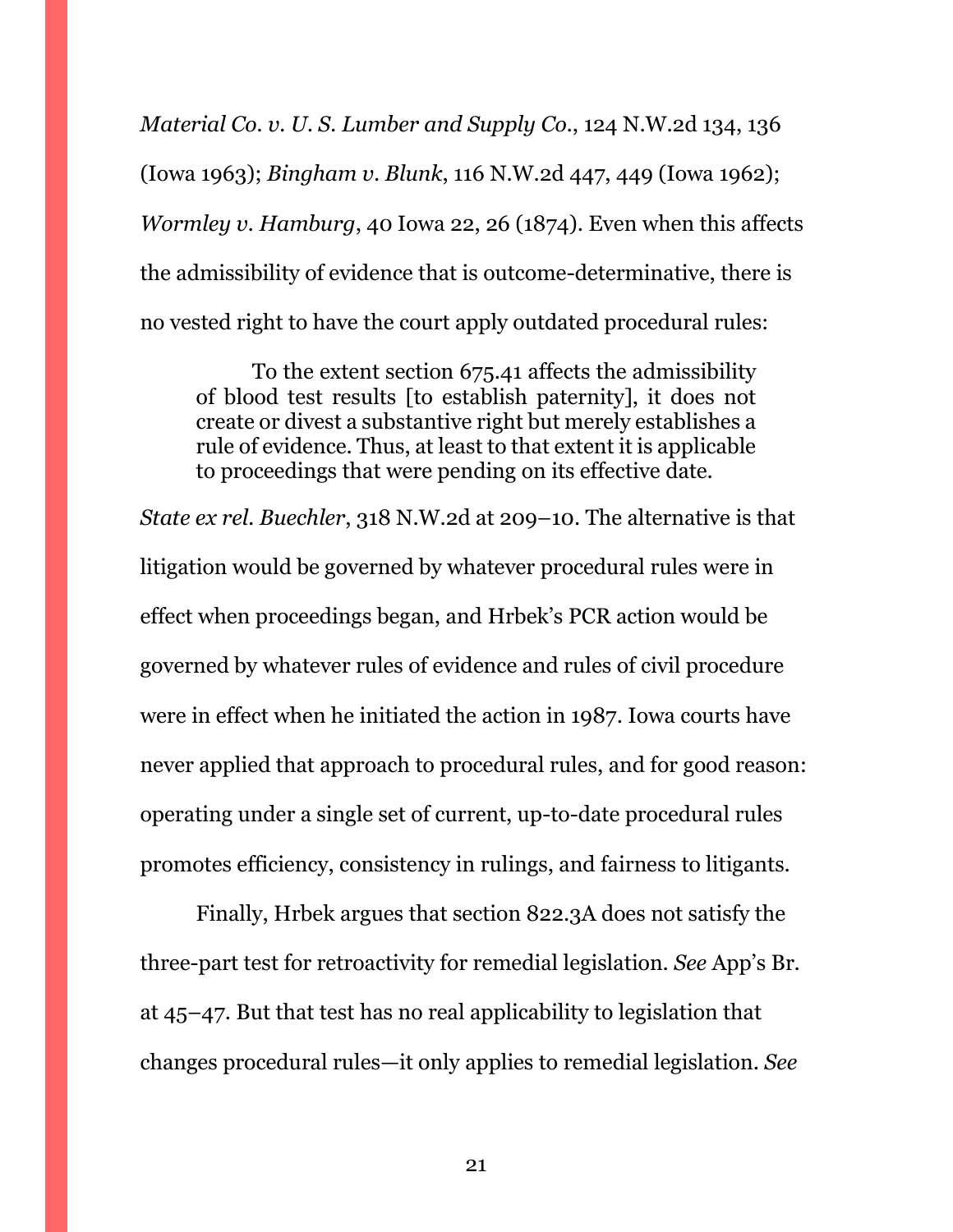*Material Co. v. U. S. Lumber and Supply Co.*, 124 N.W.2d 134, 136 (Iowa 1963); *Bingham v. Blunk*, 116 N.W.2d 447, 449 (Iowa 1962); *Wormley v. Hamburg*, 40 Iowa 22, 26 (1874). Even when this affects the admissibility of evidence that is outcome-determinative, there is no vested right to have the court apply outdated procedural rules:

> To the extent section 675.41 affects the admissibility of blood test results [to establish paternity], it does not create or divest a substantive right but merely establishes a rule of evidence. Thus, at least to that extent it is applicable to proceedings that were pending on its effective date.

*State ex rel. Buechler*, 318 N.W.2d at 209–10. The alternative is that litigation would be governed by whatever procedural rules were in effect when proceedings began, and Hrbek's PCR action would be governed by whatever rules of evidence and rules of civil procedure were in effect when he initiated the action in 1987. Iowa courts have never applied that approach to procedural rules, and for good reason: operating under a single set of current, up-to-date procedural rules promotes efficiency, consistency in rulings, and fairness to litigants.

Finally, Hrbek argues that section 822.3A does not satisfy the three-part test for retroactivity for remedial legislation. *See* App's Br. at 45–47. But that test has no real applicability to legislation that changes procedural rules—it only applies to remedial legislation. *See*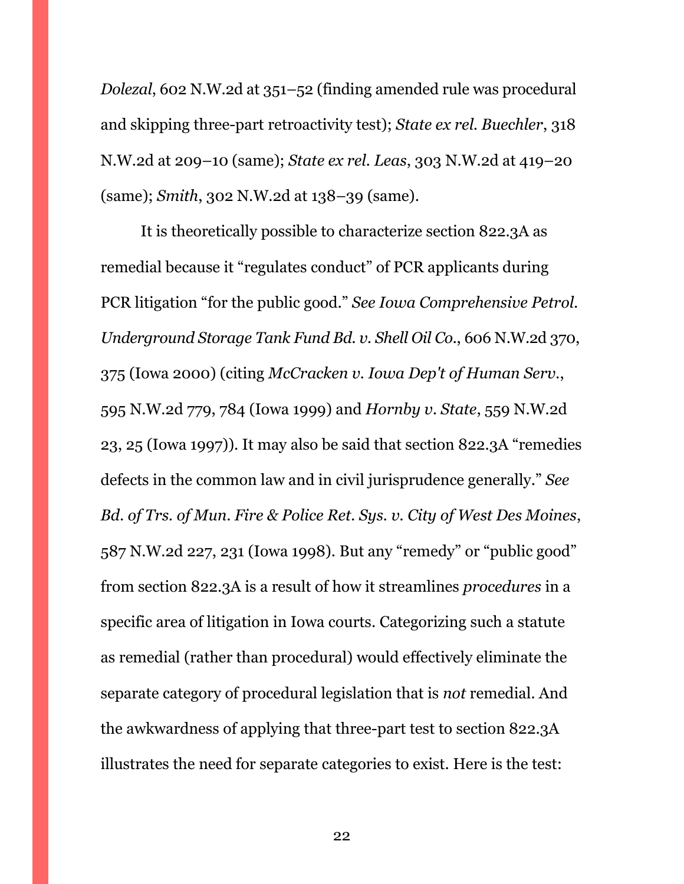*Dolezal*, 602 N.W.2d at 351–52 (finding amended rule was procedural and skipping three-part retroactivity test); *State ex rel. Buechler*, 318 N.W.2d at 209–10 (same); *State ex rel. Leas*, 303 N.W.2d at 419–20 (same); *Smith*, 302 N.W.2d at 138–39 (same).

It is theoretically possible to characterize section 822.3A as remedial because it "regulates conduct" of PCR applicants during PCR litigation "for the public good." *See Iowa Comprehensive Petrol. Underground Storage Tank Fund Bd. v. Shell Oil Co.*, 606 N.W.2d 370, 375 (Iowa 2000) (citing *McCracken v. Iowa Dep't of Human Serv.*, 595 N.W.2d 779, 784 (Iowa 1999) and *Hornby v. State*, 559 N.W.2d 23, 25 (Iowa 1997)). It may also be said that section 822.3A "remedies defects in the common law and in civil jurisprudence generally." *See Bd. of Trs. of Mun. Fire & Police Ret. Sys. v. City of West Des Moines*, 587 N.W.2d 227, 231 (Iowa 1998). But any "remedy" or "public good" from section 822.3A is a result of how it streamlines *procedures* in a specific area of litigation in Iowa courts. Categorizing such a statute as remedial (rather than procedural) would effectively eliminate the separate category of procedural legislation that is *not* remedial. And the awkwardness of applying that three-part test to section 822.3A illustrates the need for separate categories to exist. Here is the test: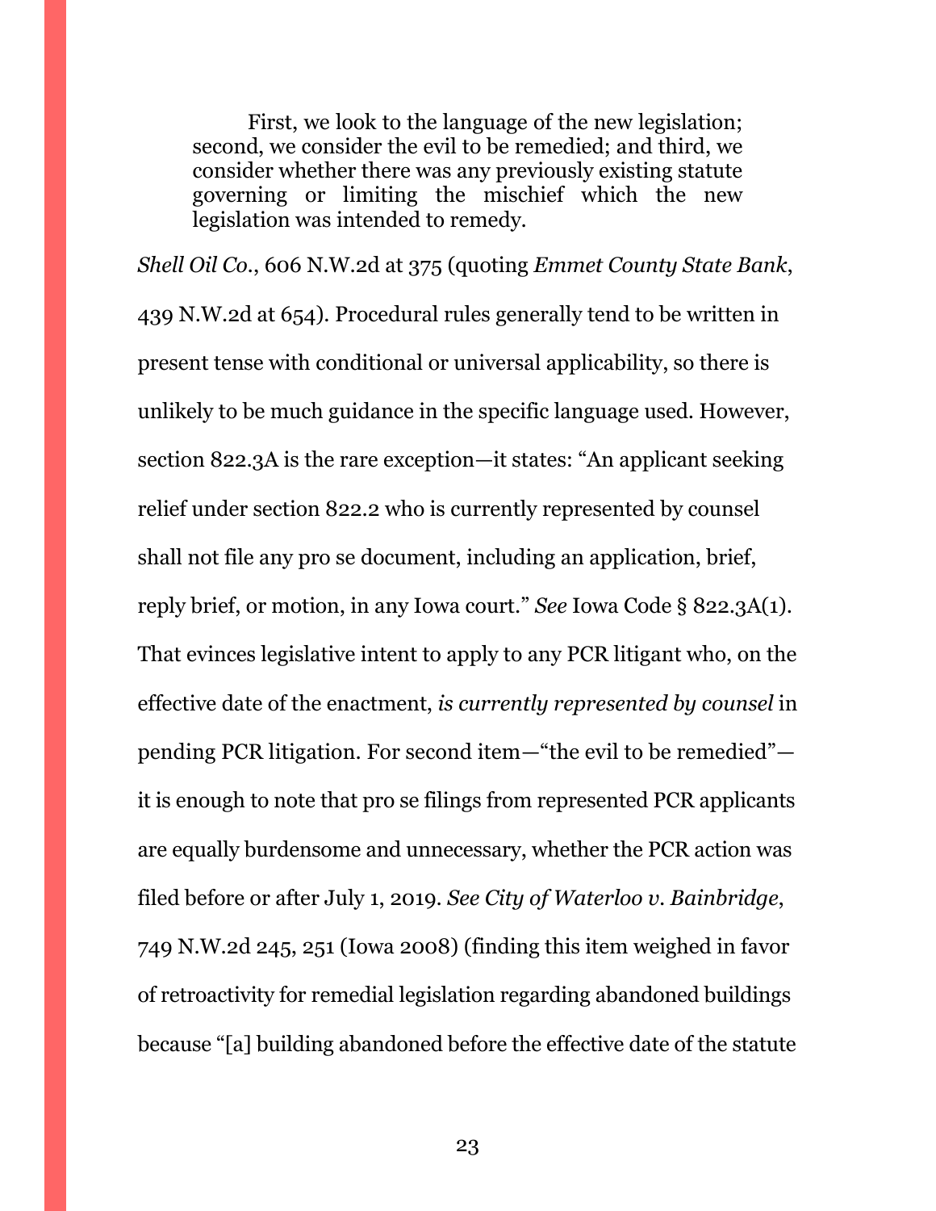> First, we look to the language of the new legislation; second, we consider the evil to be remedied; and third, we consider whether there was any previously existing statute governing or limiting the mischief which the new legislation was intended to remedy.

*Shell Oil Co.*, 606 N.W.2d at 375 (quoting *Emmet County State Bank*, 439 N.W.2d at 654). Procedural rules generally tend to be written in present tense with conditional or universal applicability, so there is unlikely to be much guidance in the specific language used. However, section 822.3A is the rare exception—it states: "An applicant seeking relief under section 822.2 who is currently represented by counsel shall not file any pro se document, including an application, brief, reply brief, or motion, in any Iowa court." *See* Iowa Code § 822.3A(1). That evinces legislative intent to apply to any PCR litigant who, on the effective date of the enactment, *is currently represented by counsel* in pending PCR litigation. For second item—"the evil to be remedied"—it is enough to note that pro se filings from represented PCR applicants are equally burdensome and unnecessary, whether the PCR action was filed before or after July 1, 2019. *See City of Waterloo v. Bainbridge*, 749 N.W.2d 245, 251 (Iowa 2008) (finding this item weighed in favor of retroactivity for remedial legislation regarding abandoned buildings because "[a] building abandoned before the effective date of the statute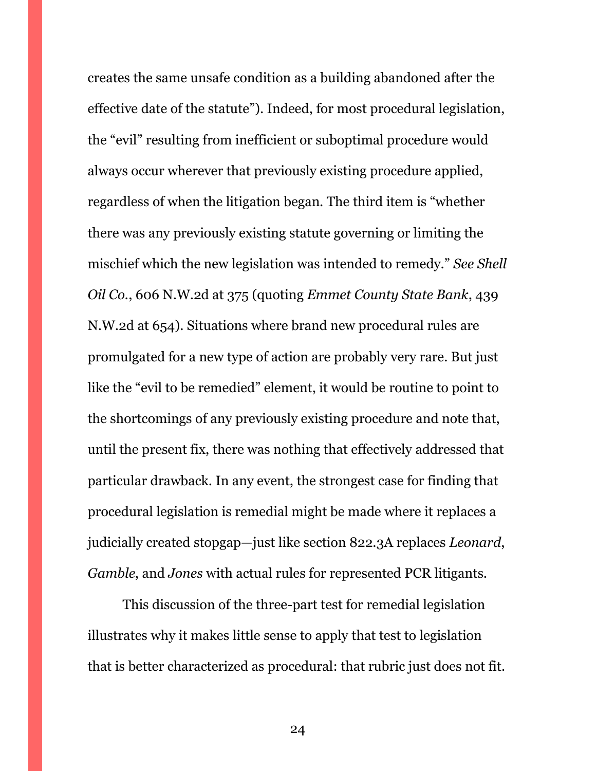creates the same unsafe condition as a building abandoned after the effective date of the statute"). Indeed, for most procedural legislation, the "evil" resulting from inefficient or suboptimal procedure would always occur wherever that previously existing procedure applied, regardless of when the litigation began. The third item is "whether there was any previously existing statute governing or limiting the mischief which the new legislation was intended to remedy." *See Shell Oil Co.*, 606 N.W.2d at 375 (quoting *Emmet County State Bank*, 439 N.W.2d at 654). Situations where brand new procedural rules are promulgated for a new type of action are probably very rare. But just like the "evil to be remedied" element, it would be routine to point to the shortcomings of any previously existing procedure and note that, until the present fix, there was nothing that effectively addressed that particular drawback. In any event, the strongest case for finding that procedural legislation is remedial might be made where it replaces a judicially created stopgap—just like section 822.3A replaces *Leonard*, *Gamble*, and *Jones* with actual rules for represented PCR litigants.

This discussion of the three-part test for remedial legislation illustrates why it makes little sense to apply that test to legislation that is better characterized as procedural: that rubric just does not fit.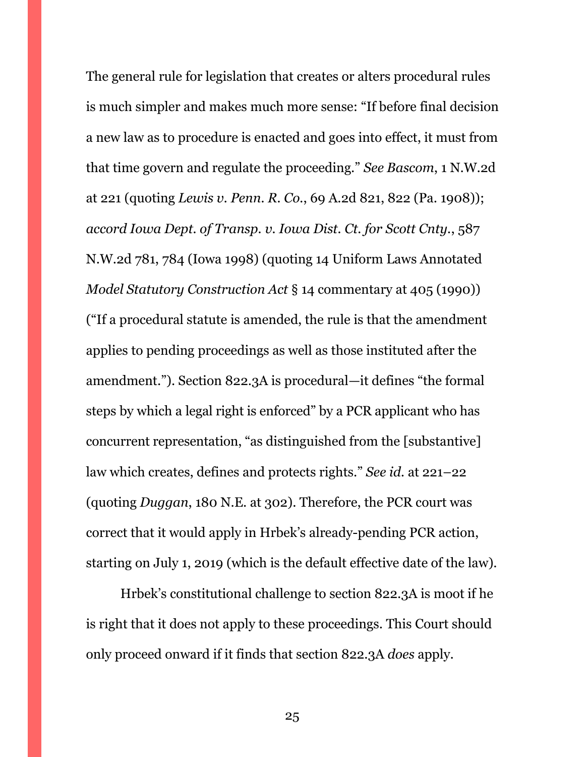The general rule for legislation that creates or alters procedural rules is much simpler and makes much more sense: "If before final decision a new law as to procedure is enacted and goes into effect, it must from that time govern and regulate the proceeding." *See Bascom*, 1 N.W.2d at 221 (quoting *Lewis v. Penn. R. Co.*, 69 A.2d 821, 822 (Pa. 1908)); *accord Iowa Dept. of Transp. v. Iowa Dist. Ct. for Scott Cnty.*, 587 N.W.2d 781, 784 (Iowa 1998) (quoting 14 Uniform Laws Annotated *Model Statutory Construction Act* § 14 commentary at 405 (1990)) ("If a procedural statute is amended, the rule is that the amendment applies to pending proceedings as well as those instituted after the amendment."). Section 822.3A is procedural—it defines "the formal steps by which a legal right is enforced" by a PCR applicant who has concurrent representation, "as distinguished from the [substantive] law which creates, defines and protects rights." *See id.* at 221–22 (quoting *Duggan*, 180 N.E. at 302). Therefore, the PCR court was correct that it would apply in Hrbek's already-pending PCR action, starting on July 1, 2019 (which is the default effective date of the law).

Hrbek's constitutional challenge to section 822.3A is moot if he is right that it does not apply to these proceedings. This Court should only proceed onward if it finds that section 822.3A *does* apply.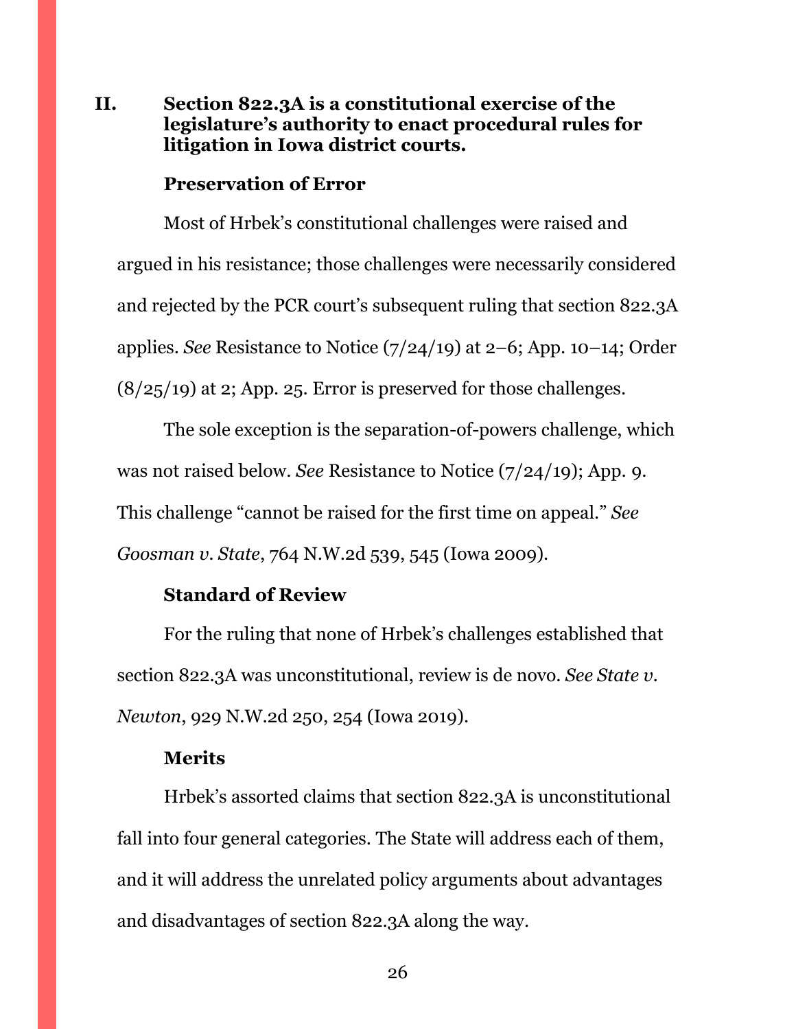## II. Section 822.3A is a constitutional exercise of the legislature's authority to enact procedural rules for litigation in Iowa district courts.

### Preservation of Error

Most of Hrbek's constitutional challenges were raised and argued in his resistance; those challenges were necessarily considered and rejected by the PCR court's subsequent ruling that section 822.3A applies. *See* Resistance to Notice (7/24/19) at 2–6; App. 10–14; Order (8/25/19) at 2; App. 25. Error is preserved for those challenges.

The sole exception is the separation-of-powers challenge, which was not raised below. *See* Resistance to Notice (7/24/19); App. 9. This challenge "cannot be raised for the first time on appeal." *See Goosman v. State*, 764 N.W.2d 539, 545 (Iowa 2009).

### Standard of Review

For the ruling that none of Hrbek's challenges established that section 822.3A was unconstitutional, review is de novo. *See State v. Newton*, 929 N.W.2d 250, 254 (Iowa 2019).

### Merits

Hrbek's assorted claims that section 822.3A is unconstitutional fall into four general categories. The State will address each of them, and it will address the unrelated policy arguments about advantages and disadvantages of section 822.3A along the way.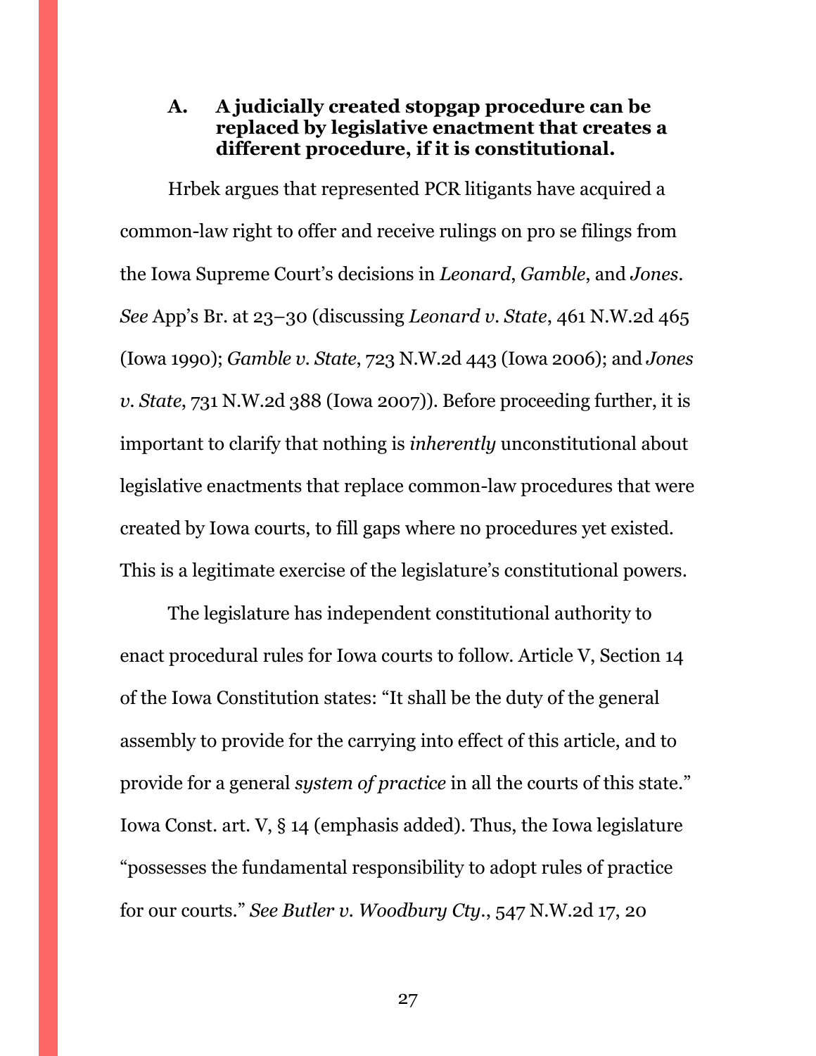### A. A judicially created stopgap procedure can be replaced by legislative enactment that creates a different procedure, if it is constitutional.

Hrbek argues that represented PCR litigants have acquired a common-law right to offer and receive rulings on pro se filings from the Iowa Supreme Court's decisions in *Leonard*, *Gamble*, and *Jones*. *See* App's Br. at 23–30 (discussing *Leonard v. State*, 461 N.W.2d 465 (Iowa 1990); *Gamble v. State*, 723 N.W.2d 443 (Iowa 2006); and *Jones v. State*, 731 N.W.2d 388 (Iowa 2007)). Before proceeding further, it is important to clarify that nothing is *inherently* unconstitutional about legislative enactments that replace common-law procedures that were created by Iowa courts, to fill gaps where no procedures yet existed. This is a legitimate exercise of the legislature's constitutional powers.

The legislature has independent constitutional authority to enact procedural rules for Iowa courts to follow. Article V, Section 14 of the Iowa Constitution states: "It shall be the duty of the general assembly to provide for the carrying into effect of this article, and to provide for a general *system of practice* in all the courts of this state." Iowa Const. art. V, § 14 (emphasis added). Thus, the Iowa legislature "possesses the fundamental responsibility to adopt rules of practice for our courts." *See Butler v. Woodbury Cty.*, 547 N.W.2d 17, 20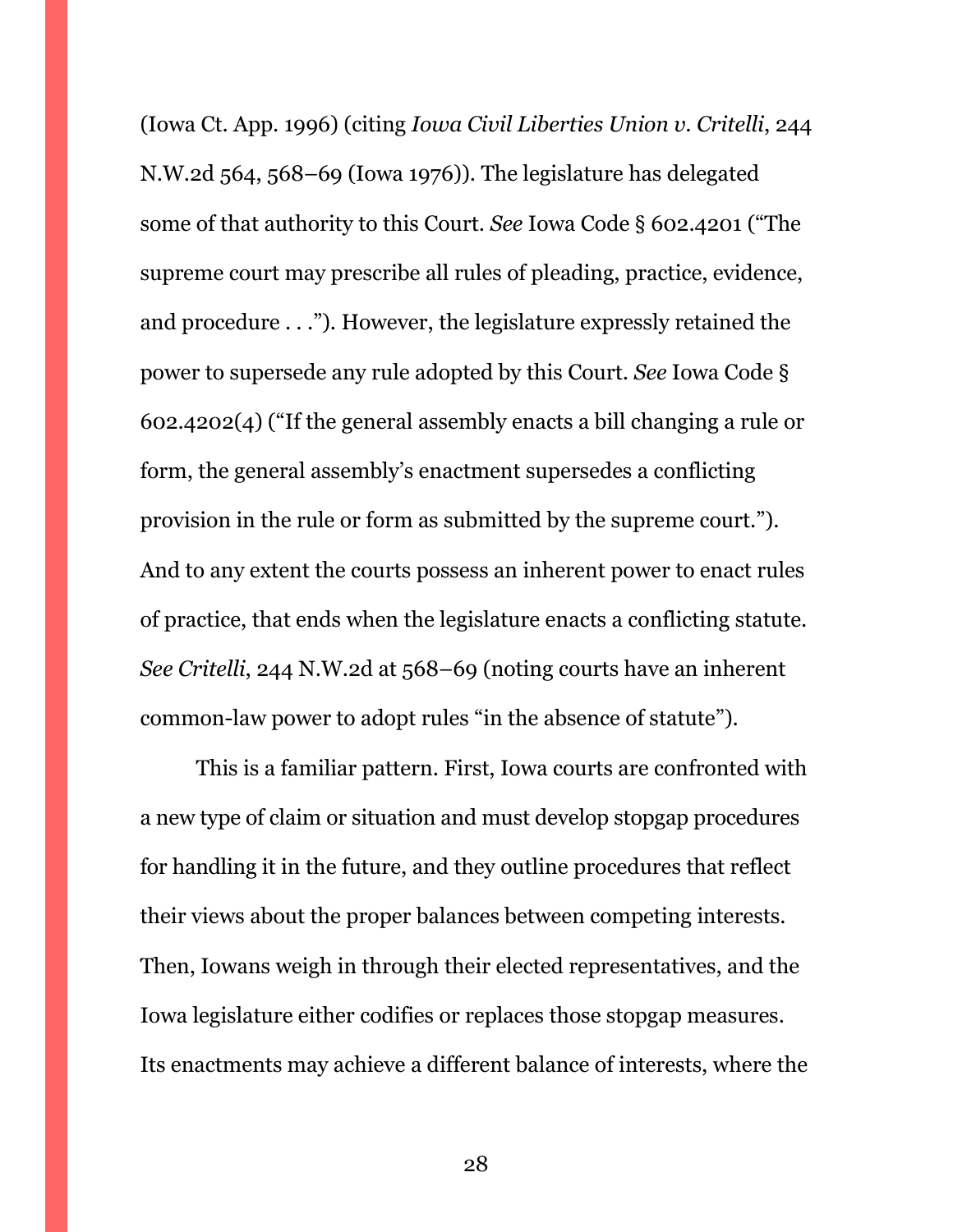(Iowa Ct. App. 1996) (citing *Iowa Civil Liberties Union v. Critelli*, 244 N.W.2d 564, 568–69 (Iowa 1976)). The legislature has delegated some of that authority to this Court. *See* Iowa Code § 602.4201 ("The supreme court may prescribe all rules of pleading, practice, evidence, and procedure . . ."). However, the legislature expressly retained the power to supersede any rule adopted by this Court. *See* Iowa Code § 602.4202(4) ("If the general assembly enacts a bill changing a rule or form, the general assembly's enactment supersedes a conflicting provision in the rule or form as submitted by the supreme court."). And to any extent the courts possess an inherent power to enact rules of practice, that ends when the legislature enacts a conflicting statute. *See Critelli*, 244 N.W.2d at 568–69 (noting courts have an inherent common-law power to adopt rules "in the absence of statute").

This is a familiar pattern. First, Iowa courts are confronted with a new type of claim or situation and must develop stopgap procedures for handling it in the future, and they outline procedures that reflect their views about the proper balances between competing interests. Then, Iowans weigh in through their elected representatives, and the Iowa legislature either codifies or replaces those stopgap measures. Its enactments may achieve a different balance of interests, where the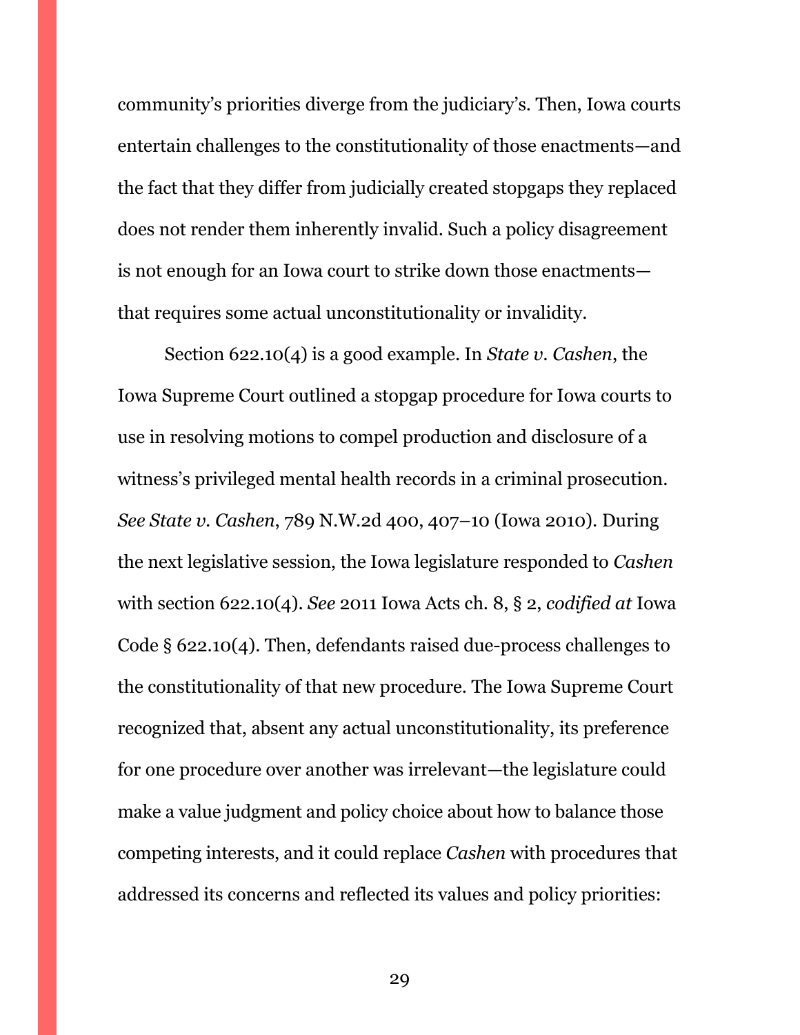community's priorities diverge from the judiciary's. Then, Iowa courts entertain challenges to the constitutionality of those enactments—and the fact that they differ from judicially created stopgaps they replaced does not render them inherently invalid. Such a policy disagreement is not enough for an Iowa court to strike down those enactments—that requires some actual unconstitutionality or invalidity.

Section 622.10(4) is a good example. In *State v. Cashen*, the Iowa Supreme Court outlined a stopgap procedure for Iowa courts to use in resolving motions to compel production and disclosure of a witness's privileged mental health records in a criminal prosecution. *See State v. Cashen*, 789 N.W.2d 400, 407–10 (Iowa 2010). During the next legislative session, the Iowa legislature responded to *Cashen* with section 622.10(4). *See* 2011 Iowa Acts ch. 8, § 2, *codified at* Iowa Code § 622.10(4). Then, defendants raised due-process challenges to the constitutionality of that new procedure. The Iowa Supreme Court recognized that, absent any actual unconstitutionality, its preference for one procedure over another was irrelevant—the legislature could make a value judgment and policy choice about how to balance those competing interests, and it could replace *Cashen* with procedures that addressed its concerns and reflected its values and policy priorities: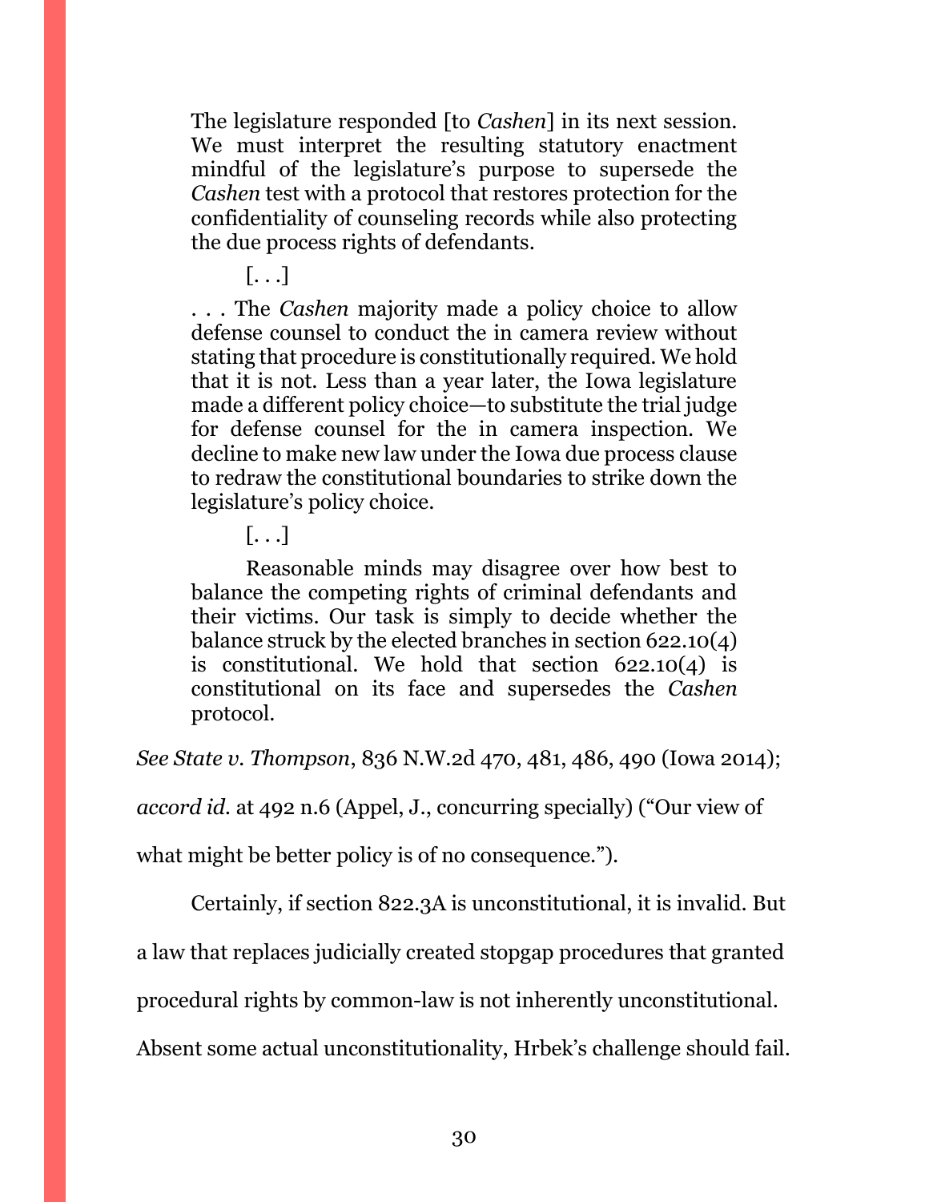> The legislature responded [to *Cashen*] in its next session. We must interpret the resulting statutory enactment mindful of the legislature's purpose to supersede the *Cashen* test with a protocol that restores protection for the confidentiality of counseling records while also protecting the due process rights of defendants.
>
> [. . .]
>
> . . . The *Cashen* majority made a policy choice to allow defense counsel to conduct the in camera review without stating that procedure is constitutionally required. We hold that it is not. Less than a year later, the Iowa legislature made a different policy choice—to substitute the trial judge for defense counsel for the in camera inspection. We decline to make new law under the Iowa due process clause to redraw the constitutional boundaries to strike down the legislature's policy choice.
>
> [. . .]
>
> Reasonable minds may disagree over how best to balance the competing rights of criminal defendants and their victims. Our task is simply to decide whether the balance struck by the elected branches in section 622.10(4) is constitutional. We hold that section 622.10(4) is constitutional on its face and supersedes the *Cashen* protocol.

*See State v. Thompson*, 836 N.W.2d 470, 481, 486, 490 (Iowa 2014); *accord id.* at 492 n.6 (Appel, J., concurring specially) ("Our view of what might be better policy is of no consequence.").

Certainly, if section 822.3A is unconstitutional, it is invalid. But a law that replaces judicially created stopgap procedures that granted procedural rights by common-law is not inherently unconstitutional. Absent some actual unconstitutionality, Hrbek's challenge should fail.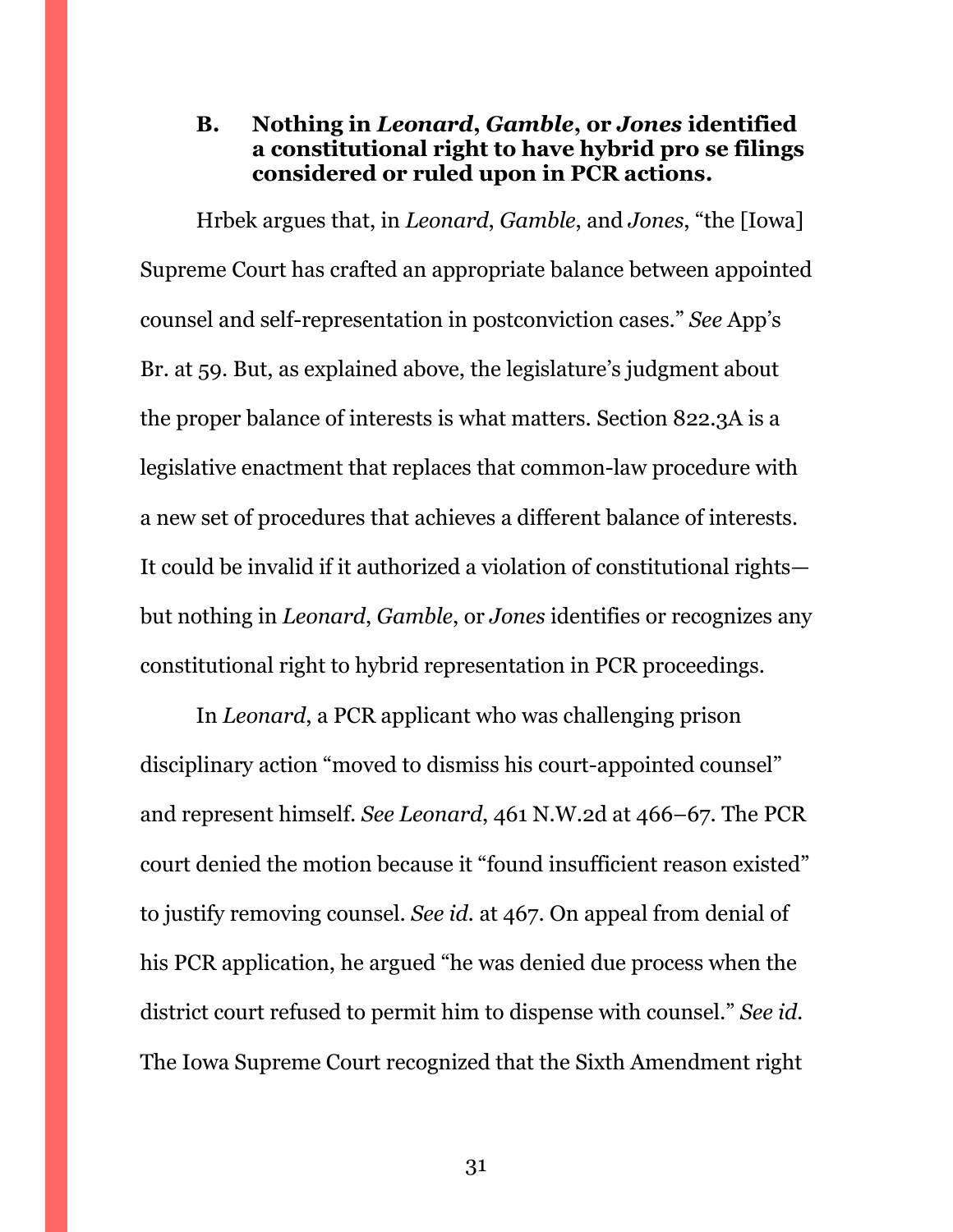### B. Nothing in *Leonard*, *Gamble*, or *Jones* identified a constitutional right to have hybrid pro se filings considered or ruled upon in PCR actions.

Hrbek argues that, in *Leonard*, *Gamble*, and *Jones*, "the [Iowa] Supreme Court has crafted an appropriate balance between appointed counsel and self-representation in postconviction cases." *See* App's Br. at 59. But, as explained above, the legislature's judgment about the proper balance of interests is what matters. Section 822.3A is a legislative enactment that replaces that common-law procedure with a new set of procedures that achieves a different balance of interests. It could be invalid if it authorized a violation of constitutional rights—but nothing in *Leonard*, *Gamble*, or *Jones* identifies or recognizes any constitutional right to hybrid representation in PCR proceedings.

In *Leonard*, a PCR applicant who was challenging prison disciplinary action "moved to dismiss his court-appointed counsel" and represent himself. *See Leonard*, 461 N.W.2d at 466–67. The PCR court denied the motion because it "found insufficient reason existed" to justify removing counsel. *See id.* at 467. On appeal from denial of his PCR application, he argued "he was denied due process when the district court refused to permit him to dispense with counsel." *See id.* The Iowa Supreme Court recognized that the Sixth Amendment right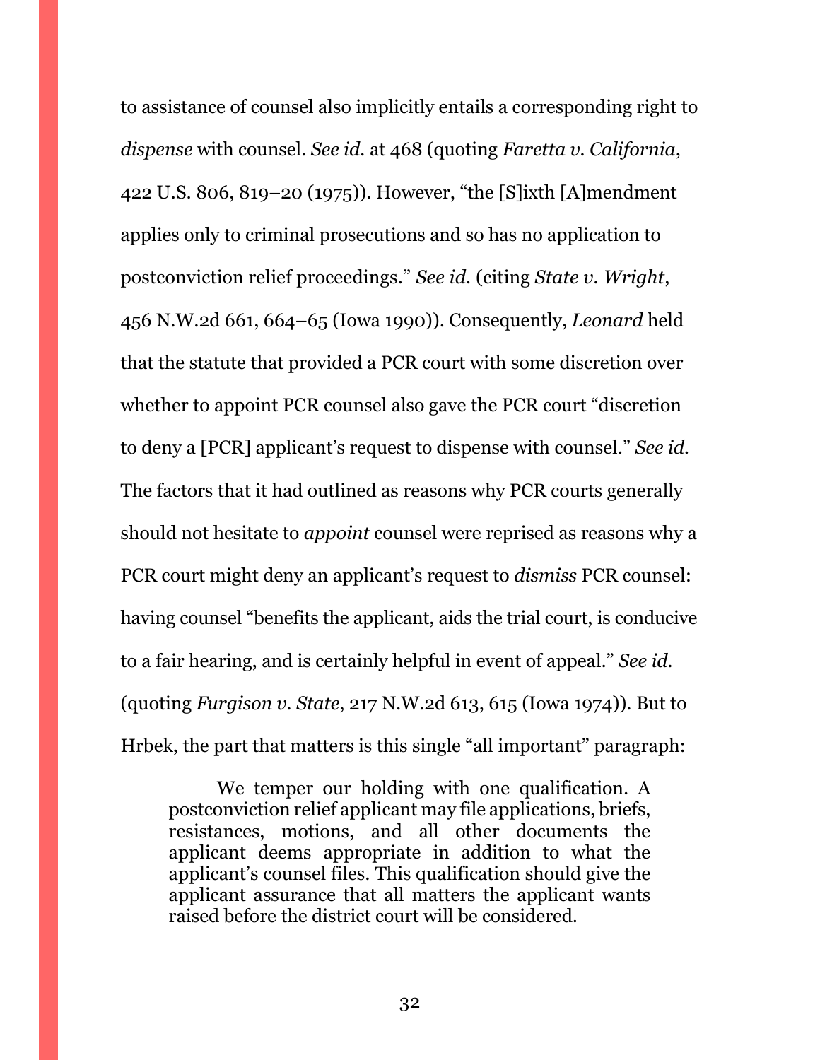to assistance of counsel also implicitly entails a corresponding right to *dispense* with counsel. *See id.* at 468 (quoting *Faretta v. California*, 422 U.S. 806, 819–20 (1975)). However, "the [S]ixth [A]mendment applies only to criminal prosecutions and so has no application to postconviction relief proceedings." *See id.* (citing *State v. Wright*, 456 N.W.2d 661, 664–65 (Iowa 1990)). Consequently, *Leonard* held that the statute that provided a PCR court with some discretion over whether to appoint PCR counsel also gave the PCR court "discretion to deny a [PCR] applicant's request to dispense with counsel." *See id.* The factors that it had outlined as reasons why PCR courts generally should not hesitate to *appoint* counsel were reprised as reasons why a PCR court might deny an applicant's request to *dismiss* PCR counsel: having counsel "benefits the applicant, aids the trial court, is conducive to a fair hearing, and is certainly helpful in event of appeal." *See id.* (quoting *Furgison v. State*, 217 N.W.2d 613, 615 (Iowa 1974)). But to Hrbek, the part that matters is this single "all important" paragraph:

> We temper our holding with one qualification. A postconviction relief applicant may file applications, briefs, resistances, motions, and all other documents the applicant deems appropriate in addition to what the applicant's counsel files. This qualification should give the applicant assurance that all matters the applicant wants raised before the district court will be considered.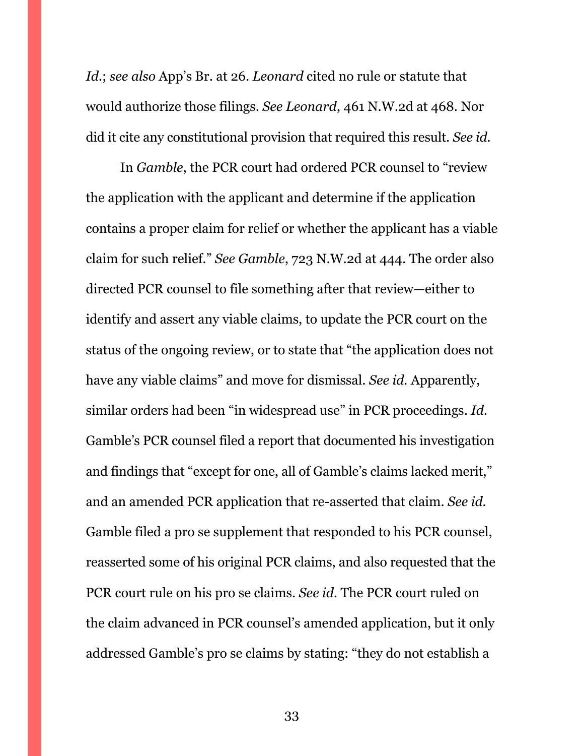*Id.*; *see also* App's Br. at 26. *Leonard* cited no rule or statute that would authorize those filings. *See Leonard*, 461 N.W.2d at 468. Nor did it cite any constitutional provision that required this result. *See id.*

In *Gamble*, the PCR court had ordered PCR counsel to "review the application with the applicant and determine if the application contains a proper claim for relief or whether the applicant has a viable claim for such relief." *See Gamble*, 723 N.W.2d at 444. The order also directed PCR counsel to file something after that review—either to identify and assert any viable claims, to update the PCR court on the status of the ongoing review, or to state that "the application does not have any viable claims" and move for dismissal. *See id.* Apparently, similar orders had been "in widespread use" in PCR proceedings. *Id.* Gamble's PCR counsel filed a report that documented his investigation and findings that "except for one, all of Gamble's claims lacked merit," and an amended PCR application that re-asserted that claim. *See id.* Gamble filed a pro se supplement that responded to his PCR counsel, reasserted some of his original PCR claims, and also requested that the PCR court rule on his pro se claims. *See id.* The PCR court ruled on the claim advanced in PCR counsel's amended application, but it only addressed Gamble's pro se claims by stating: "they do not establish a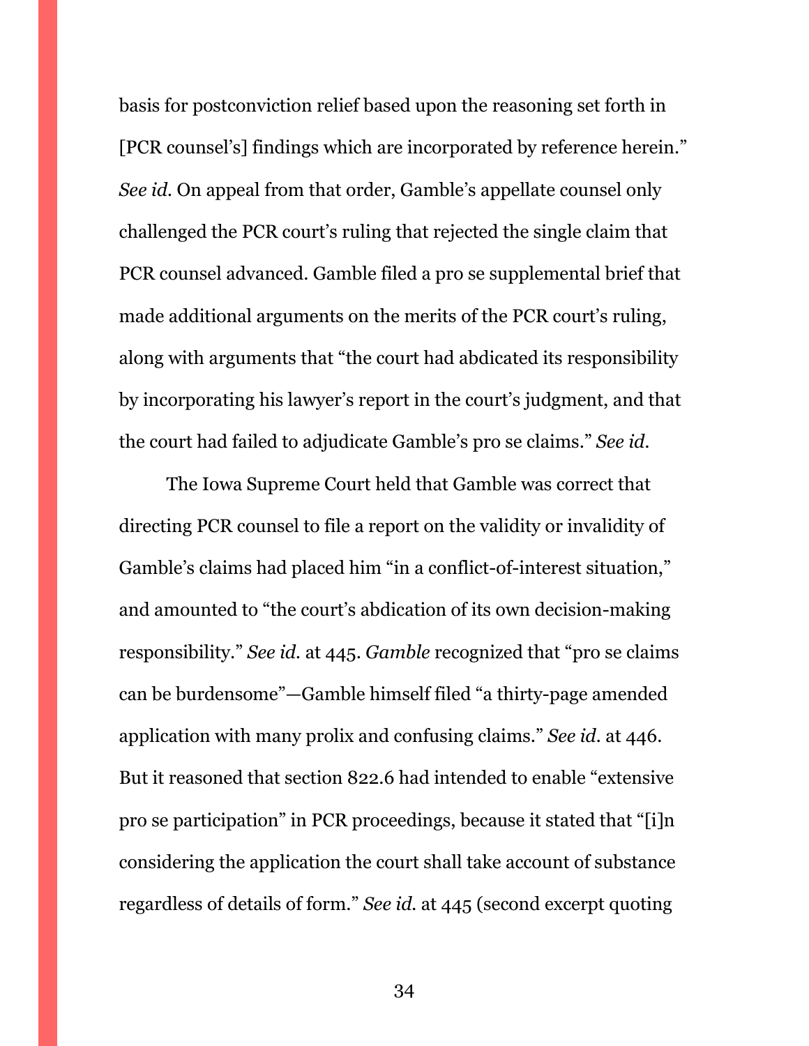basis for postconviction relief based upon the reasoning set forth in [PCR counsel's] findings which are incorporated by reference herein." *See id.* On appeal from that order, Gamble's appellate counsel only challenged the PCR court's ruling that rejected the single claim that PCR counsel advanced. Gamble filed a pro se supplemental brief that made additional arguments on the merits of the PCR court's ruling, along with arguments that "the court had abdicated its responsibility by incorporating his lawyer's report in the court's judgment, and that the court had failed to adjudicate Gamble's pro se claims." *See id.*

The Iowa Supreme Court held that Gamble was correct that directing PCR counsel to file a report on the validity or invalidity of Gamble's claims had placed him "in a conflict-of-interest situation," and amounted to "the court's abdication of its own decision-making responsibility." *See id.* at 445. *Gamble* recognized that "pro se claims can be burdensome"—Gamble himself filed "a thirty-page amended application with many prolix and confusing claims." *See id.* at 446. But it reasoned that section 822.6 had intended to enable "extensive pro se participation" in PCR proceedings, because it stated that "[i]n considering the application the court shall take account of substance regardless of details of form." *See id.* at 445 (second excerpt quoting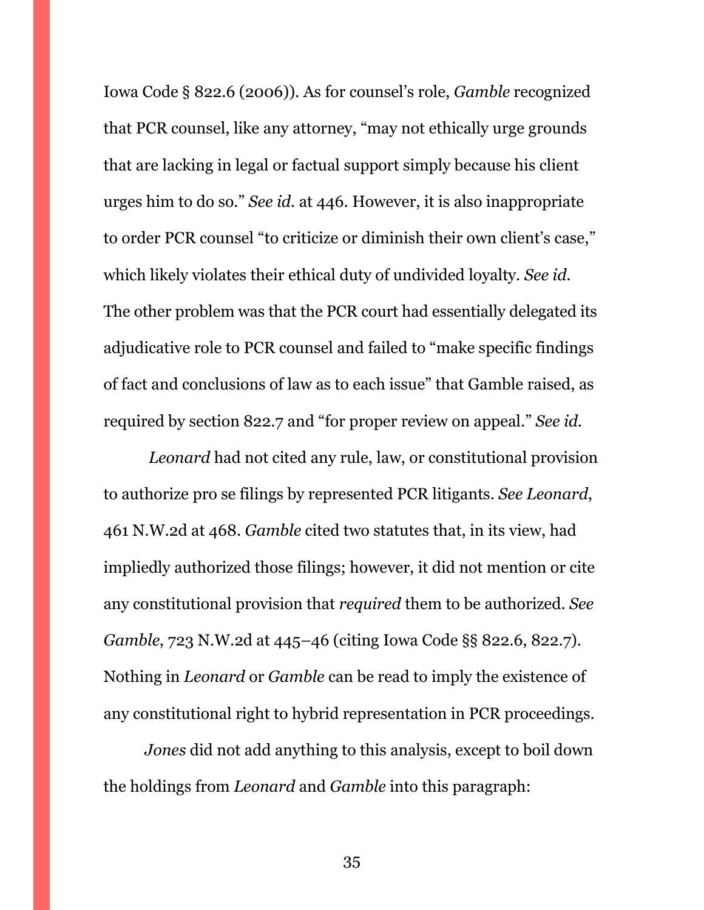Iowa Code § 822.6 (2006)). As for counsel's role, *Gamble* recognized that PCR counsel, like any attorney, "may not ethically urge grounds that are lacking in legal or factual support simply because his client urges him to do so." *See id.* at 446. However, it is also inappropriate to order PCR counsel "to criticize or diminish their own client's case," which likely violates their ethical duty of undivided loyalty. *See id.* The other problem was that the PCR court had essentially delegated its adjudicative role to PCR counsel and failed to "make specific findings of fact and conclusions of law as to each issue" that Gamble raised, as required by section 822.7 and "for proper review on appeal." *See id.*

*Leonard* had not cited any rule, law, or constitutional provision to authorize pro se filings by represented PCR litigants. *See Leonard*, 461 N.W.2d at 468. *Gamble* cited two statutes that, in its view, had impliedly authorized those filings; however, it did not mention or cite any constitutional provision that *required* them to be authorized. *See Gamble*, 723 N.W.2d at 445–46 (citing Iowa Code §§ 822.6, 822.7). Nothing in *Leonard* or *Gamble* can be read to imply the existence of any constitutional right to hybrid representation in PCR proceedings.

*Jones* did not add anything to this analysis, except to boil down the holdings from *Leonard* and *Gamble* into this paragraph: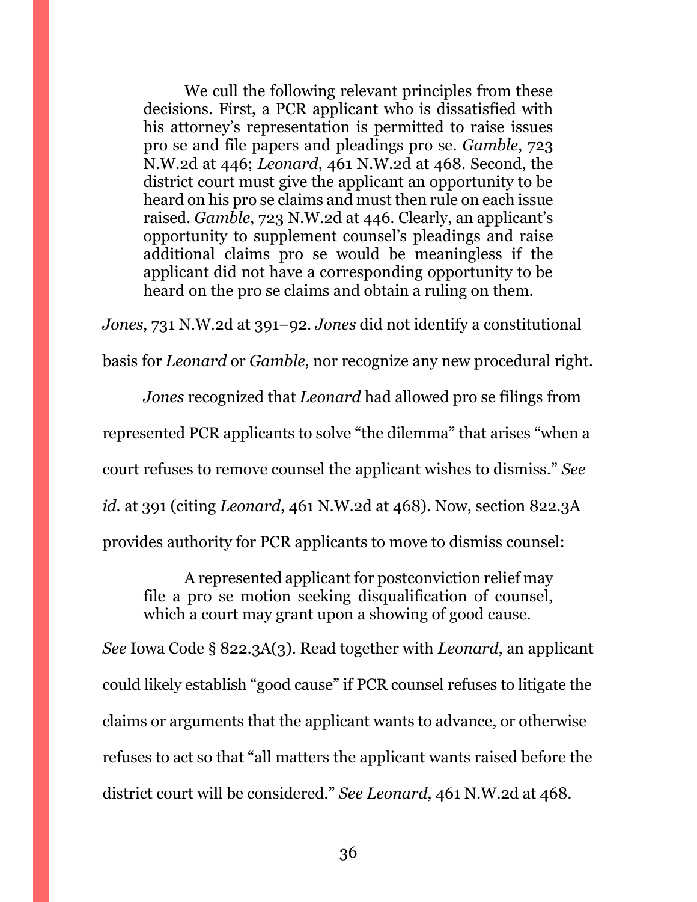> We cull the following relevant principles from these decisions. First, a PCR applicant who is dissatisfied with his attorney's representation is permitted to raise issues pro se and file papers and pleadings pro se. *Gamble*, 723 N.W.2d at 446; *Leonard*, 461 N.W.2d at 468. Second, the district court must give the applicant an opportunity to be heard on his pro se claims and must then rule on each issue raised. *Gamble*, 723 N.W.2d at 446. Clearly, an applicant's opportunity to supplement counsel's pleadings and raise additional claims pro se would be meaningless if the applicant did not have a corresponding opportunity to be heard on the pro se claims and obtain a ruling on them.

*Jones*, 731 N.W.2d at 391–92. *Jones* did not identify a constitutional basis for *Leonard* or *Gamble*, nor recognize any new procedural right.

*Jones* recognized that *Leonard* had allowed pro se filings from represented PCR applicants to solve "the dilemma" that arises "when a court refuses to remove counsel the applicant wishes to dismiss." *See id.* at 391 (citing *Leonard*, 461 N.W.2d at 468). Now, section 822.3A provides authority for PCR applicants to move to dismiss counsel:

> A represented applicant for postconviction relief may file a pro se motion seeking disqualification of counsel, which a court may grant upon a showing of good cause.

*See* Iowa Code § 822.3A(3). Read together with *Leonard*, an applicant could likely establish "good cause" if PCR counsel refuses to litigate the claims or arguments that the applicant wants to advance, or otherwise refuses to act so that "all matters the applicant wants raised before the district court will be considered." *See Leonard*, 461 N.W.2d at 468.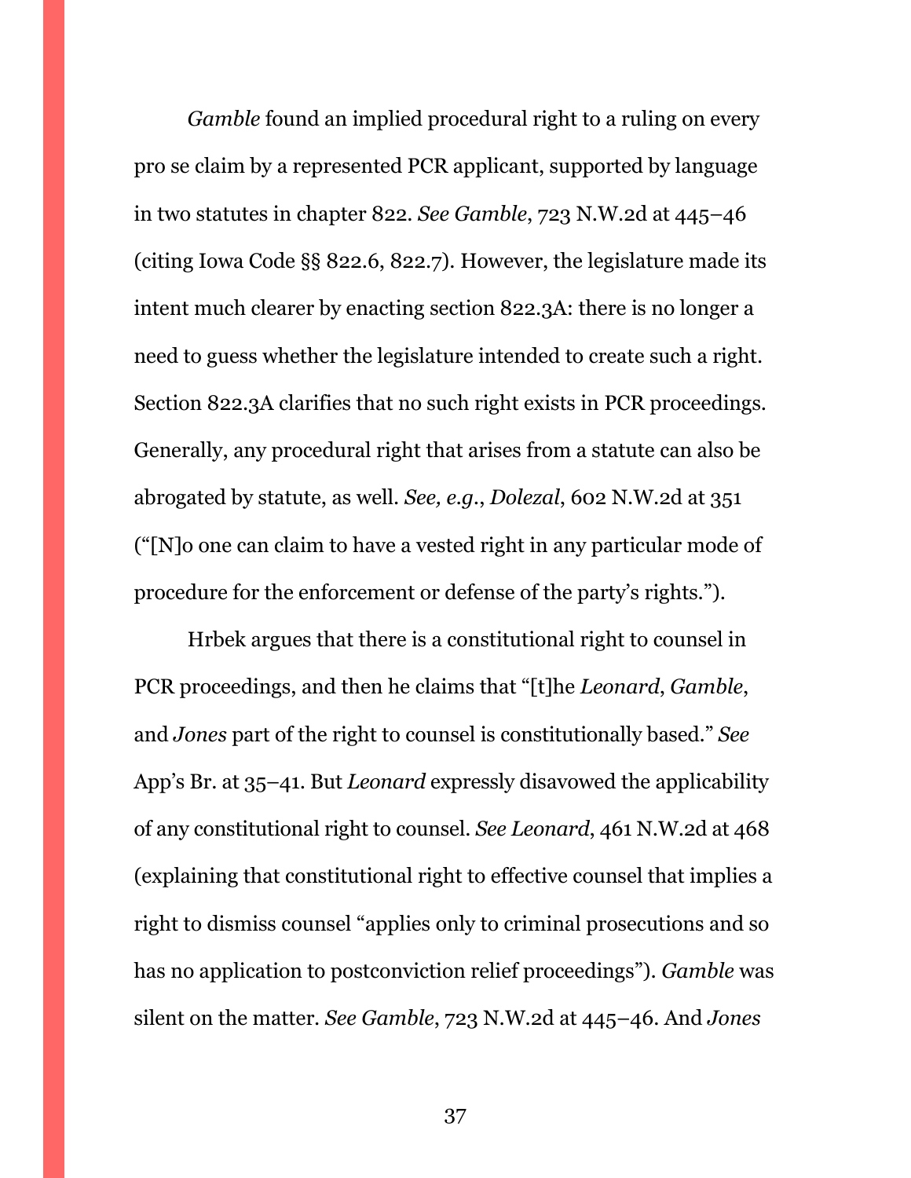*Gamble* found an implied procedural right to a ruling on every pro se claim by a represented PCR applicant, supported by language in two statutes in chapter 822. *See Gamble*, 723 N.W.2d at 445–46 (citing Iowa Code §§ 822.6, 822.7). However, the legislature made its intent much clearer by enacting section 822.3A: there is no longer a need to guess whether the legislature intended to create such a right. Section 822.3A clarifies that no such right exists in PCR proceedings. Generally, any procedural right that arises from a statute can also be abrogated by statute, as well. *See, e.g.*, *Dolezal*, 602 N.W.2d at 351 ("[N]o one can claim to have a vested right in any particular mode of procedure for the enforcement or defense of the party's rights.").

Hrbek argues that there is a constitutional right to counsel in PCR proceedings, and then he claims that "[t]he *Leonard*, *Gamble*, and *Jones* part of the right to counsel is constitutionally based." *See* App's Br. at 35–41. But *Leonard* expressly disavowed the applicability of any constitutional right to counsel. *See Leonard*, 461 N.W.2d at 468 (explaining that constitutional right to effective counsel that implies a right to dismiss counsel "applies only to criminal prosecutions and so has no application to postconviction relief proceedings"). *Gamble* was silent on the matter. *See Gamble*, 723 N.W.2d at 445–46. And *Jones*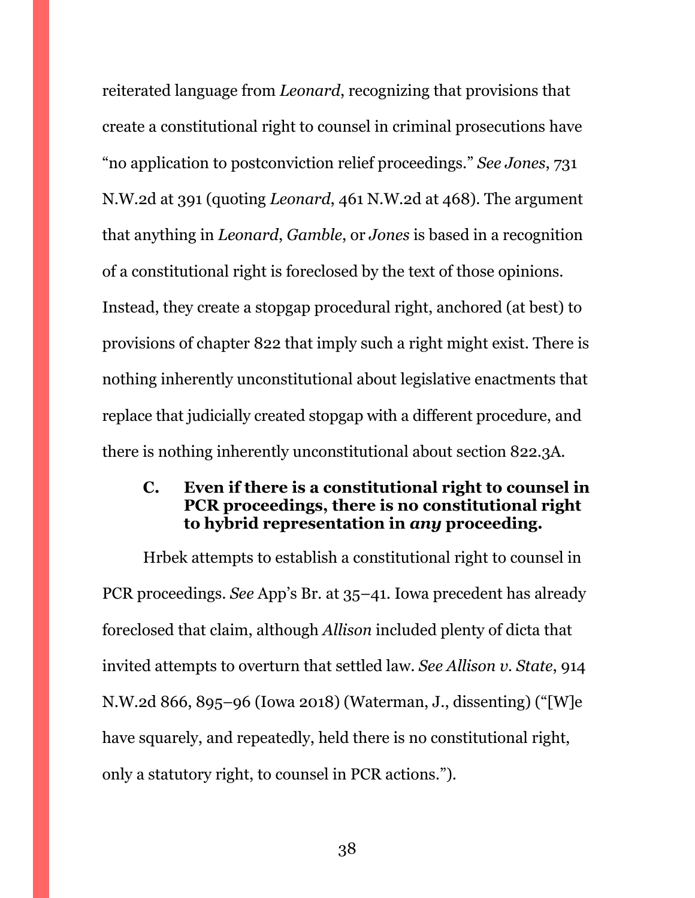reiterated language from *Leonard*, recognizing that provisions that create a constitutional right to counsel in criminal prosecutions have "no application to postconviction relief proceedings." *See Jones*, 731 N.W.2d at 391 (quoting *Leonard*, 461 N.W.2d at 468). The argument that anything in *Leonard*, *Gamble*, or *Jones* is based in a recognition of a constitutional right is foreclosed by the text of those opinions. Instead, they create a stopgap procedural right, anchored (at best) to provisions of chapter 822 that imply such a right might exist. There is nothing inherently unconstitutional about legislative enactments that replace that judicially created stopgap with a different procedure, and there is nothing inherently unconstitutional about section 822.3A.

### C. Even if there is a constitutional right to counsel in PCR proceedings, there is no constitutional right to hybrid representation in *any* proceeding.

Hrbek attempts to establish a constitutional right to counsel in PCR proceedings. *See* App's Br. at 35–41. Iowa precedent has already foreclosed that claim, although *Allison* included plenty of dicta that invited attempts to overturn that settled law. *See Allison v. State*, 914 N.W.2d 866, 895–96 (Iowa 2018) (Waterman, J., dissenting) ("[W]e have squarely, and repeatedly, held there is no constitutional right, only a statutory right, to counsel in PCR actions.").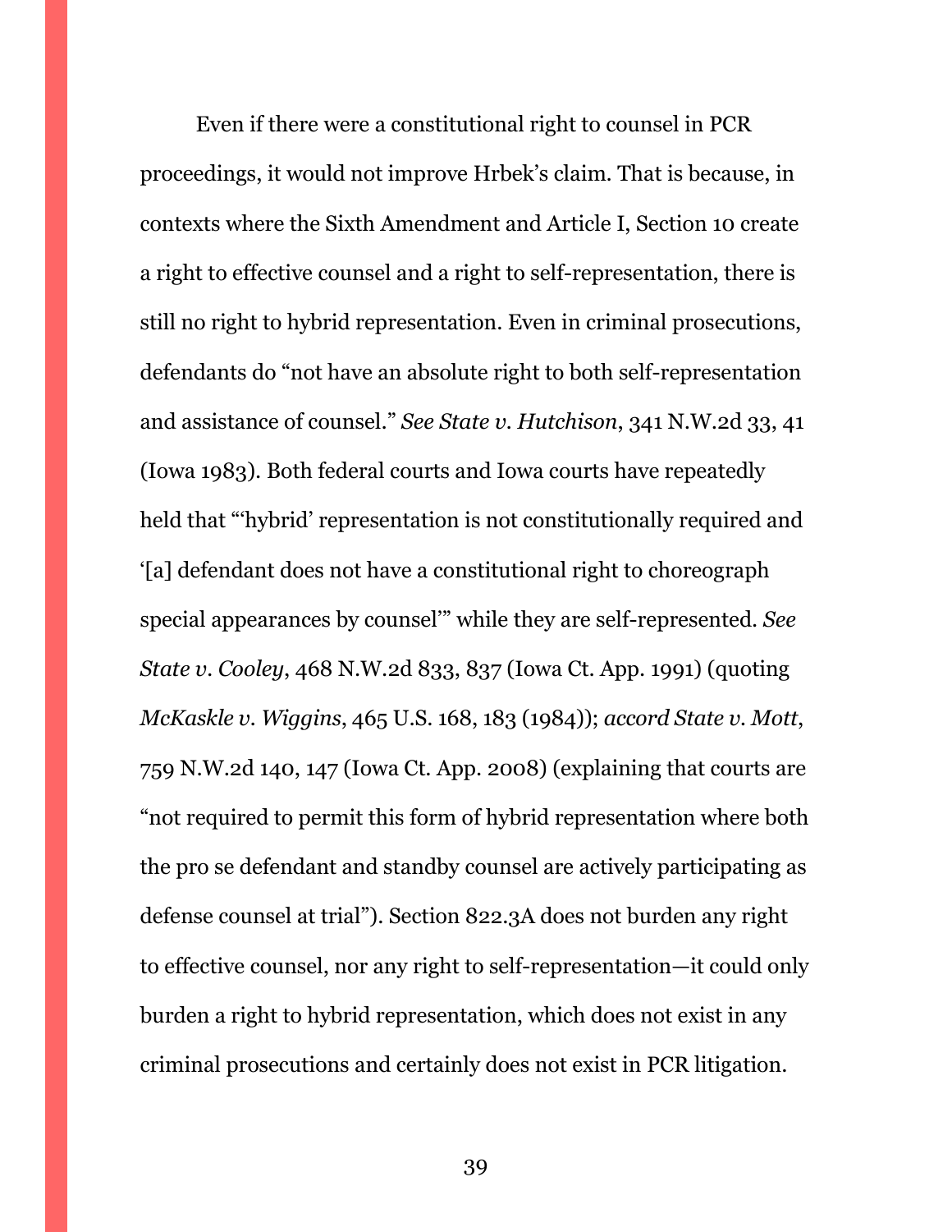Even if there were a constitutional right to counsel in PCR proceedings, it would not improve Hrbek's claim. That is because, in contexts where the Sixth Amendment and Article I, Section 10 create a right to effective counsel and a right to self-representation, there is still no right to hybrid representation. Even in criminal prosecutions, defendants do "not have an absolute right to both self-representation and assistance of counsel." *See State v. Hutchison*, 341 N.W.2d 33, 41 (Iowa 1983). Both federal courts and Iowa courts have repeatedly held that "'hybrid' representation is not constitutionally required and '[a] defendant does not have a constitutional right to choreograph special appearances by counsel'" while they are self-represented. *See State v. Cooley*, 468 N.W.2d 833, 837 (Iowa Ct. App. 1991) (quoting *McKaskle v. Wiggins*, 465 U.S. 168, 183 (1984)); *accord State v. Mott*, 759 N.W.2d 140, 147 (Iowa Ct. App. 2008) (explaining that courts are "not required to permit this form of hybrid representation where both the pro se defendant and standby counsel are actively participating as defense counsel at trial"). Section 822.3A does not burden any right to effective counsel, nor any right to self-representation—it could only burden a right to hybrid representation, which does not exist in any criminal prosecutions and certainly does not exist in PCR litigation.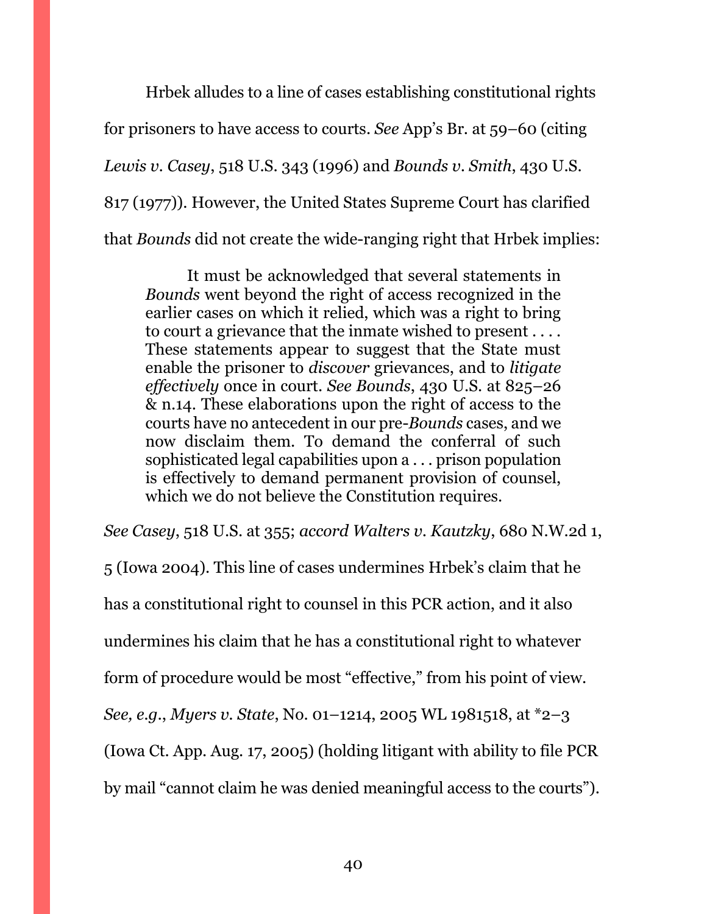Hrbek alludes to a line of cases establishing constitutional rights for prisoners to have access to courts. *See* App's Br. at 59–60 (citing *Lewis v. Casey*, 518 U.S. 343 (1996) and *Bounds v. Smith*, 430 U.S. 817 (1977)). However, the United States Supreme Court has clarified that *Bounds* did not create the wide-ranging right that Hrbek implies:

> It must be acknowledged that several statements in *Bounds* went beyond the right of access recognized in the earlier cases on which it relied, which was a right to bring to court a grievance that the inmate wished to present . . . . These statements appear to suggest that the State must enable the prisoner to *discover* grievances, and to *litigate effectively* once in court. *See Bounds*, 430 U.S. at 825–26 & n.14. These elaborations upon the right of access to the courts have no antecedent in our pre-*Bounds* cases, and we now disclaim them. To demand the conferral of such sophisticated legal capabilities upon a . . . prison population is effectively to demand permanent provision of counsel, which we do not believe the Constitution requires.

*See Casey*, 518 U.S. at 355; *accord Walters v. Kautzky*, 680 N.W.2d 1, 5 (Iowa 2004). This line of cases undermines Hrbek's claim that he has a constitutional right to counsel in this PCR action, and it also undermines his claim that he has a constitutional right to whatever form of procedure would be most "effective," from his point of view. *See, e.g.*, *Myers v. State*, No. 01–1214, 2005 WL 1981518, at *2–3 (Iowa Ct. App. Aug. 17, 2005) (holding litigant with ability to file PCR by mail "cannot claim he was denied meaningful access to the courts").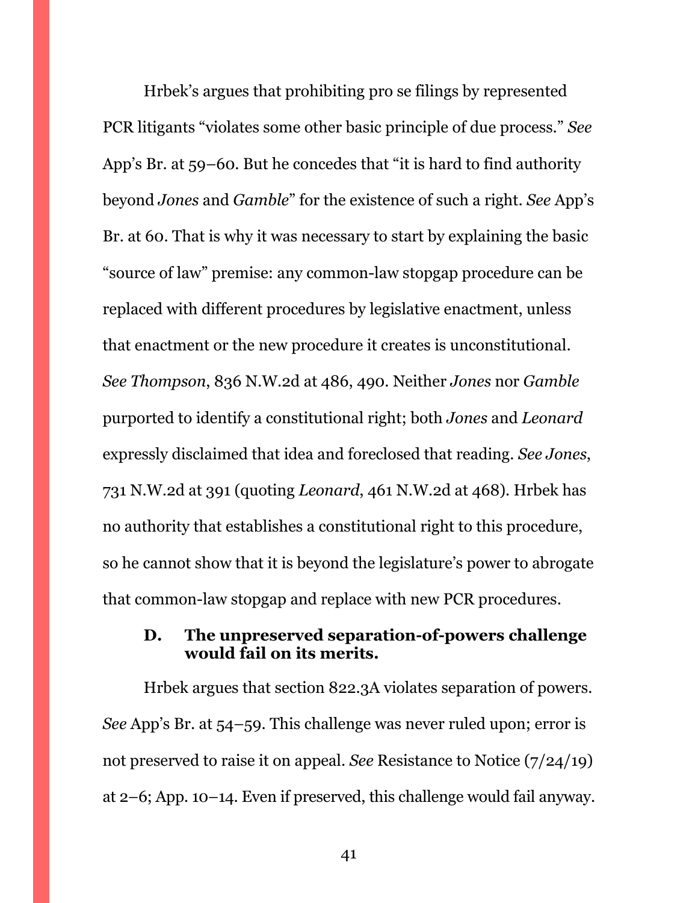Hrbek's argues that prohibiting pro se filings by represented PCR litigants "violates some other basic principle of due process." *See* App's Br. at 59–60. But he concedes that "it is hard to find authority beyond *Jones* and *Gamble*" for the existence of such a right. *See* App's Br. at 60. That is why it was necessary to start by explaining the basic "source of law" premise: any common-law stopgap procedure can be replaced with different procedures by legislative enactment, unless that enactment or the new procedure it creates is unconstitutional. *See Thompson*, 836 N.W.2d at 486, 490. Neither *Jones* nor *Gamble* purported to identify a constitutional right; both *Jones* and *Leonard* expressly disclaimed that idea and foreclosed that reading. *See Jones*, 731 N.W.2d at 391 (quoting *Leonard*, 461 N.W.2d at 468). Hrbek has no authority that establishes a constitutional right to this procedure, so he cannot show that it is beyond the legislature's power to abrogate that common-law stopgap and replace with new PCR procedures.

### D. The unpreserved separation-of-powers challenge would fail on its merits.

Hrbek argues that section 822.3A violates separation of powers. *See* App's Br. at 54–59. This challenge was never ruled upon; error is not preserved to raise it on appeal. *See* Resistance to Notice (7/24/19) at 2–6; App. 10–14. Even if preserved, this challenge would fail anyway.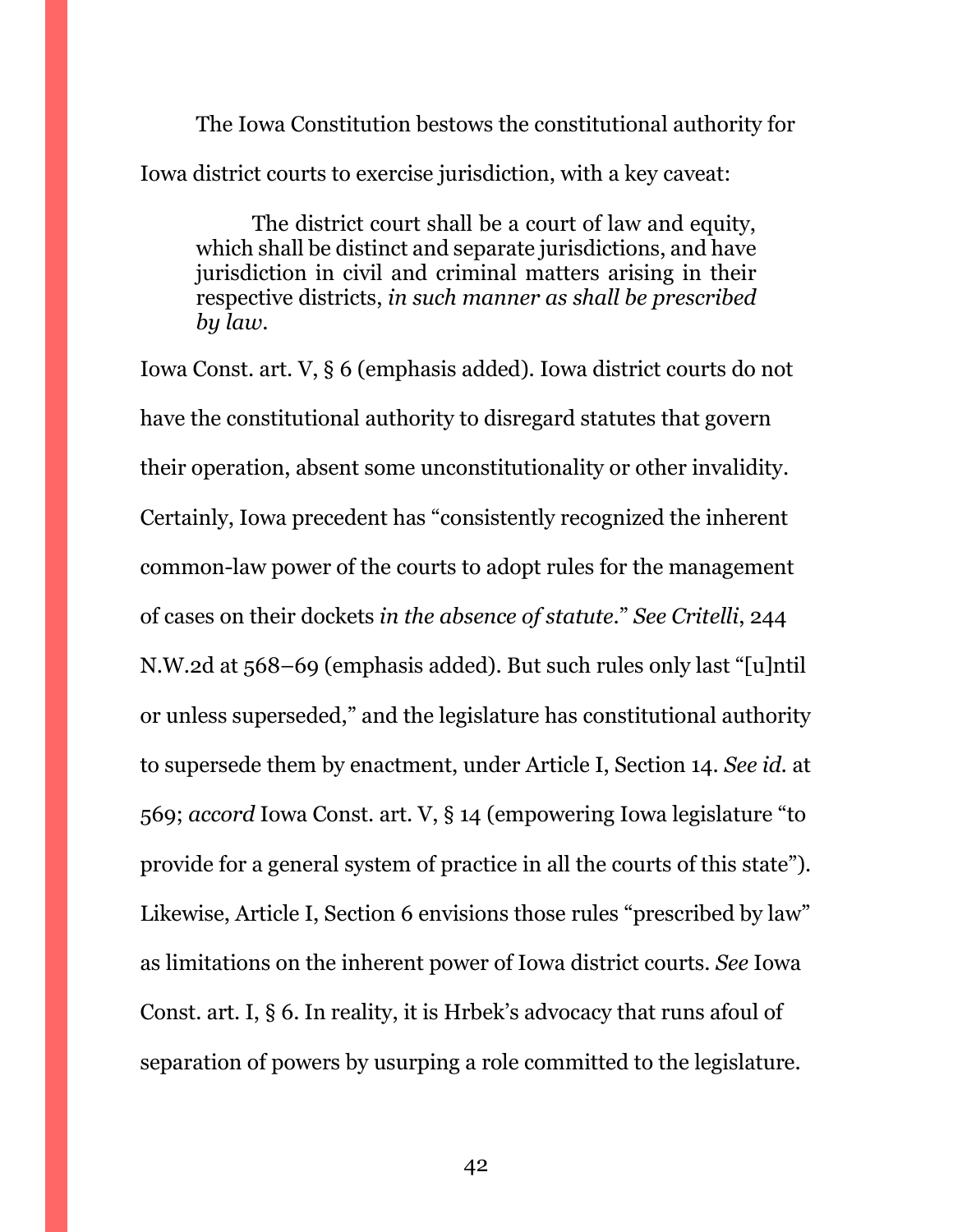The Iowa Constitution bestows the constitutional authority for Iowa district courts to exercise jurisdiction, with a key caveat:

> The district court shall be a court of law and equity, which shall be distinct and separate jurisdictions, and have jurisdiction in civil and criminal matters arising in their respective districts, *in such manner as shall be prescribed by law*.

Iowa Const. art. V, § 6 (emphasis added). Iowa district courts do not have the constitutional authority to disregard statutes that govern their operation, absent some unconstitutionality or other invalidity. Certainly, Iowa precedent has "consistently recognized the inherent common-law power of the courts to adopt rules for the management of cases on their dockets *in the absence of statute*." *See Critelli*, 244 N.W.2d at 568–69 (emphasis added). But such rules only last "[u]ntil or unless superseded," and the legislature has constitutional authority to supersede them by enactment, under Article I, Section 14. *See id.* at 569; *accord* Iowa Const. art. V, § 14 (empowering Iowa legislature "to provide for a general system of practice in all the courts of this state"). Likewise, Article I, Section 6 envisions those rules "prescribed by law" as limitations on the inherent power of Iowa district courts. *See* Iowa Const. art. I, § 6. In reality, it is Hrbek's advocacy that runs afoul of separation of powers by usurping a role committed to the legislature.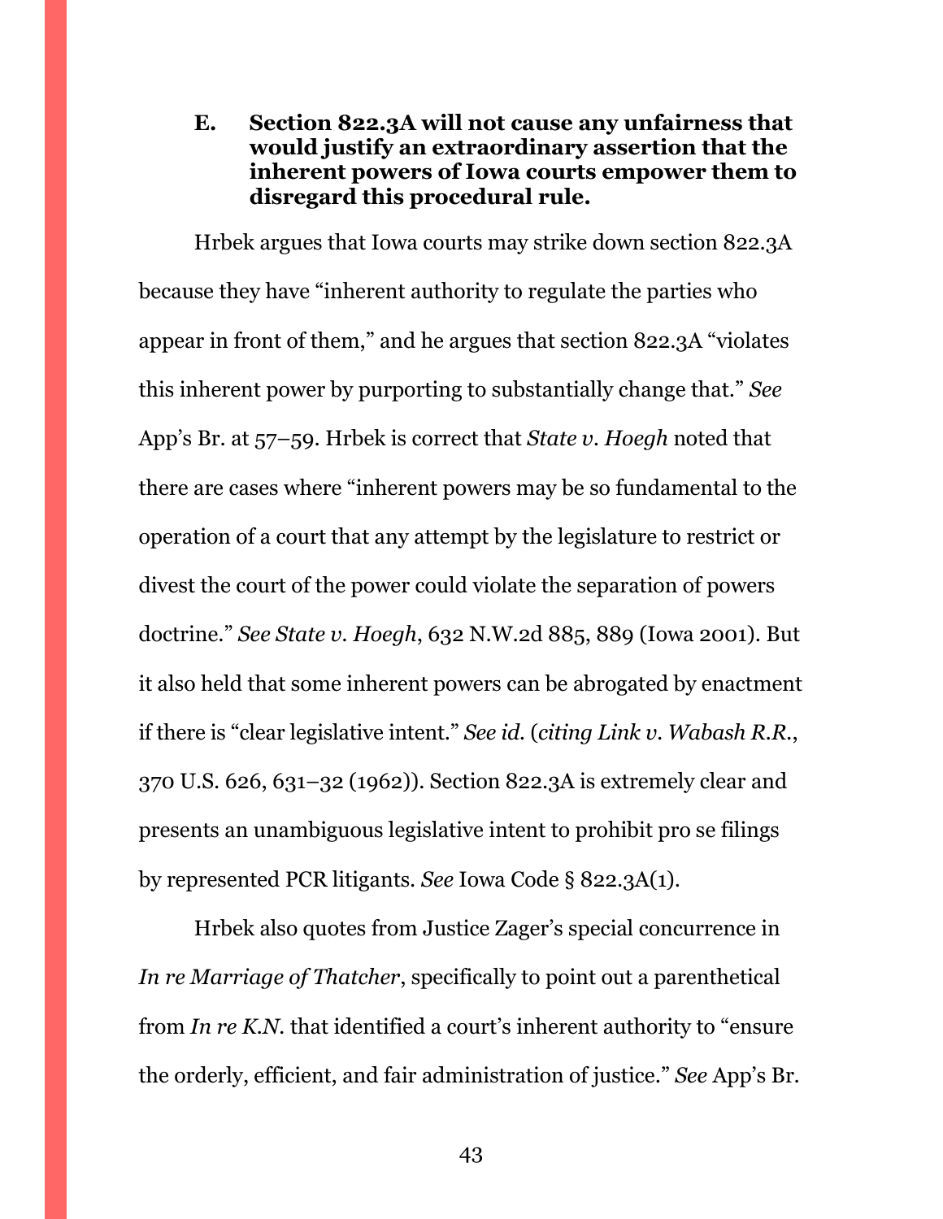### E. Section 822.3A will not cause any unfairness that would justify an extraordinary assertion that the inherent powers of Iowa courts empower them to disregard this procedural rule.

Hrbek argues that Iowa courts may strike down section 822.3A because they have "inherent authority to regulate the parties who appear in front of them," and he argues that section 822.3A "violates this inherent power by purporting to substantially change that." *See* App's Br. at 57–59. Hrbek is correct that *State v. Hoegh* noted that there are cases where "inherent powers may be so fundamental to the operation of a court that any attempt by the legislature to restrict or divest the court of the power could violate the separation of powers doctrine." *See State v. Hoegh*, 632 N.W.2d 885, 889 (Iowa 2001). But it also held that some inherent powers can be abrogated by enactment if there is "clear legislative intent." *See id.* (*citing Link v. Wabash R.R.*, 370 U.S. 626, 631–32 (1962)). Section 822.3A is extremely clear and presents an unambiguous legislative intent to prohibit pro se filings by represented PCR litigants. *See* Iowa Code § 822.3A(1).

Hrbek also quotes from Justice Zager's special concurrence in *In re Marriage of Thatcher*, specifically to point out a parenthetical from *In re K.N.* that identified a court's inherent authority to "ensure the orderly, efficient, and fair administration of justice." *See* App's Br.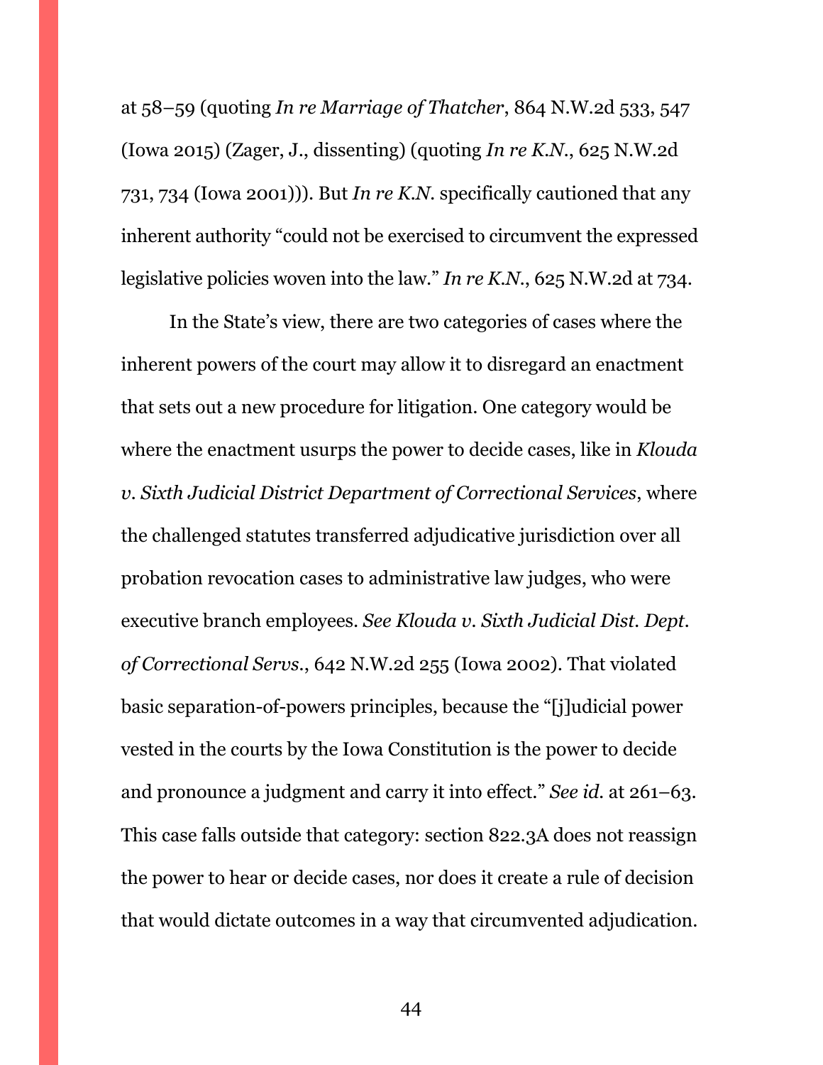at 58–59 (quoting *In re Marriage of Thatcher*, 864 N.W.2d 533, 547 (Iowa 2015) (Zager, J., dissenting) (quoting *In re K.N.*, 625 N.W.2d 731, 734 (Iowa 2001))). But *In re K.N.* specifically cautioned that any inherent authority "could not be exercised to circumvent the expressed legislative policies woven into the law." *In re K.N.*, 625 N.W.2d at 734.

In the State's view, there are two categories of cases where the inherent powers of the court may allow it to disregard an enactment that sets out a new procedure for litigation. One category would be where the enactment usurps the power to decide cases, like in *Klouda v. Sixth Judicial District Department of Correctional Services*, where the challenged statutes transferred adjudicative jurisdiction over all probation revocation cases to administrative law judges, who were executive branch employees. *See Klouda v. Sixth Judicial Dist. Dept. of Correctional Servs.*, 642 N.W.2d 255 (Iowa 2002). That violated basic separation-of-powers principles, because the "[j]udicial power vested in the courts by the Iowa Constitution is the power to decide and pronounce a judgment and carry it into effect." *See id.* at 261–63. This case falls outside that category: section 822.3A does not reassign the power to hear or decide cases, nor does it create a rule of decision that would dictate outcomes in a way that circumvented adjudication.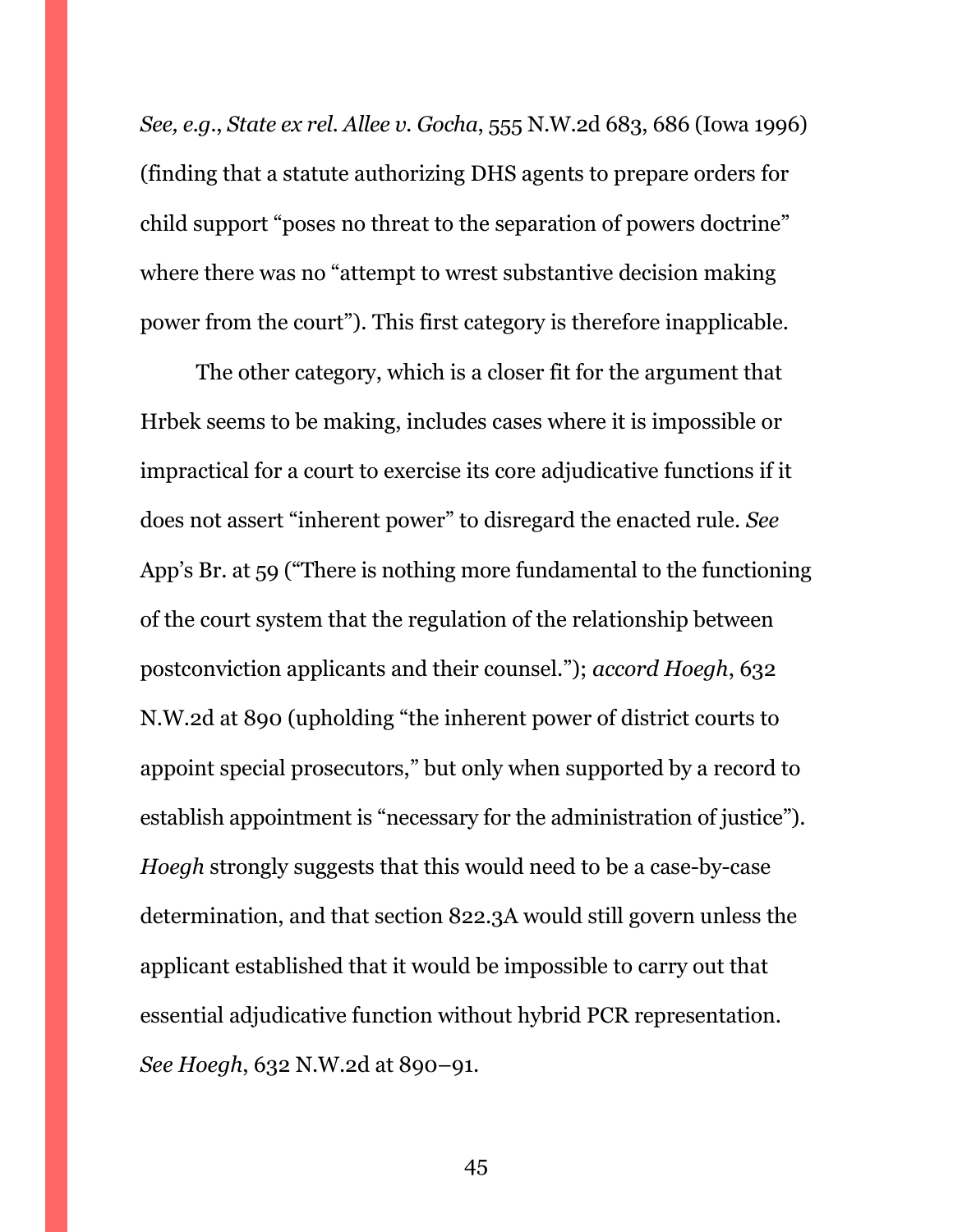*See, e.g.*, *State ex rel. Allee v. Gocha*, 555 N.W.2d 683, 686 (Iowa 1996) (finding that a statute authorizing DHS agents to prepare orders for child support "poses no threat to the separation of powers doctrine" where there was no "attempt to wrest substantive decision making power from the court"). This first category is therefore inapplicable.

The other category, which is a closer fit for the argument that Hrbek seems to be making, includes cases where it is impossible or impractical for a court to exercise its core adjudicative functions if it does not assert "inherent power" to disregard the enacted rule. *See* App's Br. at 59 ("There is nothing more fundamental to the functioning of the court system that the regulation of the relationship between postconviction applicants and their counsel."); *accord Hoegh*, 632 N.W.2d at 890 (upholding "the inherent power of district courts to appoint special prosecutors," but only when supported by a record to establish appointment is "necessary for the administration of justice"). *Hoegh* strongly suggests that this would need to be a case-by-case determination, and that section 822.3A would still govern unless the applicant established that it would be impossible to carry out that essential adjudicative function without hybrid PCR representation. *See Hoegh*, 632 N.W.2d at 890–91.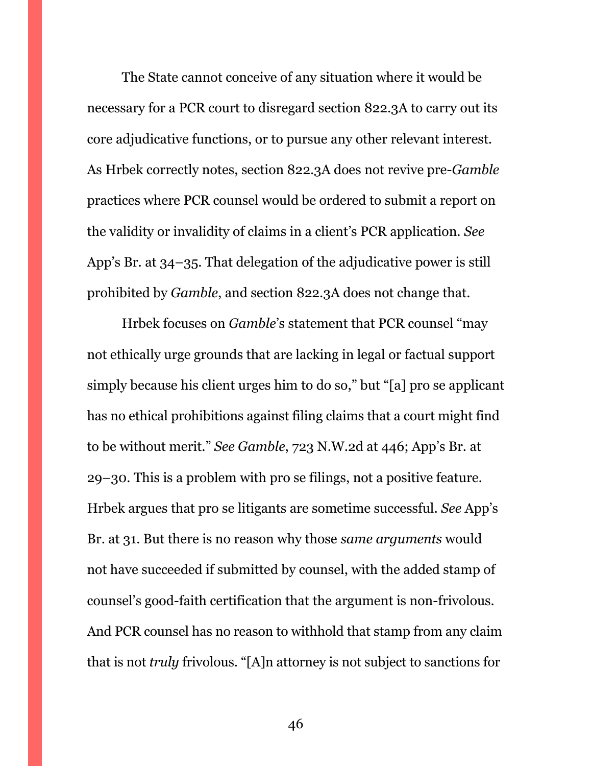The State cannot conceive of any situation where it would be necessary for a PCR court to disregard section 822.3A to carry out its core adjudicative functions, or to pursue any other relevant interest. As Hrbek correctly notes, section 822.3A does not revive pre-*Gamble* practices where PCR counsel would be ordered to submit a report on the validity or invalidity of claims in a client's PCR application. *See* App's Br. at 34–35. That delegation of the adjudicative power is still prohibited by *Gamble*, and section 822.3A does not change that.

Hrbek focuses on *Gamble*'s statement that PCR counsel "may not ethically urge grounds that are lacking in legal or factual support simply because his client urges him to do so," but "[a] pro se applicant has no ethical prohibitions against filing claims that a court might find to be without merit." *See Gamble*, 723 N.W.2d at 446; App's Br. at 29–30. This is a problem with pro se filings, not a positive feature. Hrbek argues that pro se litigants are sometime successful. *See* App's Br. at 31. But there is no reason why those *same arguments* would not have succeeded if submitted by counsel, with the added stamp of counsel's good-faith certification that the argument is non-frivolous. And PCR counsel has no reason to withhold that stamp from any claim that is not *truly* frivolous. "[A]n attorney is not subject to sanctions for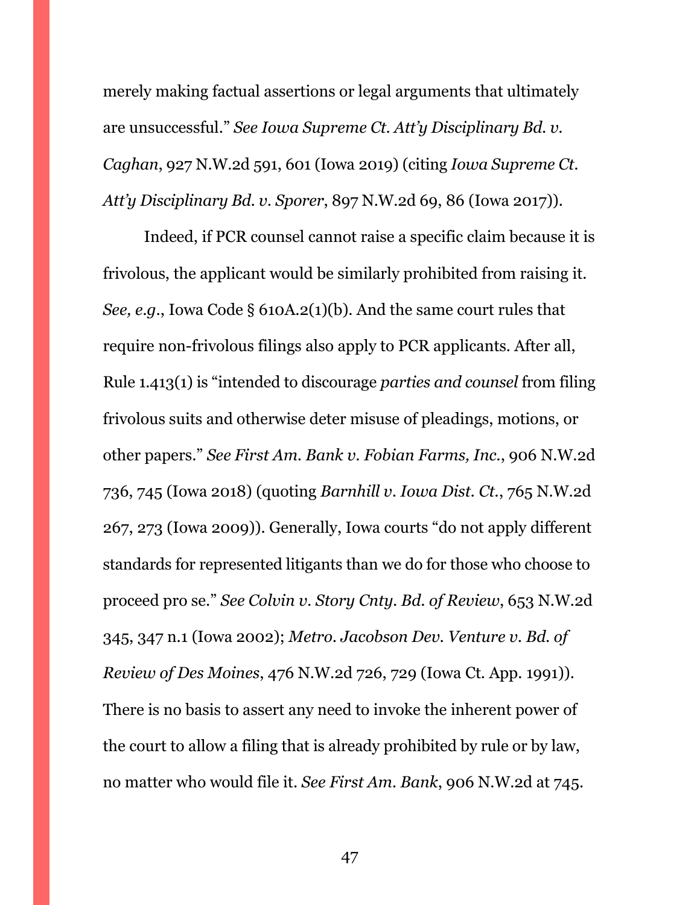merely making factual assertions or legal arguments that ultimately are unsuccessful." *See Iowa Supreme Ct. Att'y Disciplinary Bd. v. Caghan*, 927 N.W.2d 591, 601 (Iowa 2019) (citing *Iowa Supreme Ct. Att'y Disciplinary Bd. v. Sporer*, 897 N.W.2d 69, 86 (Iowa 2017)).

Indeed, if PCR counsel cannot raise a specific claim because it is frivolous, the applicant would be similarly prohibited from raising it. *See, e.g.*, Iowa Code § 610A.2(1)(b). And the same court rules that require non-frivolous filings also apply to PCR applicants. After all, Rule 1.413(1) is "intended to discourage *parties and counsel* from filing frivolous suits and otherwise deter misuse of pleadings, motions, or other papers." *See First Am. Bank v. Fobian Farms, Inc.*, 906 N.W.2d 736, 745 (Iowa 2018) (quoting *Barnhill v. Iowa Dist. Ct.*, 765 N.W.2d 267, 273 (Iowa 2009)). Generally, Iowa courts "do not apply different standards for represented litigants than we do for those who choose to proceed pro se." *See Colvin v. Story Cnty. Bd. of Review*, 653 N.W.2d 345, 347 n.1 (Iowa 2002); *Metro. Jacobson Dev. Venture v. Bd. of Review of Des Moines*, 476 N.W.2d 726, 729 (Iowa Ct. App. 1991)). There is no basis to assert any need to invoke the inherent power of the court to allow a filing that is already prohibited by rule or by law, no matter who would file it. *See First Am. Bank*, 906 N.W.2d at 745.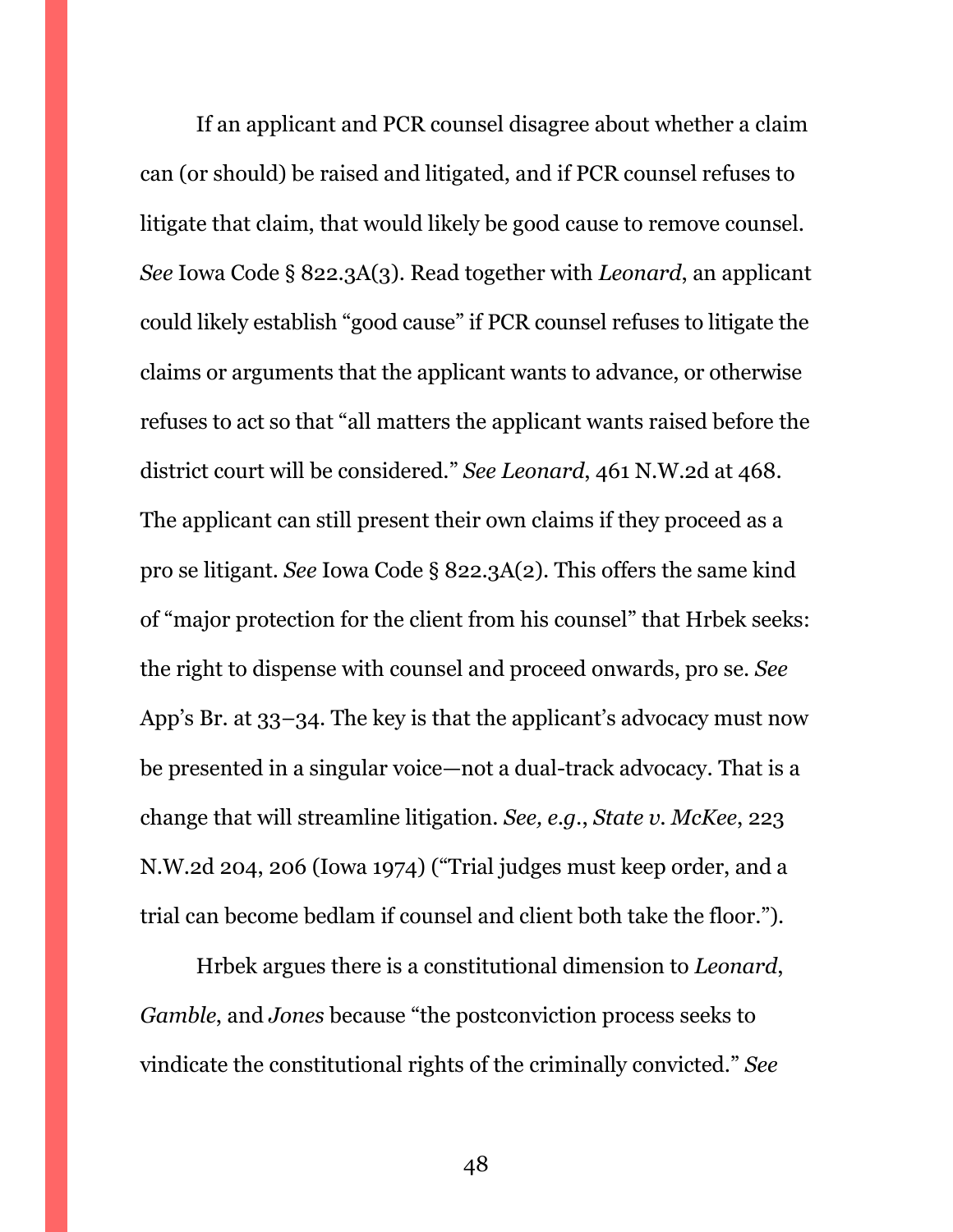If an applicant and PCR counsel disagree about whether a claim can (or should) be raised and litigated, and if PCR counsel refuses to litigate that claim, that would likely be good cause to remove counsel. *See* Iowa Code § 822.3A(3). Read together with *Leonard*, an applicant could likely establish "good cause" if PCR counsel refuses to litigate the claims or arguments that the applicant wants to advance, or otherwise refuses to act so that "all matters the applicant wants raised before the district court will be considered." *See Leonard*, 461 N.W.2d at 468. The applicant can still present their own claims if they proceed as a pro se litigant. *See* Iowa Code § 822.3A(2). This offers the same kind of "major protection for the client from his counsel" that Hrbek seeks: the right to dispense with counsel and proceed onwards, pro se. *See* App's Br. at 33–34. The key is that the applicant's advocacy must now be presented in a singular voice—not a dual-track advocacy. That is a change that will streamline litigation. *See, e.g.*, *State v. McKee*, 223 N.W.2d 204, 206 (Iowa 1974) ("Trial judges must keep order, and a trial can become bedlam if counsel and client both take the floor.").

Hrbek argues there is a constitutional dimension to *Leonard*, *Gamble*, and *Jones* because "the postconviction process seeks to vindicate the constitutional rights of the criminally convicted." *See*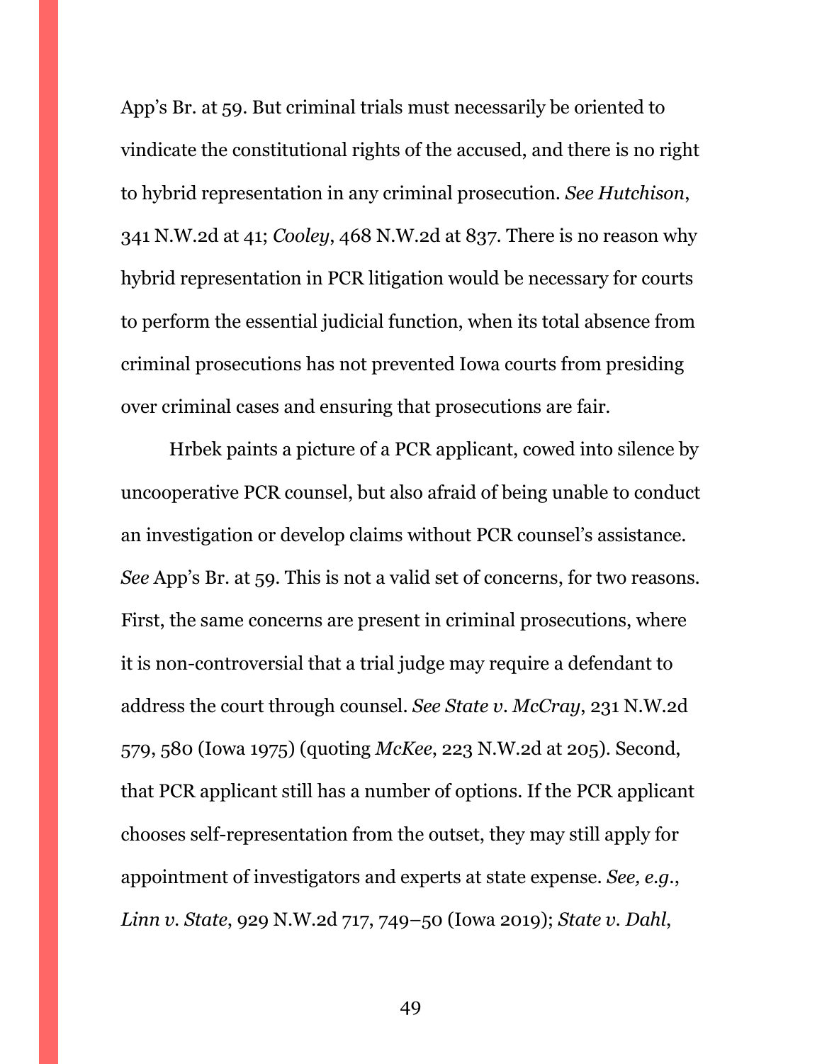App's Br. at 59. But criminal trials must necessarily be oriented to vindicate the constitutional rights of the accused, and there is no right to hybrid representation in any criminal prosecution. *See Hutchison*, 341 N.W.2d at 41; *Cooley*, 468 N.W.2d at 837. There is no reason why hybrid representation in PCR litigation would be necessary for courts to perform the essential judicial function, when its total absence from criminal prosecutions has not prevented Iowa courts from presiding over criminal cases and ensuring that prosecutions are fair.

Hrbek paints a picture of a PCR applicant, cowed into silence by uncooperative PCR counsel, but also afraid of being unable to conduct an investigation or develop claims without PCR counsel's assistance. *See* App's Br. at 59. This is not a valid set of concerns, for two reasons. First, the same concerns are present in criminal prosecutions, where it is non-controversial that a trial judge may require a defendant to address the court through counsel. *See State v. McCray*, 231 N.W.2d 579, 580 (Iowa 1975) (quoting *McKee*, 223 N.W.2d at 205). Second, that PCR applicant still has a number of options. If the PCR applicant chooses self-representation from the outset, they may still apply for appointment of investigators and experts at state expense. *See, e.g.*, *Linn v. State*, 929 N.W.2d 717, 749–50 (Iowa 2019); *State v. Dahl*,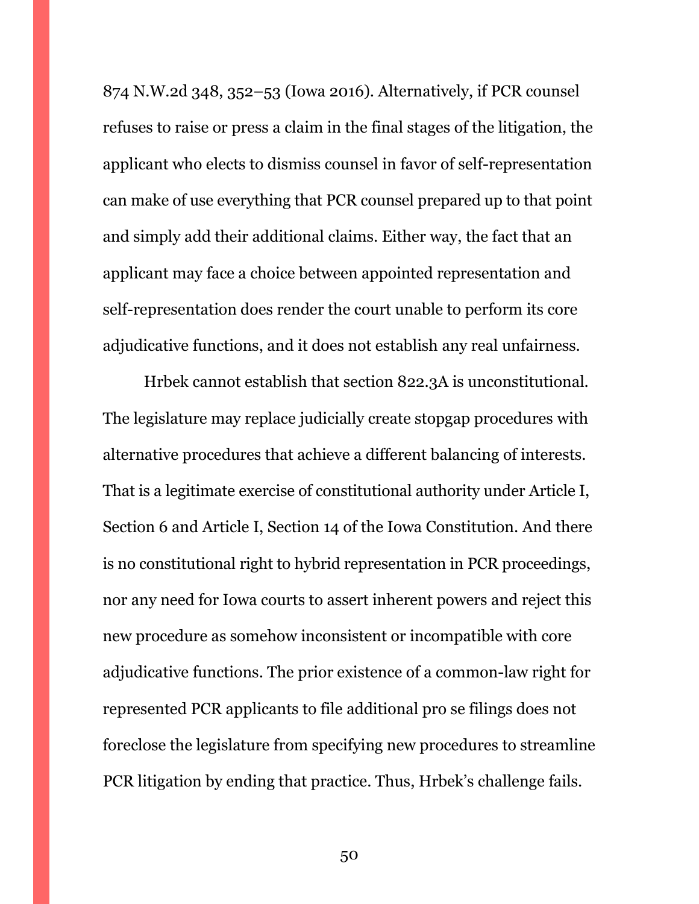874 N.W.2d 348, 352–53 (Iowa 2016). Alternatively, if PCR counsel refuses to raise or press a claim in the final stages of the litigation, the applicant who elects to dismiss counsel in favor of self-representation can make of use everything that PCR counsel prepared up to that point and simply add their additional claims. Either way, the fact that an applicant may face a choice between appointed representation and self-representation does render the court unable to perform its core adjudicative functions, and it does not establish any real unfairness.

Hrbek cannot establish that section 822.3A is unconstitutional. The legislature may replace judicially create stopgap procedures with alternative procedures that achieve a different balancing of interests. That is a legitimate exercise of constitutional authority under Article I, Section 6 and Article I, Section 14 of the Iowa Constitution. And there is no constitutional right to hybrid representation in PCR proceedings, nor any need for Iowa courts to assert inherent powers and reject this new procedure as somehow inconsistent or incompatible with core adjudicative functions. The prior existence of a common-law right for represented PCR applicants to file additional pro se filings does not foreclose the legislature from specifying new procedures to streamline PCR litigation by ending that practice. Thus, Hrbek's challenge fails.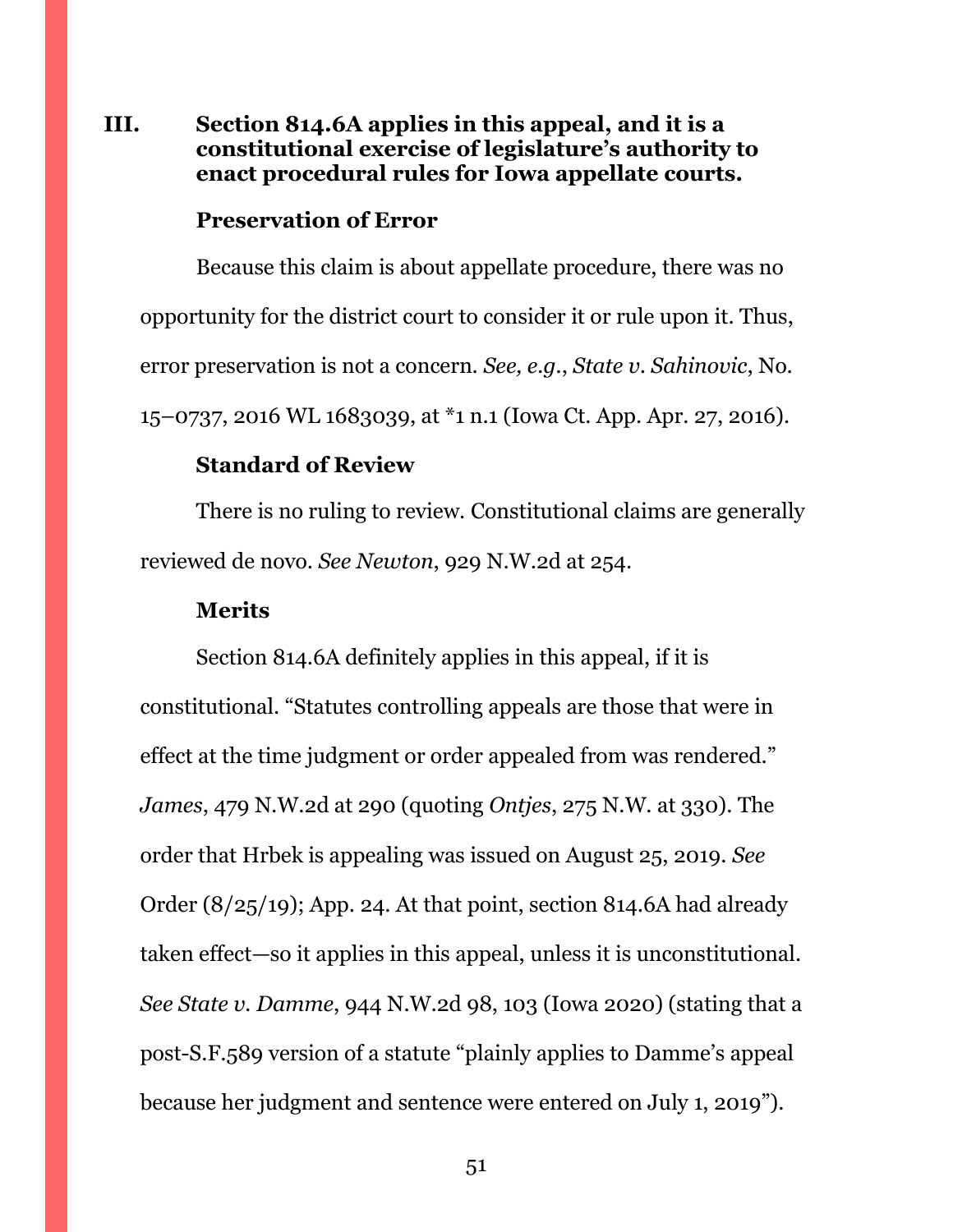## III. Section 814.6A applies in this appeal, and it is a constitutional exercise of legislature's authority to enact procedural rules for Iowa appellate courts.

### Preservation of Error

Because this claim is about appellate procedure, there was no opportunity for the district court to consider it or rule upon it. Thus, error preservation is not a concern. *See, e.g.*, *State v. Sahinovic*, No. 15–0737, 2016 WL 1683039, at *1 n.1 (Iowa Ct. App. Apr. 27, 2016).

### Standard of Review

There is no ruling to review. Constitutional claims are generally reviewed de novo. *See Newton*, 929 N.W.2d at 254.

### Merits

Section 814.6A definitely applies in this appeal, if it is constitutional. "Statutes controlling appeals are those that were in effect at the time judgment or order appealed from was rendered." *James*, 479 N.W.2d at 290 (quoting *Ontjes*, 275 N.W. at 330). The order that Hrbek is appealing was issued on August 25, 2019. *See* Order (8/25/19); App. 24. At that point, section 814.6A had already taken effect—so it applies in this appeal, unless it is unconstitutional. *See State v. Damme*, 944 N.W.2d 98, 103 (Iowa 2020) (stating that a post-S.F.589 version of a statute "plainly applies to Damme's appeal because her judgment and sentence were entered on July 1, 2019").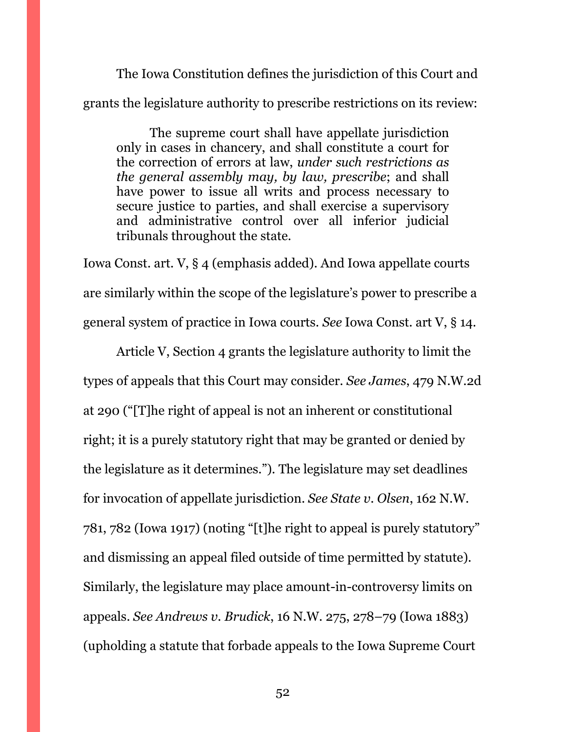The Iowa Constitution defines the jurisdiction of this Court and grants the legislature authority to prescribe restrictions on its review:

> The supreme court shall have appellate jurisdiction only in cases in chancery, and shall constitute a court for the correction of errors at law, *under such restrictions as the general assembly may, by law, prescribe*; and shall have power to issue all writs and process necessary to secure justice to parties, and shall exercise a supervisory and administrative control over all inferior judicial tribunals throughout the state.

Iowa Const. art. V, § 4 (emphasis added). And Iowa appellate courts are similarly within the scope of the legislature's power to prescribe a general system of practice in Iowa courts. *See* Iowa Const. art V, § 14.

Article V, Section 4 grants the legislature authority to limit the types of appeals that this Court may consider. *See James*, 479 N.W.2d at 290 ("[T]he right of appeal is not an inherent or constitutional right; it is a purely statutory right that may be granted or denied by the legislature as it determines."). The legislature may set deadlines for invocation of appellate jurisdiction. *See State v. Olsen*, 162 N.W. 781, 782 (Iowa 1917) (noting "[t]he right to appeal is purely statutory" and dismissing an appeal filed outside of time permitted by statute). Similarly, the legislature may place amount-in-controversy limits on appeals. *See Andrews v. Brudick*, 16 N.W. 275, 278–79 (Iowa 1883) (upholding a statute that forbade appeals to the Iowa Supreme Court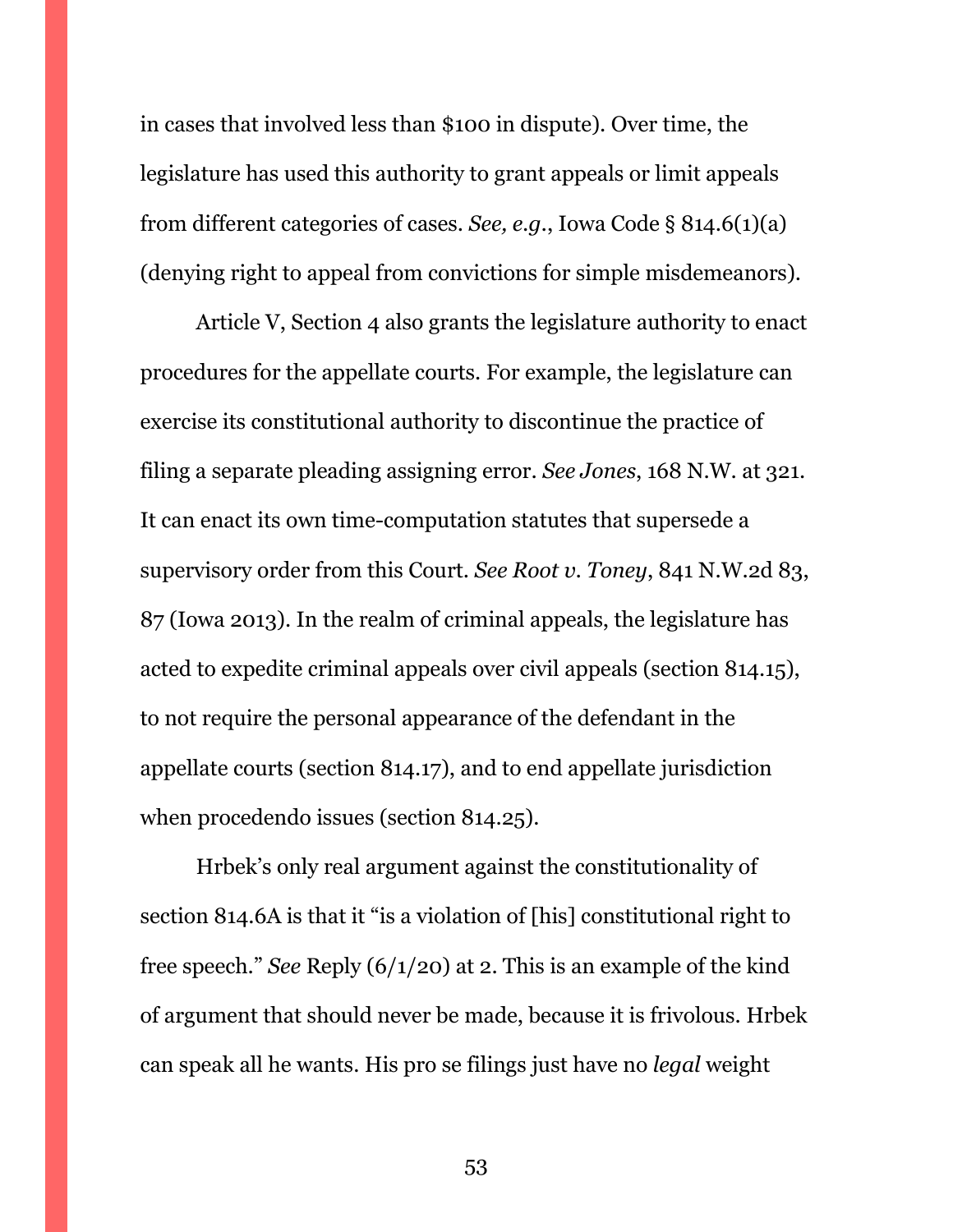in cases that involved less than $100 in dispute). Over time, the legislature has used this authority to grant appeals or limit appeals from different categories of cases. *See, e.g.*, Iowa Code § 814.6(1)(a) (denying right to appeal from convictions for simple misdemeanors).

Article V, Section 4 also grants the legislature authority to enact procedures for the appellate courts. For example, the legislature can exercise its constitutional authority to discontinue the practice of filing a separate pleading assigning error. *See Jones*, 168 N.W. at 321. It can enact its own time-computation statutes that supersede a supervisory order from this Court. *See Root v. Toney*, 841 N.W.2d 83, 87 (Iowa 2013). In the realm of criminal appeals, the legislature has acted to expedite criminal appeals over civil appeals (section 814.15), to not require the personal appearance of the defendant in the appellate courts (section 814.17), and to end appellate jurisdiction when procedendo issues (section 814.25).

Hrbek's only real argument against the constitutionality of section 814.6A is that it "is a violation of [his] constitutional right to free speech." *See* Reply (6/1/20) at 2. This is an example of the kind of argument that should never be made, because it is frivolous. Hrbek can speak all he wants. His pro se filings just have no *legal* weight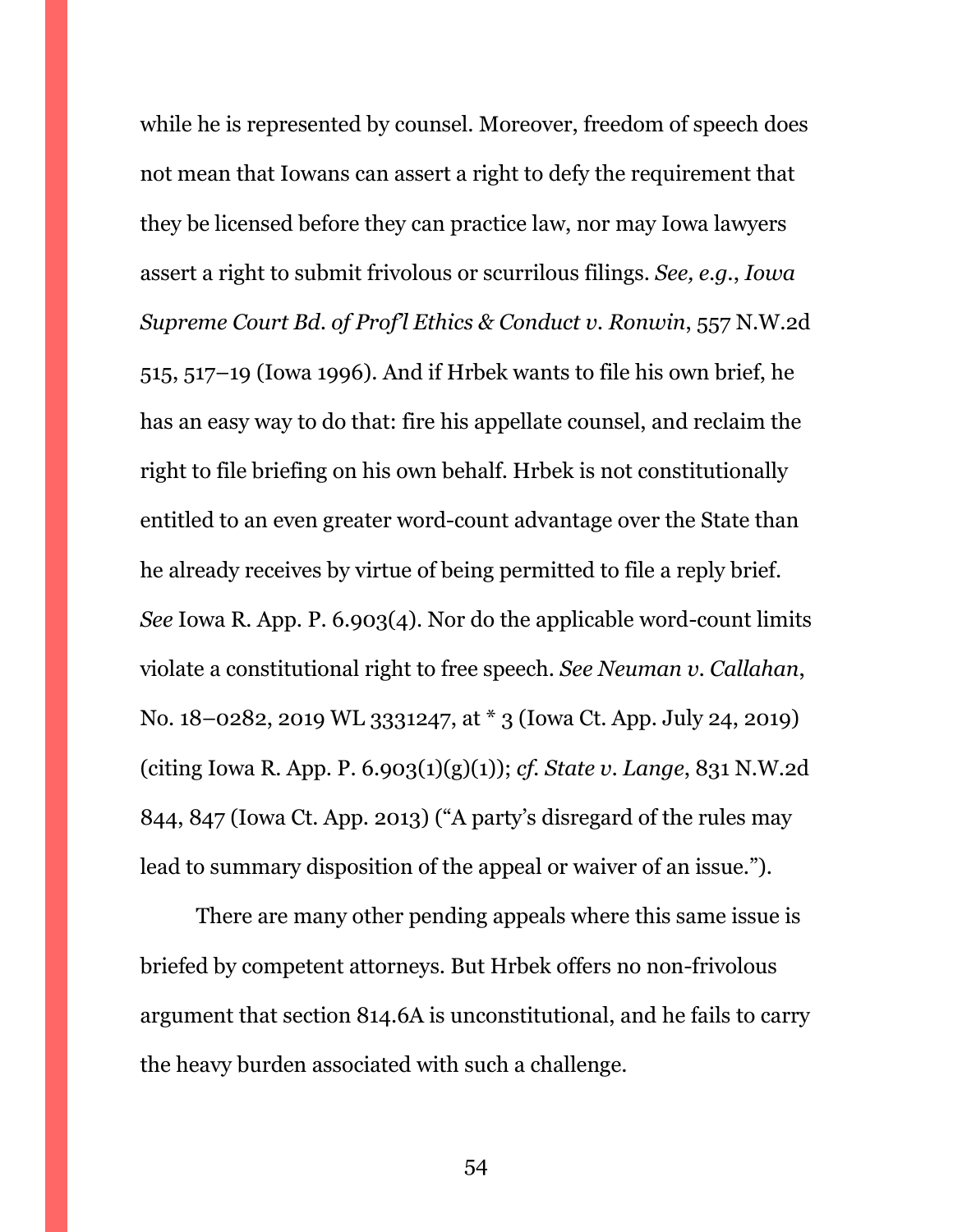while he is represented by counsel. Moreover, freedom of speech does not mean that Iowans can assert a right to defy the requirement that they be licensed before they can practice law, nor may Iowa lawyers assert a right to submit frivolous or scurrilous filings. *See, e.g.*, *Iowa Supreme Court Bd. of Prof'l Ethics & Conduct v. Ronwin*, 557 N.W.2d 515, 517–19 (Iowa 1996). And if Hrbek wants to file his own brief, he has an easy way to do that: fire his appellate counsel, and reclaim the right to file briefing on his own behalf. Hrbek is not constitutionally entitled to an even greater word-count advantage over the State than he already receives by virtue of being permitted to file a reply brief. *See* Iowa R. App. P. 6.903(4). Nor do the applicable word-count limits violate a constitutional right to free speech. *See Neuman v. Callahan*, No. 18–0282, 2019 WL 3331247, at * 3 (Iowa Ct. App. July 24, 2019) (citing Iowa R. App. P. 6.903(1)(g)(1)); *cf. State v. Lange*, 831 N.W.2d 844, 847 (Iowa Ct. App. 2013) ("A party's disregard of the rules may lead to summary disposition of the appeal or waiver of an issue.").

There are many other pending appeals where this same issue is briefed by competent attorneys. But Hrbek offers no non-frivolous argument that section 814.6A is unconstitutional, and he fails to carry the heavy burden associated with such a challenge.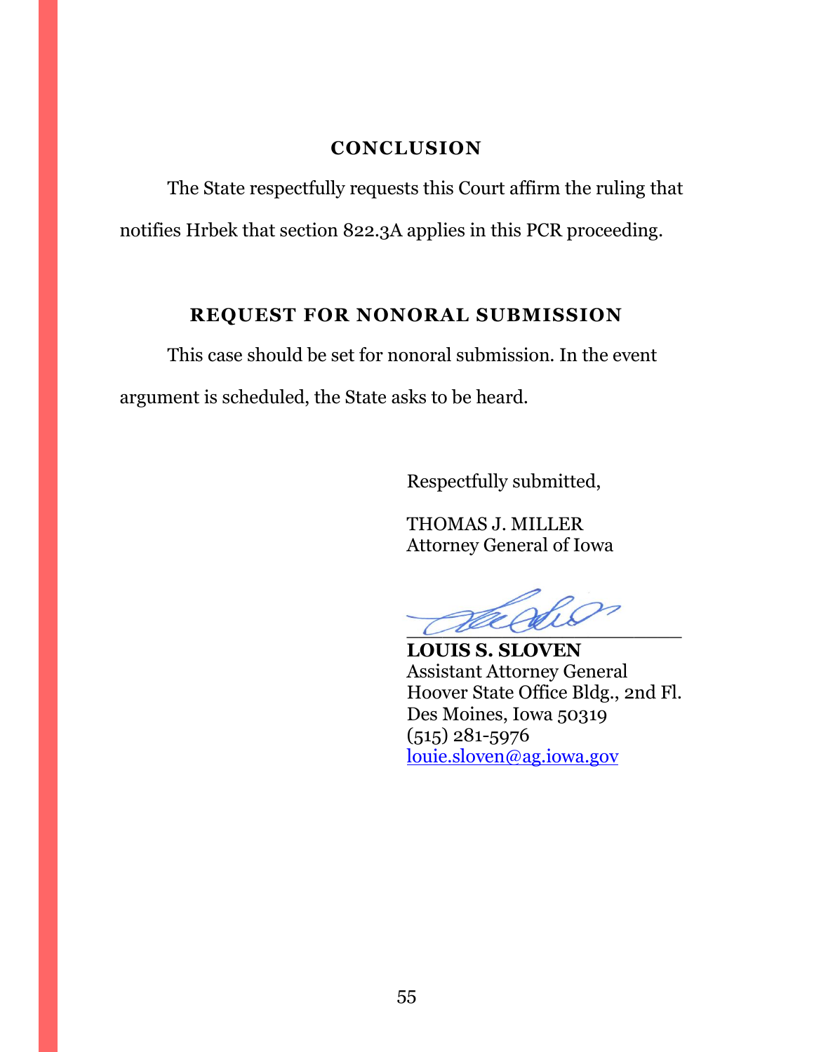## CONCLUSION

The State respectfully requests this Court affirm the ruling that notifies Hrbek that section 822.3A applies in this PCR proceeding.

## REQUEST FOR NONORAL SUBMISSION

This case should be set for nonoral submission. In the event argument is scheduled, the State asks to be heard.

Respectfully submitted,

THOMAS J. MILLER
Attorney General of Iowa

______________________

**LOUIS S. SLOVEN**
Assistant Attorney General
Hoover State Office Bldg., 2nd Fl.
Des Moines, Iowa 50319
(515) 281-5976
louie.sloven@ag.iowa.gov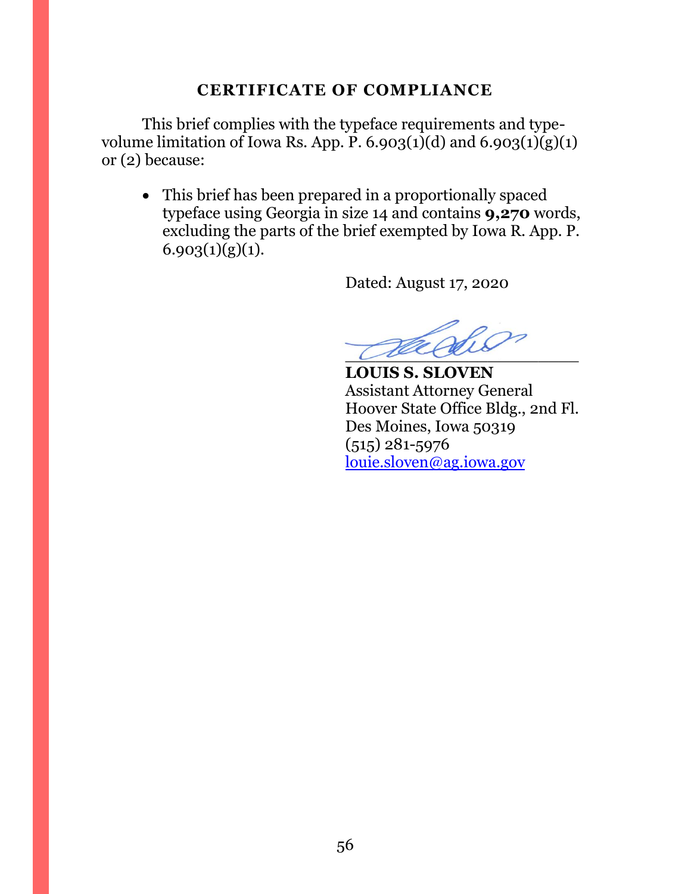## CERTIFICATE OF COMPLIANCE

This brief complies with the typeface requirements and type-volume limitation of Iowa Rs. App. P. 6.903(1)(d) and 6.903(1)(g)(1) or (2) because:

- This brief has been prepared in a proportionally spaced typeface using Georgia in size 14 and contains **9,270** words, excluding the parts of the brief exempted by Iowa R. App. P. 6.903(1)(g)(1).

Dated: August 17, 2020

\_\_\_\_\_\_\_\_\_\_\_\_\_\_\_\_\_\_\_\_\_\_\_\_

**LOUIS S. SLOVEN**
Assistant Attorney General
Hoover State Office Bldg., 2nd Fl.
Des Moines, Iowa 50319
(515) 281-5976
louie.sloven@ag.iowa.gov